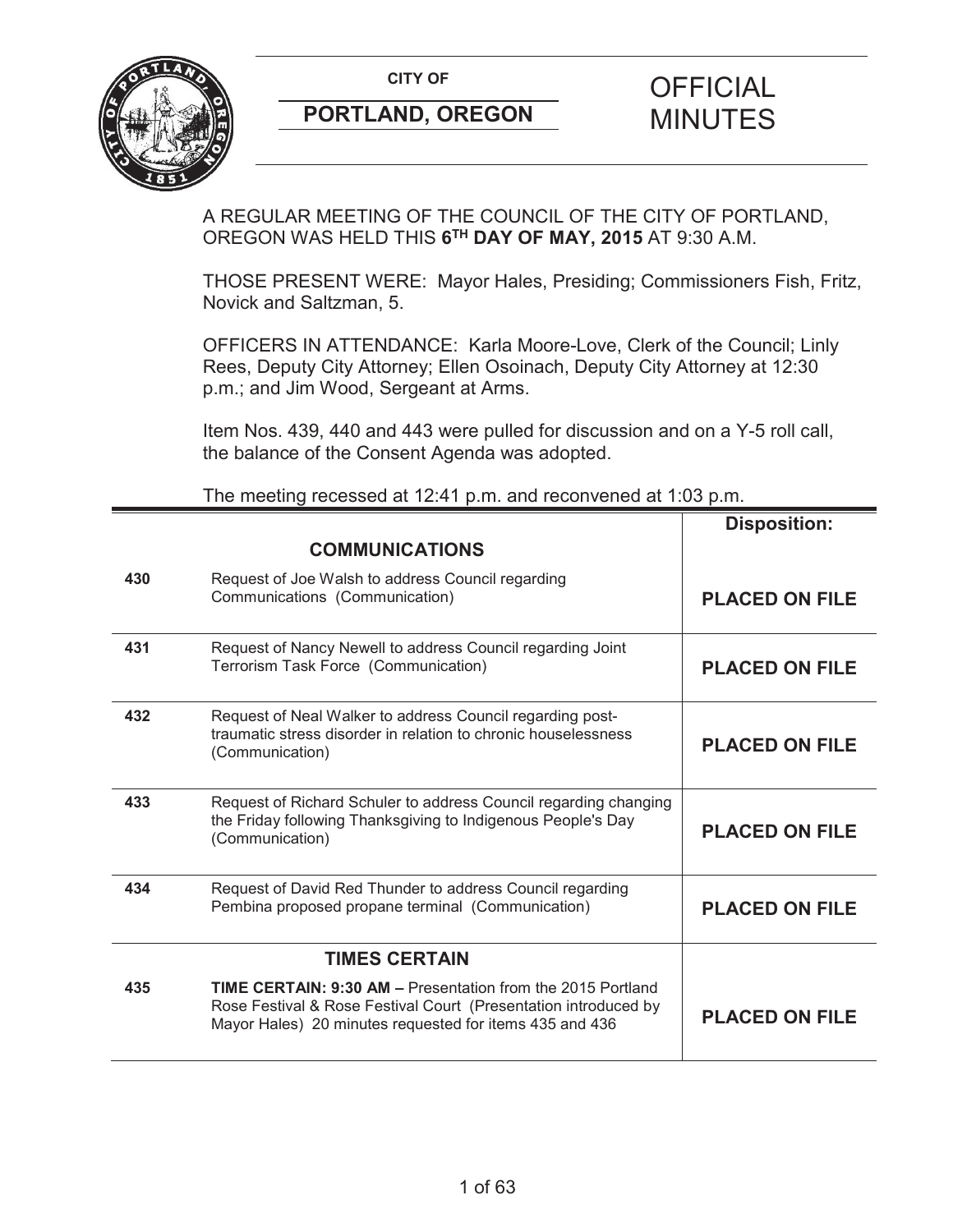**CITY OF**

**PORTLAND, OREGON**

# OFFICIAL MINUTES

A REGULAR MEETING OF THE COUNCIL OF THE CITY OF PORTLAND, OREGON WAS HELD THIS **6TH DAY OF MAY, 2015** AT 9:30 A.M.

THOSE PRESENT WERE: Mayor Hales, Presiding; Commissioners Fish, Fritz, Novick and Saltzman, 5.

OFFICERS IN ATTENDANCE: Karla Moore-Love, Clerk of the Council; Linly Rees, Deputy City Attorney; Ellen Osoinach, Deputy City Attorney at 12:30 p.m.; and Jim Wood, Sergeant at Arms.

Item Nos. 439, 440 and 443 were pulled for discussion and on a Y-5 roll call, the balance of the Consent Agenda was adopted.

The meeting recessed at 12:41 p.m. and reconvened at 1:03 p.m.

| | | **Disposition:** |
|---|---|---|
| | **COMMUNICATIONS** | |
| **430** | Request of Joe Walsh to address Council regarding Communications (Communication) | **PLACED ON FILE** |
| **431** | Request of Nancy Newell to address Council regarding Joint Terrorism Task Force (Communication) | **PLACED ON FILE** |
| **432** | Request of Neal Walker to address Council regarding post-traumatic stress disorder in relation to chronic houselessness (Communication) | **PLACED ON FILE** |
| **433** | Request of Richard Schuler to address Council regarding changing the Friday following Thanksgiving to Indigenous People's Day (Communication) | **PLACED ON FILE** |
| **434** | Request of David Red Thunder to address Council regarding Pembina proposed propane terminal (Communication) | **PLACED ON FILE** |
| | **TIMES CERTAIN** | |
| **435** | **TIME CERTAIN: 9:30 AM –** Presentation from the 2015 Portland Rose Festival & Rose Festival Court (Presentation introduced by Mayor Hales) 20 minutes requested for items 435 and 436 | **PLACED ON FILE** |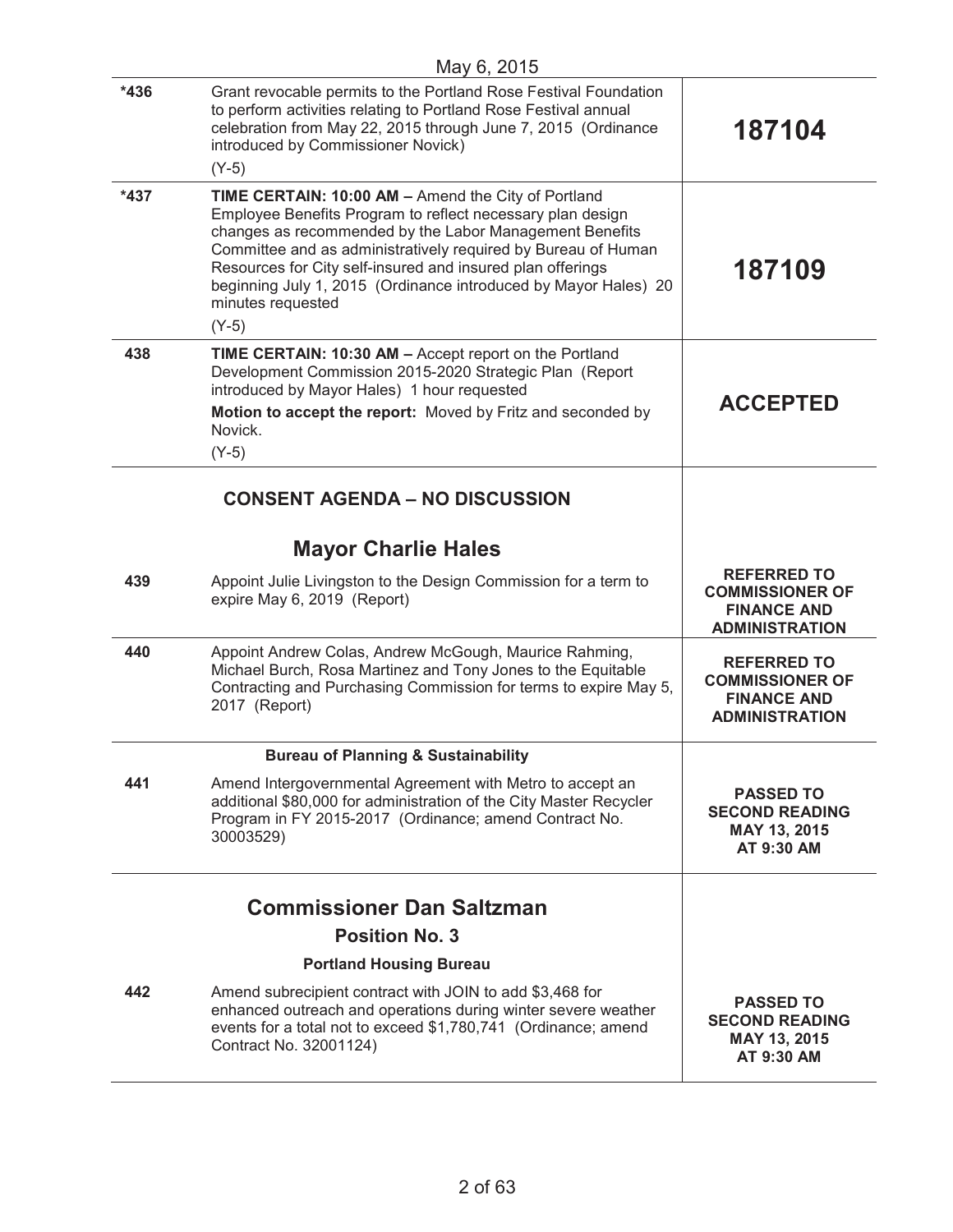May 6, 2015

| | | |
|---|---|---|
| *436 | Grant revocable permits to the Portland Rose Festival Foundation to perform activities relating to Portland Rose Festival annual celebration from May 22, 2015 through June 7, 2015 (Ordinance introduced by Commissioner Novick)<br>(Y-5) | **187104** |
| *437 | **TIME CERTAIN: 10:00 AM –** Amend the City of Portland Employee Benefits Program to reflect necessary plan design changes as recommended by the Labor Management Benefits Committee and as administratively required by Bureau of Human Resources for City self-insured and insured plan offerings beginning July 1, 2015 (Ordinance introduced by Mayor Hales) 20 minutes requested<br>(Y-5) | **187109** |
| 438 | **TIME CERTAIN: 10:30 AM –** Accept report on the Portland Development Commission 2015-2020 Strategic Plan (Report introduced by Mayor Hales) 1 hour requested<br>**Motion to accept the report:** Moved by Fritz and seconded by Novick.<br>(Y-5) | **ACCEPTED** |

## CONSENT AGENDA – NO DISCUSSION

## Mayor Charlie Hales

| | | |
|---|---|---|
| 439 | Appoint Julie Livingston to the Design Commission for a term to expire May 6, 2019 (Report) | **REFERRED TO COMMISSIONER OF FINANCE AND ADMINISTRATION** |
| 440 | Appoint Andrew Colas, Andrew McGough, Maurice Rahming, Michael Burch, Rosa Martinez and Tony Jones to the Equitable Contracting and Purchasing Commission for terms to expire May 5, 2017 (Report) | **REFERRED TO COMMISSIONER OF FINANCE AND ADMINISTRATION** |

**Bureau of Planning & Sustainability**

| | | |
|---|---|---|
| 441 | Amend Intergovernmental Agreement with Metro to accept an additional $80,000 for administration of the City Master Recycler Program in FY 2015-2017 (Ordinance; amend Contract No. 30003529) | **PASSED TO SECOND READING MAY 13, 2015 AT 9:30 AM** |

## Commissioner Dan Saltzman

### Position No. 3

**Portland Housing Bureau**

| | | |
|---|---|---|
| 442 | Amend subrecipient contract with JOIN to add $3,468 for enhanced outreach and operations during winter severe weather events for a total not to exceed $1,780,741 (Ordinance; amend Contract No. 32001124) | **PASSED TO SECOND READING MAY 13, 2015 AT 9:30 AM** |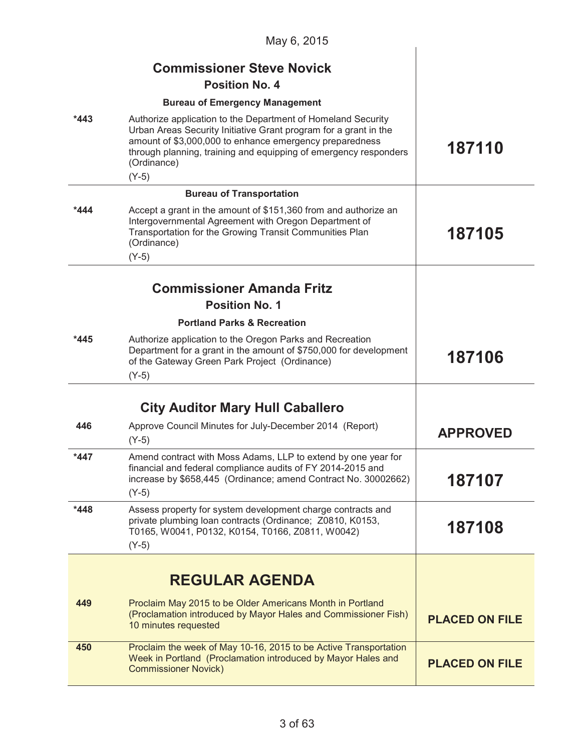May 6, 2015

## Commissioner Steve Novick

### Position No. 4

**Bureau of Emergency Management**

| | | |
|---|---|---|
| *443 | Authorize application to the Department of Homeland Security Urban Areas Security Initiative Grant program for a grant in the amount of $3,000,000 to enhance emergency preparedness through planning, training and equipping of emergency responders (Ordinance)<br>(Y-5) | **187110** |

**Bureau of Transportation**

| | | |
|---|---|---|
| *444 | Accept a grant in the amount of $151,360 from and authorize an Intergovernmental Agreement with Oregon Department of Transportation for the Growing Transit Communities Plan (Ordinance)<br>(Y-5) | **187105** |

## Commissioner Amanda Fritz

### Position No. 1

**Portland Parks & Recreation**

| | | |
|---|---|---|
| *445 | Authorize application to the Oregon Parks and Recreation Department for a grant in the amount of $750,000 for development of the Gateway Green Park Project (Ordinance)<br>(Y-5) | **187106** |

## City Auditor Mary Hull Caballero

| | | |
|---|---|---|
| 446 | Approve Council Minutes for July-December 2014 (Report)<br>(Y-5) | **APPROVED** |
| *447 | Amend contract with Moss Adams, LLP to extend by one year for financial and federal compliance audits of FY 2014-2015 and increase by $658,445 (Ordinance; amend Contract No. 30002662)<br>(Y-5) | **187107** |
| *448 | Assess property for system development charge contracts and private plumbing loan contracts (Ordinance; Z0810, K0153, T0165, W0041, P0132, K0154, T0166, Z0811, W0042)<br>(Y-5) | **187108** |

## REGULAR AGENDA

| | | |
|---|---|---|
| 449 | Proclaim May 2015 to be Older Americans Month in Portland (Proclamation introduced by Mayor Hales and Commissioner Fish) 10 minutes requested | **PLACED ON FILE** |
| 450 | Proclaim the week of May 10-16, 2015 to be Active Transportation Week in Portland (Proclamation introduced by Mayor Hales and Commissioner Novick) | **PLACED ON FILE** |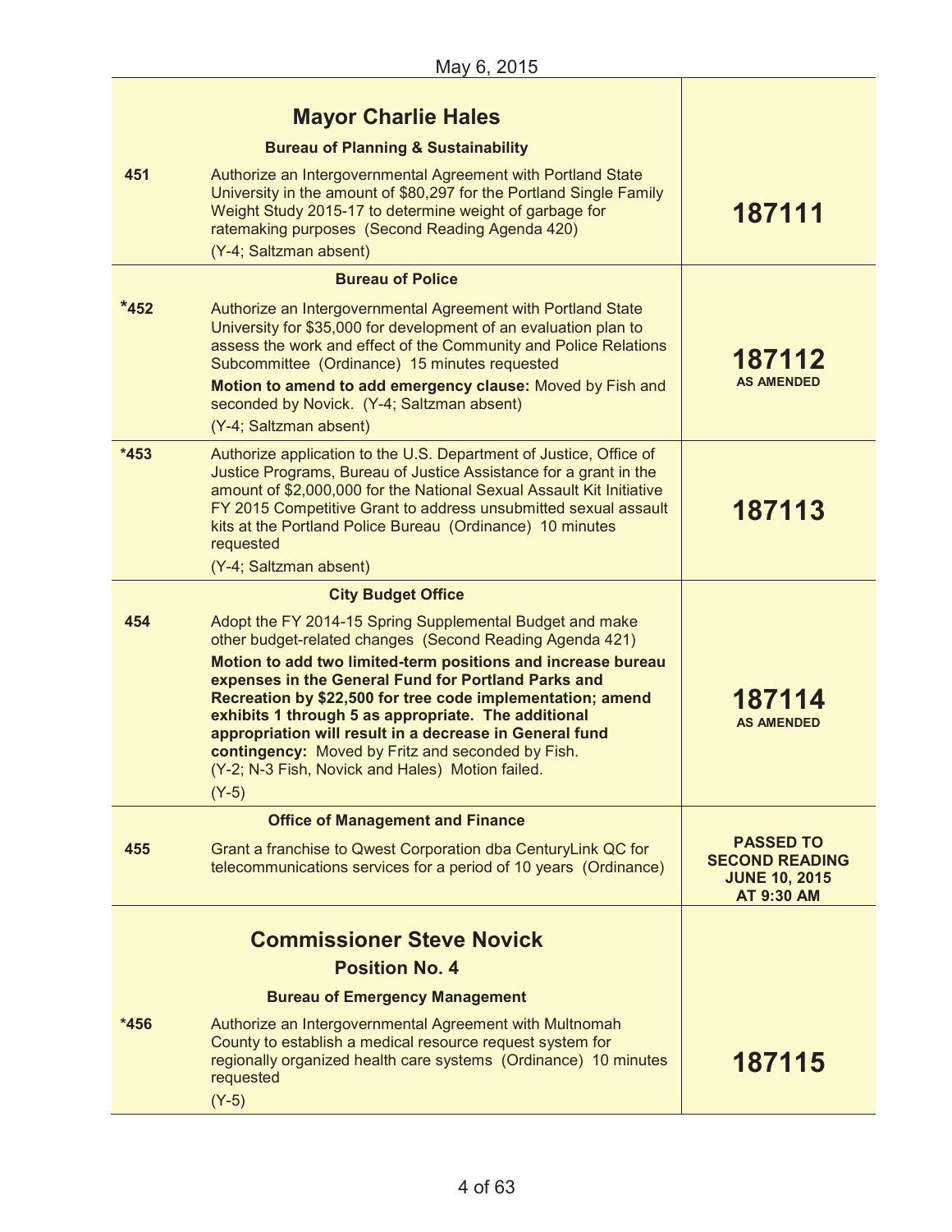May 6, 2015

| | | |
|---|---|---|
| | **Mayor Charlie Hales** | |
| | **Bureau of Planning & Sustainability** | |
| 451 | Authorize an Intergovernmental Agreement with Portland State University in the amount of $80,297 for the Portland Single Family Weight Study 2015-17 to determine weight of garbage for ratemaking purposes (Second Reading Agenda 420)<br>(Y-4; Saltzman absent) | **187111** |
| | **Bureau of Police** | |
| *452 | Authorize an Intergovernmental Agreement with Portland State University for $35,000 for development of an evaluation plan to assess the work and effect of the Community and Police Relations Subcommittee (Ordinance) 15 minutes requested<br>**Motion to amend to add emergency clause:** Moved by Fish and seconded by Novick. (Y-4; Saltzman absent)<br>(Y-4; Saltzman absent) | **187112**<br>**AS AMENDED** |
| *453 | Authorize application to the U.S. Department of Justice, Office of Justice Programs, Bureau of Justice Assistance for a grant in the amount of $2,000,000 for the National Sexual Assault Kit Initiative FY 2015 Competitive Grant to address unsubmitted sexual assault kits at the Portland Police Bureau (Ordinance) 10 minutes requested<br>(Y-4; Saltzman absent) | **187113** |
| | **City Budget Office** | |
| 454 | Adopt the FY 2014-15 Spring Supplemental Budget and make other budget-related changes (Second Reading Agenda 421)<br>**Motion to add two limited-term positions and increase bureau expenses in the General Fund for Portland Parks and Recreation by $22,500 for tree code implementation; amend exhibits 1 through 5 as appropriate. The additional appropriation will result in a decrease in General fund contingency:** Moved by Fritz and seconded by Fish. (Y-2; N-3 Fish, Novick and Hales) Motion failed.<br>(Y-5) | **187114**<br>**AS AMENDED** |
| | **Office of Management and Finance** | |
| 455 | Grant a franchise to Qwest Corporation dba CenturyLink QC for telecommunications services for a period of 10 years (Ordinance) | **PASSED TO SECOND READING JUNE 10, 2015 AT 9:30 AM** |
| | **Commissioner Steve Novick**<br>**Position No. 4** | |
| | **Bureau of Emergency Management** | |
| *456 | Authorize an Intergovernmental Agreement with Multnomah County to establish a medical resource request system for regionally organized health care systems (Ordinance) 10 minutes requested<br>(Y-5) | **187115** |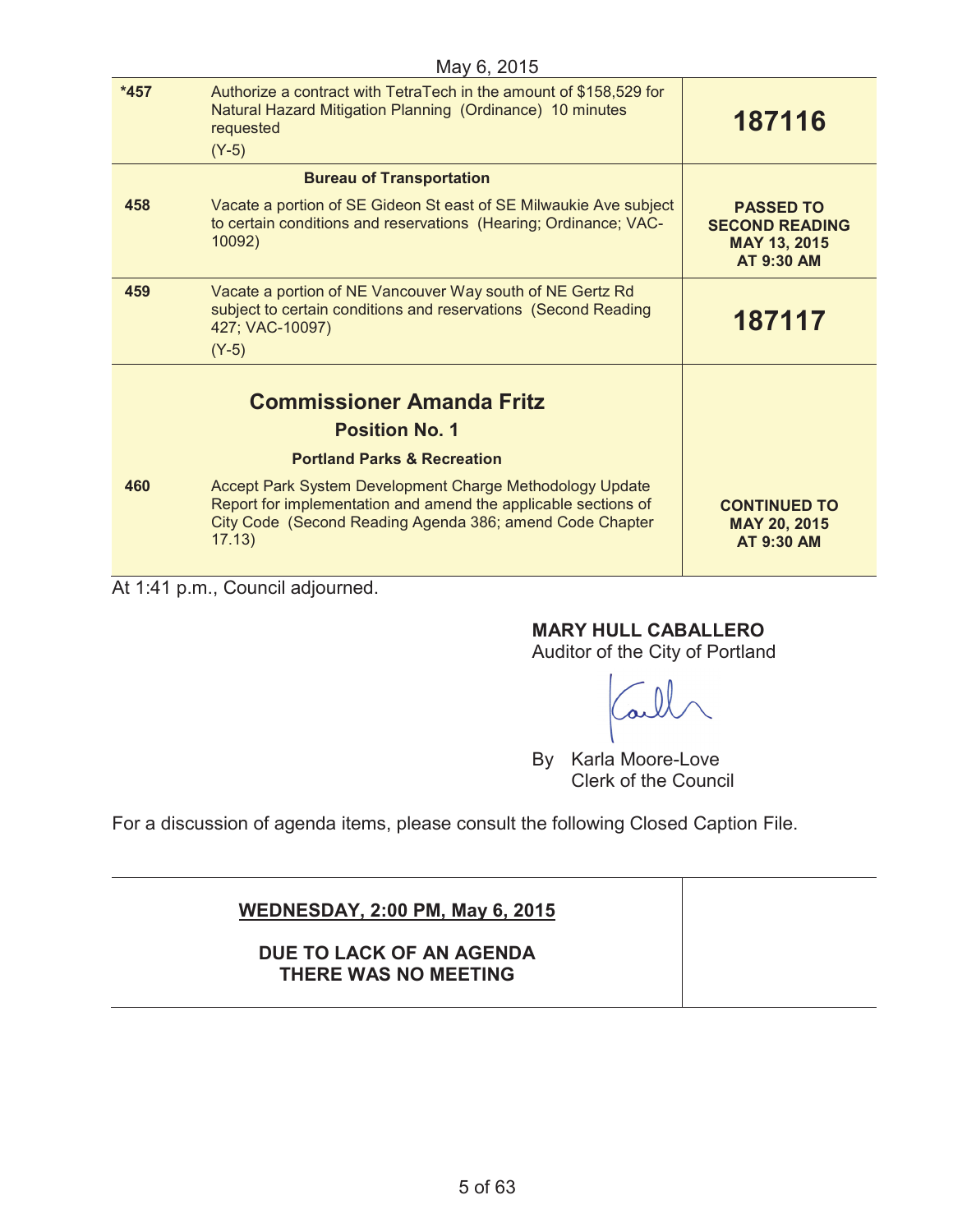May 6, 2015

| | | |
|---|---|---|
| *457 | Authorize a contract with TetraTech in the amount of $158,529 for Natural Hazard Mitigation Planning (Ordinance) 10 minutes requested<br>(Y-5) | **187116** |
| | **Bureau of Transportation** | |
| 458 | Vacate a portion of SE Gideon St east of SE Milwaukie Ave subject to certain conditions and reservations (Hearing; Ordinance; VAC-10092) | **PASSED TO SECOND READING MAY 13, 2015 AT 9:30 AM** |
| 459 | Vacate a portion of NE Vancouver Way south of NE Gertz Rd subject to certain conditions and reservations (Second Reading 427; VAC-10097)<br>(Y-5) | **187117** |
| | **Commissioner Amanda Fritz**<br>**Position No. 1**<br>**Portland Parks & Recreation** | |
| 460 | Accept Park System Development Charge Methodology Update Report for implementation and amend the applicable sections of City Code (Second Reading Agenda 386; amend Code Chapter 17.13) | **CONTINUED TO MAY 20, 2015 AT 9:30 AM** |

At 1:41 p.m., Council adjourned.

**MARY HULL CABALLERO**
Auditor of the City of Portland

By Karla Moore-Love
Clerk of the Council

For a discussion of agenda items, please consult the following Closed Caption File.

| | |
|---|---|
| **WEDNESDAY, 2:00 PM, May 6, 2015**<br><br>**DUE TO LACK OF AN AGENDA THERE WAS NO MEETING** | |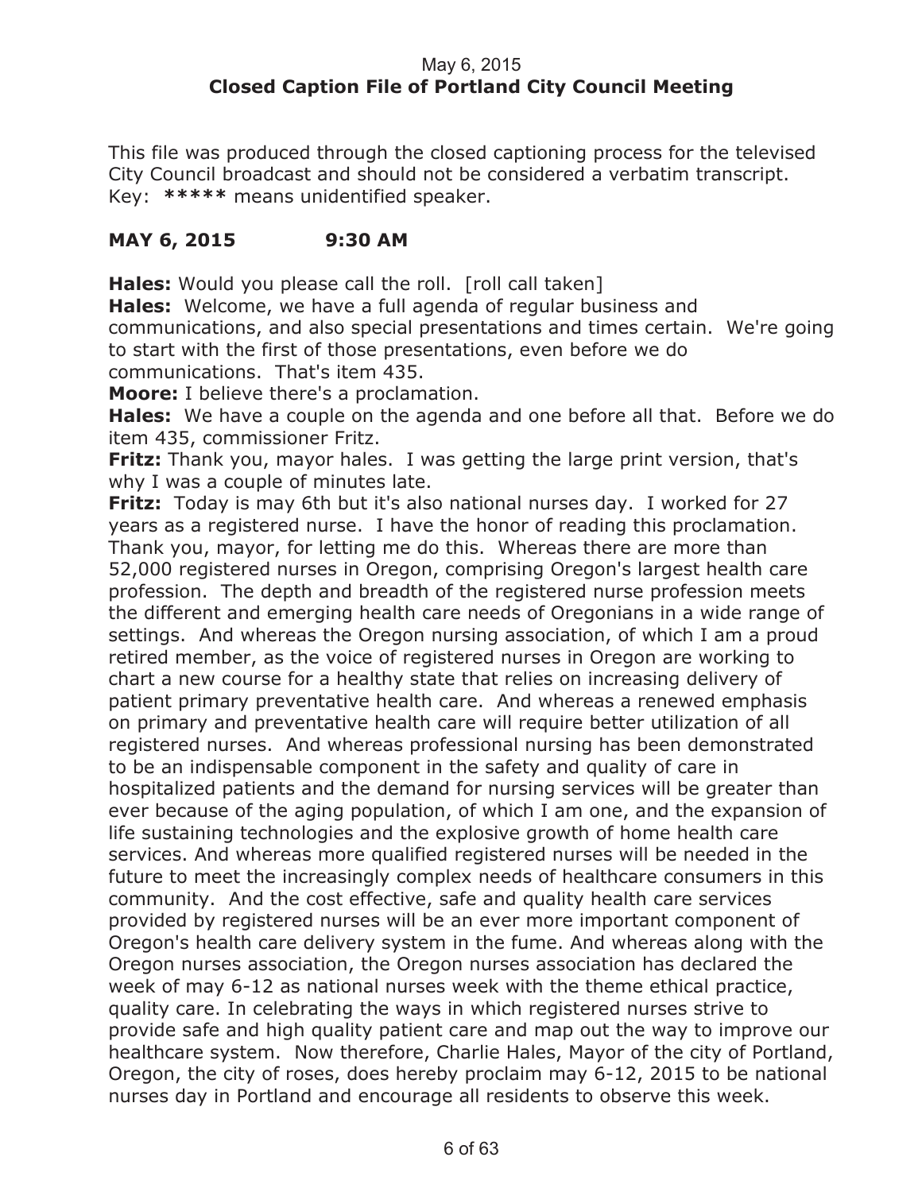This file was produced through the closed captioning process for the televised City Council broadcast and should not be considered a verbatim transcript.
Key: **\*\*\*\*\*** means unidentified speaker.

## MAY 6, 2015 9:30 AM

**Hales:** Would you please call the roll. [roll call taken]

**Hales:** Welcome, we have a full agenda of regular business and communications, and also special presentations and times certain. We're going to start with the first of those presentations, even before we do communications. That's item 435.

**Moore:** I believe there's a proclamation.

**Hales:** We have a couple on the agenda and one before all that. Before we do item 435, commissioner Fritz.

**Fritz:** Thank you, mayor hales. I was getting the large print version, that's why I was a couple of minutes late.

**Fritz:** Today is may 6th but it's also national nurses day. I worked for 27 years as a registered nurse. I have the honor of reading this proclamation. Thank you, mayor, for letting me do this. Whereas there are more than 52,000 registered nurses in Oregon, comprising Oregon's largest health care profession. The depth and breadth of the registered nurse profession meets the different and emerging health care needs of Oregonians in a wide range of settings. And whereas the Oregon nursing association, of which I am a proud retired member, as the voice of registered nurses in Oregon are working to chart a new course for a healthy state that relies on increasing delivery of patient primary preventative health care. And whereas a renewed emphasis on primary and preventative health care will require better utilization of all registered nurses. And whereas professional nursing has been demonstrated to be an indispensable component in the safety and quality of care in hospitalized patients and the demand for nursing services will be greater than ever because of the aging population, of which I am one, and the expansion of life sustaining technologies and the explosive growth of home health care services. And whereas more qualified registered nurses will be needed in the future to meet the increasingly complex needs of healthcare consumers in this community. And the cost effective, safe and quality health care services provided by registered nurses will be an ever more important component of Oregon's health care delivery system in the fume. And whereas along with the Oregon nurses association, the Oregon nurses association has declared the week of may 6-12 as national nurses week with the theme ethical practice, quality care. In celebrating the ways in which registered nurses strive to provide safe and high quality patient care and map out the way to improve our healthcare system. Now therefore, Charlie Hales, Mayor of the city of Portland, Oregon, the city of roses, does hereby proclaim may 6-12, 2015 to be national nurses day in Portland and encourage all residents to observe this week.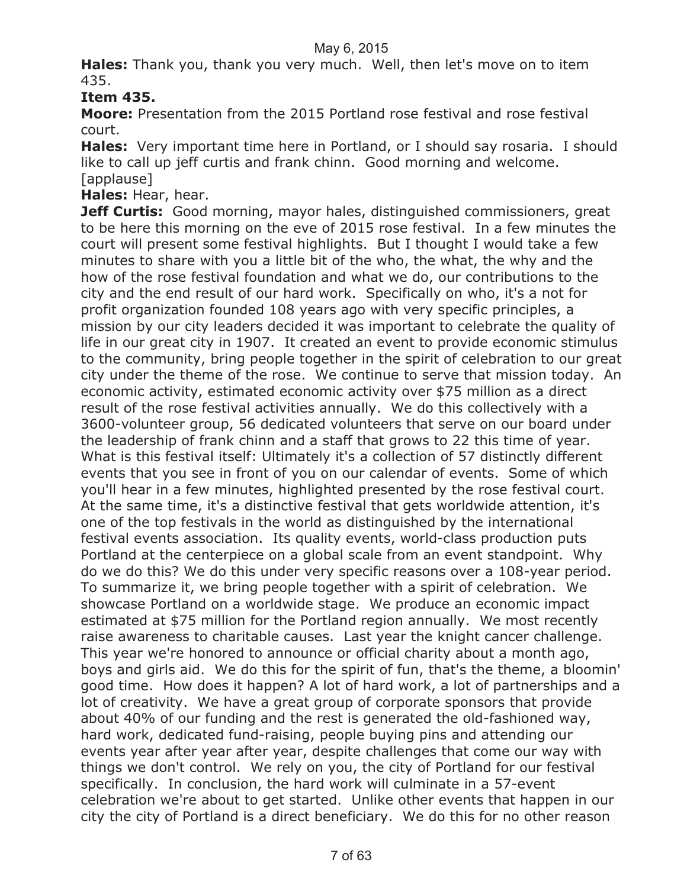**Hales:** Thank you, thank you very much. Well, then let's move on to item 435.

**Item 435.**

**Moore:** Presentation from the 2015 Portland rose festival and rose festival court.

**Hales:** Very important time here in Portland, or I should say rosaria. I should like to call up jeff curtis and frank chinn. Good morning and welcome. [applause]

**Hales:** Hear, hear.

**Jeff Curtis:** Good morning, mayor hales, distinguished commissioners, great to be here this morning on the eve of 2015 rose festival. In a few minutes the court will present some festival highlights. But I thought I would take a few minutes to share with you a little bit of the who, the what, the why and the how of the rose festival foundation and what we do, our contributions to the city and the end result of our hard work. Specifically on who, it's a not for profit organization founded 108 years ago with very specific principles, a mission by our city leaders decided it was important to celebrate the quality of life in our great city in 1907. It created an event to provide economic stimulus to the community, bring people together in the spirit of celebration to our great city under the theme of the rose. We continue to serve that mission today. An economic activity, estimated economic activity over $75 million as a direct result of the rose festival activities annually. We do this collectively with a 3600-volunteer group, 56 dedicated volunteers that serve on our board under the leadership of frank chinn and a staff that grows to 22 this time of year. What is this festival itself: Ultimately it's a collection of 57 distinctly different events that you see in front of you on our calendar of events. Some of which you'll hear in a few minutes, highlighted presented by the rose festival court. At the same time, it's a distinctive festival that gets worldwide attention, it's one of the top festivals in the world as distinguished by the international festival events association. Its quality events, world-class production puts Portland at the centerpiece on a global scale from an event standpoint. Why do we do this? We do this under very specific reasons over a 108-year period. To summarize it, we bring people together with a spirit of celebration. We showcase Portland on a worldwide stage. We produce an economic impact estimated at $75 million for the Portland region annually. We most recently raise awareness to charitable causes. Last year the knight cancer challenge. This year we're honored to announce or official charity about a month ago, boys and girls aid. We do this for the spirit of fun, that's the theme, a bloomin' good time. How does it happen? A lot of hard work, a lot of partnerships and a lot of creativity. We have a great group of corporate sponsors that provide about 40% of our funding and the rest is generated the old-fashioned way, hard work, dedicated fund-raising, people buying pins and attending our events year after year after year, despite challenges that come our way with things we don't control. We rely on you, the city of Portland for our festival specifically. In conclusion, the hard work will culminate in a 57-event celebration we're about to get started. Unlike other events that happen in our city the city of Portland is a direct beneficiary. We do this for no other reason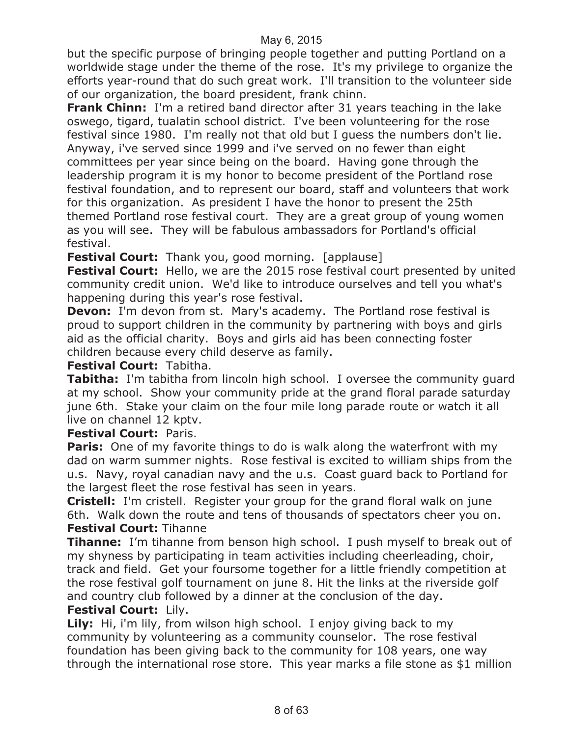but the specific purpose of bringing people together and putting Portland on a worldwide stage under the theme of the rose. It's my privilege to organize the efforts year-round that do such great work. I'll transition to the volunteer side of our organization, the board president, frank chinn.

**Frank Chinn:** I'm a retired band director after 31 years teaching in the lake oswego, tigard, tualatin school district. I've been volunteering for the rose festival since 1980. I'm really not that old but I guess the numbers don't lie. Anyway, i've served since 1999 and i've served on no fewer than eight committees per year since being on the board. Having gone through the leadership program it is my honor to become president of the Portland rose festival foundation, and to represent our board, staff and volunteers that work for this organization. As president I have the honor to present the 25th themed Portland rose festival court. They are a great group of young women as you will see. They will be fabulous ambassadors for Portland's official festival.

**Festival Court:** Thank you, good morning. [applause]

**Festival Court:** Hello, we are the 2015 rose festival court presented by united community credit union. We'd like to introduce ourselves and tell you what's happening during this year's rose festival.

**Devon:** I'm devon from st. Mary's academy. The Portland rose festival is proud to support children in the community by partnering with boys and girls aid as the official charity. Boys and girls aid has been connecting foster children because every child deserve as family.

**Festival Court:** Tabitha.

**Tabitha:** I'm tabitha from lincoln high school. I oversee the community guard at my school. Show your community pride at the grand floral parade saturday june 6th. Stake your claim on the four mile long parade route or watch it all live on channel 12 kptv.

**Festival Court:** Paris.

**Paris:** One of my favorite things to do is walk along the waterfront with my dad on warm summer nights. Rose festival is excited to william ships from the u.s. Navy, royal canadian navy and the u.s. Coast guard back to Portland for the largest fleet the rose festival has seen in years.

**Cristell:** I'm cristell. Register your group for the grand floral walk on june 6th. Walk down the route and tens of thousands of spectators cheer you on.

**Festival Court:** Tihanne

**Tihanne:** I'm tihanne from benson high school. I push myself to break out of my shyness by participating in team activities including cheerleading, choir, track and field. Get your foursome together for a little friendly competition at the rose festival golf tournament on june 8. Hit the links at the riverside golf and country club followed by a dinner at the conclusion of the day.

**Festival Court:** Lily.

**Lily:** Hi, i'm lily, from wilson high school. I enjoy giving back to my community by volunteering as a community counselor. The rose festival foundation has been giving back to the community for 108 years, one way through the international rose store. This year marks a file stone as $1 million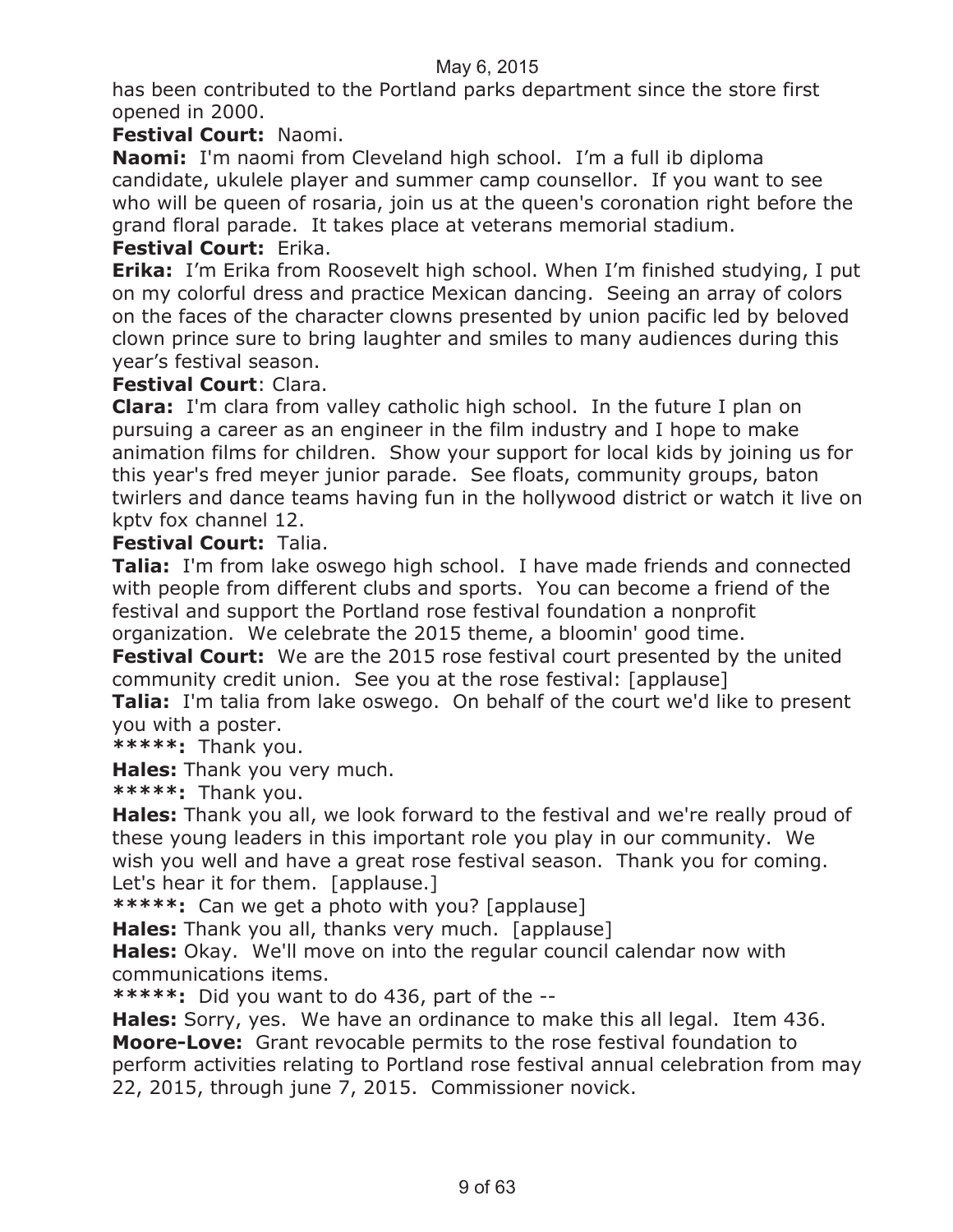has been contributed to the Portland parks department since the store first opened in 2000.

**Festival Court:** Naomi.

**Naomi:** I'm naomi from Cleveland high school. I'm a full ib diploma candidate, ukulele player and summer camp counsellor. If you want to see who will be queen of rosaria, join us at the queen's coronation right before the grand floral parade. It takes place at veterans memorial stadium.

**Festival Court:** Erika.

**Erika:** I'm Erika from Roosevelt high school. When I'm finished studying, I put on my colorful dress and practice Mexican dancing. Seeing an array of colors on the faces of the character clowns presented by union pacific led by beloved clown prince sure to bring laughter and smiles to many audiences during this year's festival season.

**Festival Court**: Clara.

**Clara:** I'm clara from valley catholic high school. In the future I plan on pursuing a career as an engineer in the film industry and I hope to make animation films for children. Show your support for local kids by joining us for this year's fred meyer junior parade. See floats, community groups, baton twirlers and dance teams having fun in the hollywood district or watch it live on kptv fox channel 12.

**Festival Court:** Talia.

**Talia:** I'm from lake oswego high school. I have made friends and connected with people from different clubs and sports. You can become a friend of the festival and support the Portland rose festival foundation a nonprofit organization. We celebrate the 2015 theme, a bloomin' good time.

**Festival Court:** We are the 2015 rose festival court presented by the united community credit union. See you at the rose festival: [applause]

**Talia:** I'm talia from lake oswego. On behalf of the court we'd like to present you with a poster.

**\*\*\*\*\*:** Thank you.

**Hales:** Thank you very much.

**\*\*\*\*\*:** Thank you.

**Hales:** Thank you all, we look forward to the festival and we're really proud of these young leaders in this important role you play in our community. We wish you well and have a great rose festival season. Thank you for coming. Let's hear it for them. [applause.]

**\*\*\*\*\*:** Can we get a photo with you? [applause]

**Hales:** Thank you all, thanks very much. [applause]

**Hales:** Okay. We'll move on into the regular council calendar now with communications items.

**\*\*\*\*\*:** Did you want to do 436, part of the --

**Hales:** Sorry, yes. We have an ordinance to make this all legal. Item 436.

**Moore-Love:** Grant revocable permits to the rose festival foundation to perform activities relating to Portland rose festival annual celebration from may 22, 2015, through june 7, 2015. Commissioner novick.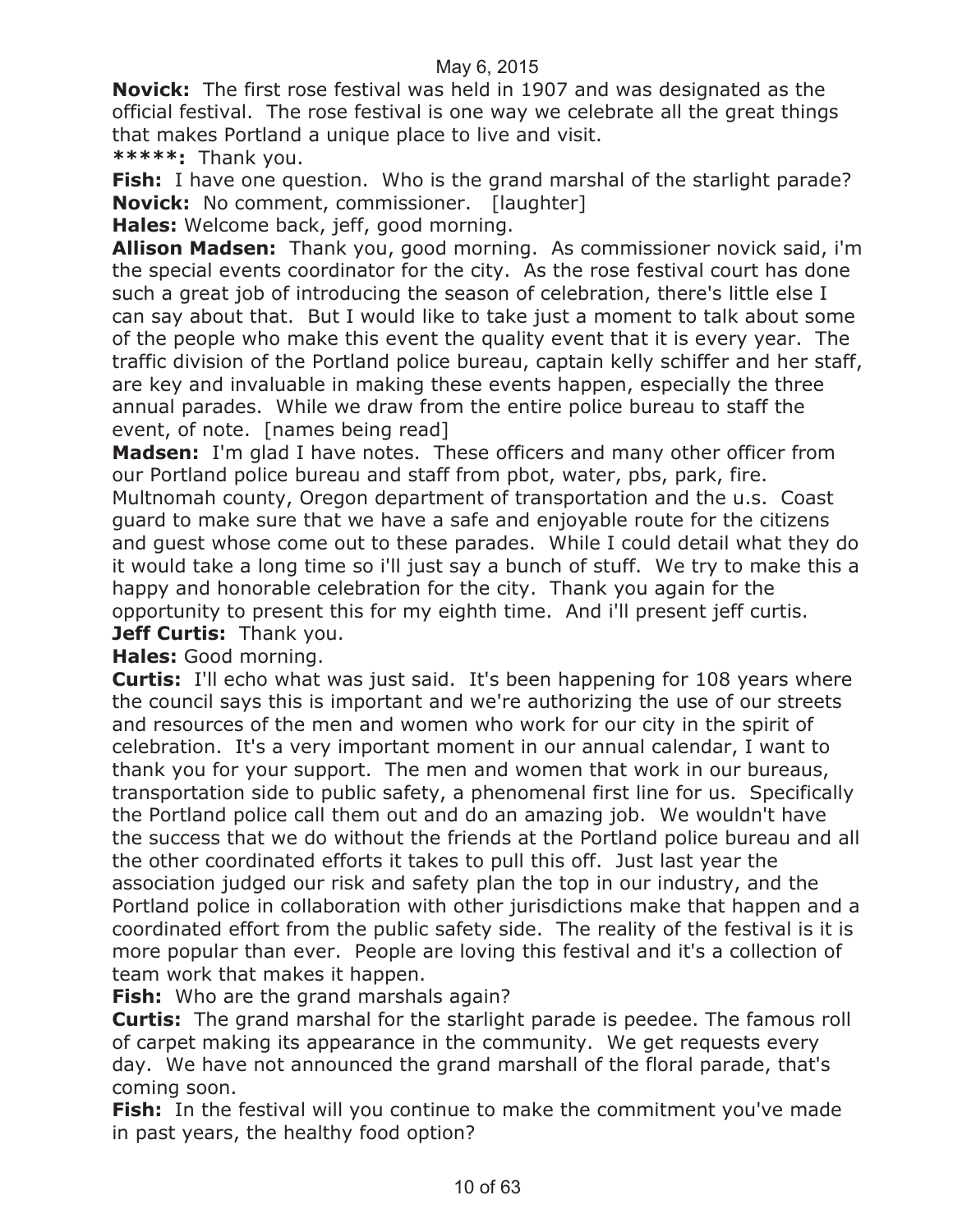**Novick:** The first rose festival was held in 1907 and was designated as the official festival. The rose festival is one way we celebrate all the great things that makes Portland a unique place to live and visit.

*****: Thank you.

**Fish:** I have one question. Who is the grand marshal of the starlight parade?

**Novick:** No comment, commissioner. [laughter]

**Hales:** Welcome back, jeff, good morning.

**Allison Madsen:** Thank you, good morning. As commissioner novick said, i'm the special events coordinator for the city. As the rose festival court has done such a great job of introducing the season of celebration, there's little else I can say about that. But I would like to take just a moment to talk about some of the people who make this event the quality event that it is every year. The traffic division of the Portland police bureau, captain kelly schiffer and her staff, are key and invaluable in making these events happen, especially the three annual parades. While we draw from the entire police bureau to staff the event, of note. [names being read]

**Madsen:** I'm glad I have notes. These officers and many other officer from our Portland police bureau and staff from pbot, water, pbs, park, fire. Multnomah county, Oregon department of transportation and the u.s. Coast guard to make sure that we have a safe and enjoyable route for the citizens and guest whose come out to these parades. While I could detail what they do it would take a long time so i'll just say a bunch of stuff. We try to make this a happy and honorable celebration for the city. Thank you again for the opportunity to present this for my eighth time. And i'll present jeff curtis.

**Jeff Curtis:** Thank you.

**Hales:** Good morning.

**Curtis:** I'll echo what was just said. It's been happening for 108 years where the council says this is important and we're authorizing the use of our streets and resources of the men and women who work for our city in the spirit of celebration. It's a very important moment in our annual calendar, I want to thank you for your support. The men and women that work in our bureaus, transportation side to public safety, a phenomenal first line for us. Specifically the Portland police call them out and do an amazing job. We wouldn't have the success that we do without the friends at the Portland police bureau and all the other coordinated efforts it takes to pull this off. Just last year the association judged our risk and safety plan the top in our industry, and the Portland police in collaboration with other jurisdictions make that happen and a coordinated effort from the public safety side. The reality of the festival is it is more popular than ever. People are loving this festival and it's a collection of team work that makes it happen.

**Fish:** Who are the grand marshals again?

**Curtis:** The grand marshal for the starlight parade is peedee. The famous roll of carpet making its appearance in the community. We get requests every day. We have not announced the grand marshall of the floral parade, that's coming soon.

**Fish:** In the festival will you continue to make the commitment you've made in past years, the healthy food option?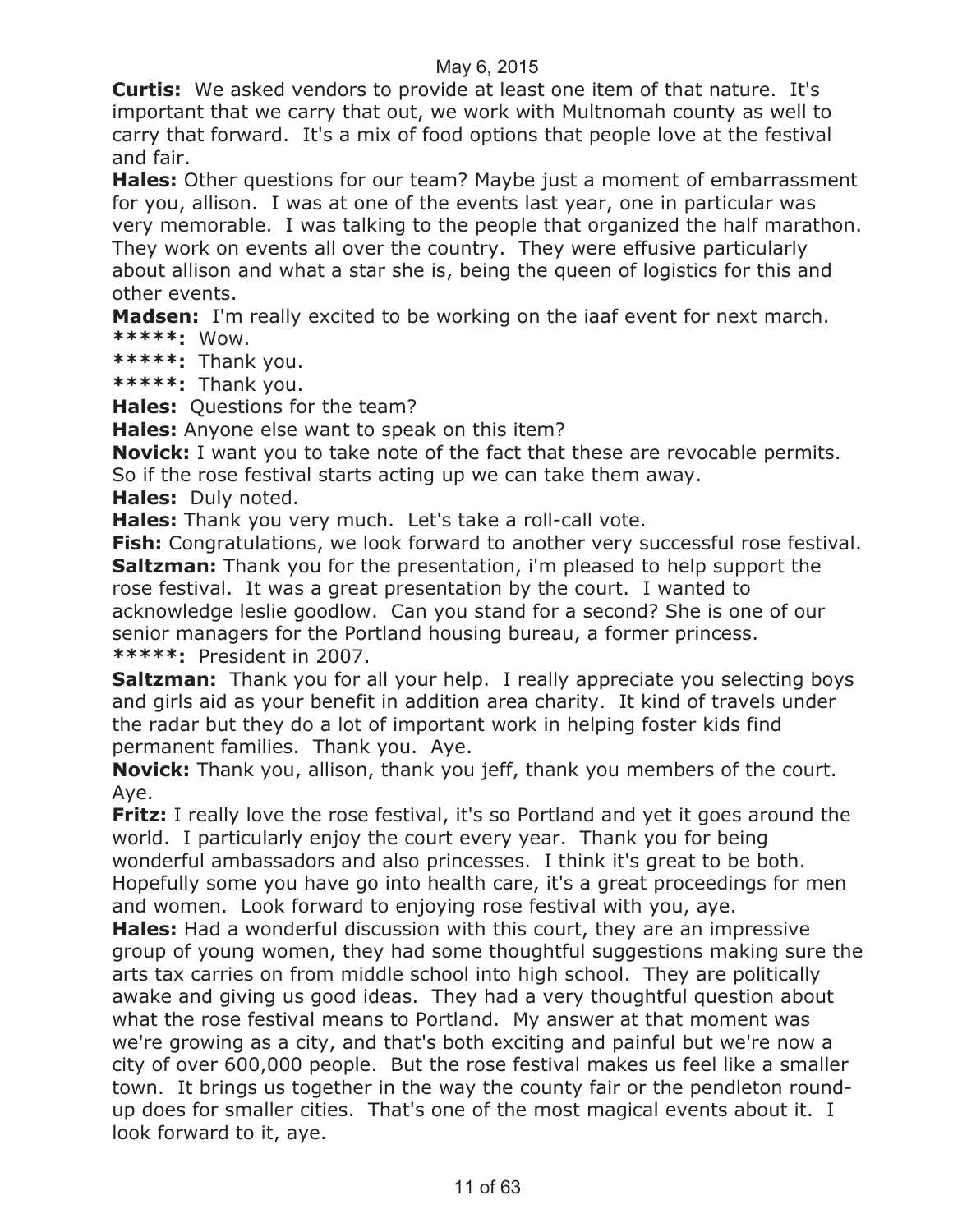**Curtis:** We asked vendors to provide at least one item of that nature. It's important that we carry that out, we work with Multnomah county as well to carry that forward. It's a mix of food options that people love at the festival and fair.

**Hales:** Other questions for our team? Maybe just a moment of embarrassment for you, allison. I was at one of the events last year, one in particular was very memorable. I was talking to the people that organized the half marathon. They work on events all over the country. They were effusive particularly about allison and what a star she is, being the queen of logistics for this and other events.

**Madsen:** I'm really excited to be working on the iaaf event for next march.

**\*\*\*\*\*:** Wow.

**\*\*\*\*\*:** Thank you.

**\*\*\*\*\*:** Thank you.

**Hales:** Questions for the team?

**Hales:** Anyone else want to speak on this item?

**Novick:** I want you to take note of the fact that these are revocable permits. So if the rose festival starts acting up we can take them away.

**Hales:** Duly noted.

**Hales:** Thank you very much. Let's take a roll-call vote.

**Fish:** Congratulations, we look forward to another very successful rose festival.

**Saltzman:** Thank you for the presentation, i'm pleased to help support the rose festival. It was a great presentation by the court. I wanted to acknowledge leslie goodlow. Can you stand for a second? She is one of our senior managers for the Portland housing bureau, a former princess.

**\*\*\*\*\*:** President in 2007.

**Saltzman:** Thank you for all your help. I really appreciate you selecting boys and girls aid as your benefit in addition area charity. It kind of travels under the radar but they do a lot of important work in helping foster kids find permanent families. Thank you. Aye.

**Novick:** Thank you, allison, thank you jeff, thank you members of the court. Aye.

**Fritz:** I really love the rose festival, it's so Portland and yet it goes around the world. I particularly enjoy the court every year. Thank you for being wonderful ambassadors and also princesses. I think it's great to be both. Hopefully some you have go into health care, it's a great proceedings for men and women. Look forward to enjoying rose festival with you, aye.

**Hales:** Had a wonderful discussion with this court, they are an impressive group of young women, they had some thoughtful suggestions making sure the arts tax carries on from middle school into high school. They are politically awake and giving us good ideas. They had a very thoughtful question about what the rose festival means to Portland. My answer at that moment was we're growing as a city, and that's both exciting and painful but we're now a city of over 600,000 people. But the rose festival makes us feel like a smaller town. It brings us together in the way the county fair or the pendleton round-up does for smaller cities. That's one of the most magical events about it. I look forward to it, aye.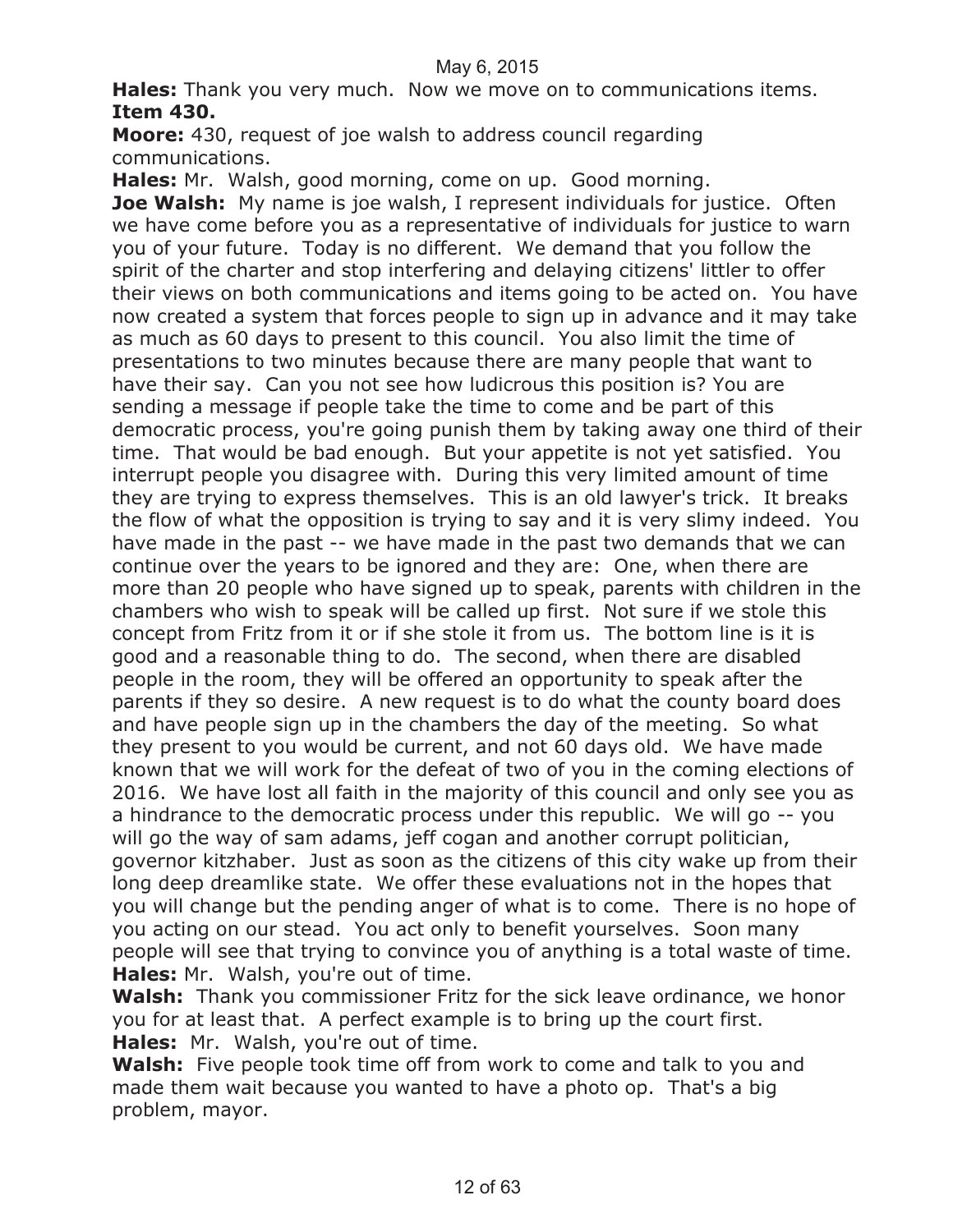**Hales:** Thank you very much. Now we move on to communications items. **Item 430.**

**Moore:** 430, request of joe walsh to address council regarding communications.

**Hales:** Mr. Walsh, good morning, come on up. Good morning.

**Joe Walsh:** My name is joe walsh, I represent individuals for justice. Often we have come before you as a representative of individuals for justice to warn you of your future. Today is no different. We demand that you follow the spirit of the charter and stop interfering and delaying citizens' littler to offer their views on both communications and items going to be acted on. You have now created a system that forces people to sign up in advance and it may take as much as 60 days to present to this council. You also limit the time of presentations to two minutes because there are many people that want to have their say. Can you not see how ludicrous this position is? You are sending a message if people take the time to come and be part of this democratic process, you're going punish them by taking away one third of their time. That would be bad enough. But your appetite is not yet satisfied. You interrupt people you disagree with. During this very limited amount of time they are trying to express themselves. This is an old lawyer's trick. It breaks the flow of what the opposition is trying to say and it is very slimy indeed. You have made in the past -- we have made in the past two demands that we can continue over the years to be ignored and they are: One, when there are more than 20 people who have signed up to speak, parents with children in the chambers who wish to speak will be called up first. Not sure if we stole this concept from Fritz from it or if she stole it from us. The bottom line is it is good and a reasonable thing to do. The second, when there are disabled people in the room, they will be offered an opportunity to speak after the parents if they so desire. A new request is to do what the county board does and have people sign up in the chambers the day of the meeting. So what they present to you would be current, and not 60 days old. We have made known that we will work for the defeat of two of you in the coming elections of 2016. We have lost all faith in the majority of this council and only see you as a hindrance to the democratic process under this republic. We will go -- you will go the way of sam adams, jeff cogan and another corrupt politician, governor kitzhaber. Just as soon as the citizens of this city wake up from their long deep dreamlike state. We offer these evaluations not in the hopes that you will change but the pending anger of what is to come. There is no hope of you acting on our stead. You act only to benefit yourselves. Soon many people will see that trying to convince you of anything is a total waste of time.

**Hales:** Mr. Walsh, you're out of time.

**Walsh:** Thank you commissioner Fritz for the sick leave ordinance, we honor you for at least that. A perfect example is to bring up the court first.

**Hales:** Mr. Walsh, you're out of time.

**Walsh:** Five people took time off from work to come and talk to you and made them wait because you wanted to have a photo op. That's a big problem, mayor.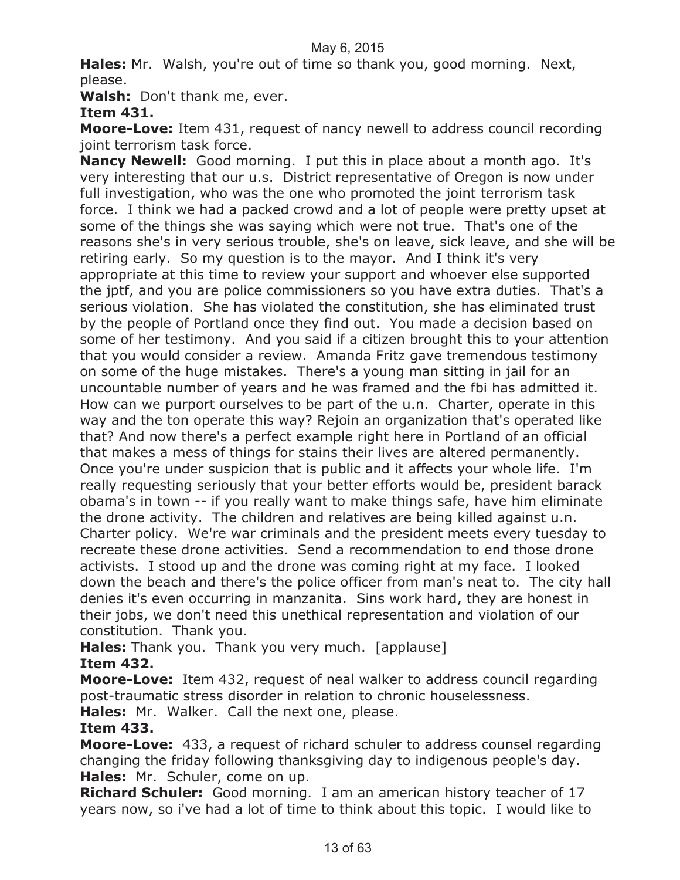**Hales:** Mr. Walsh, you're out of time so thank you, good morning. Next, please.

**Walsh:** Don't thank me, ever.

**Item 431.**

**Moore-Love:** Item 431, request of nancy newell to address council recording joint terrorism task force.

**Nancy Newell:** Good morning. I put this in place about a month ago. It's very interesting that our u.s. District representative of Oregon is now under full investigation, who was the one who promoted the joint terrorism task force. I think we had a packed crowd and a lot of people were pretty upset at some of the things she was saying which were not true. That's one of the reasons she's in very serious trouble, she's on leave, sick leave, and she will be retiring early. So my question is to the mayor. And I think it's very appropriate at this time to review your support and whoever else supported the jptf, and you are police commissioners so you have extra duties. That's a serious violation. She has violated the constitution, she has eliminated trust by the people of Portland once they find out. You made a decision based on some of her testimony. And you said if a citizen brought this to your attention that you would consider a review. Amanda Fritz gave tremendous testimony on some of the huge mistakes. There's a young man sitting in jail for an uncountable number of years and he was framed and the fbi has admitted it. How can we purport ourselves to be part of the u.n. Charter, operate in this way and the ton operate this way? Rejoin an organization that's operated like that? And now there's a perfect example right here in Portland of an official that makes a mess of things for stains their lives are altered permanently. Once you're under suspicion that is public and it affects your whole life. I'm really requesting seriously that your better efforts would be, president barack obama's in town -- if you really want to make things safe, have him eliminate the drone activity. The children and relatives are being killed against u.n. Charter policy. We're war criminals and the president meets every tuesday to recreate these drone activities. Send a recommendation to end those drone activists. I stood up and the drone was coming right at my face. I looked down the beach and there's the police officer from man's neat to. The city hall denies it's even occurring in manzanita. Sins work hard, they are honest in their jobs, we don't need this unethical representation and violation of our constitution. Thank you.

**Hales:** Thank you. Thank you very much. [applause]

**Item 432.**

**Moore-Love:** Item 432, request of neal walker to address council regarding post-traumatic stress disorder in relation to chronic houselessness.

**Hales:** Mr. Walker. Call the next one, please.

**Item 433.**

**Moore-Love:** 433, a request of richard schuler to address counsel regarding changing the friday following thanksgiving day to indigenous people's day.

**Hales:** Mr. Schuler, come on up.

**Richard Schuler:** Good morning. I am an american history teacher of 17 years now, so i've had a lot of time to think about this topic. I would like to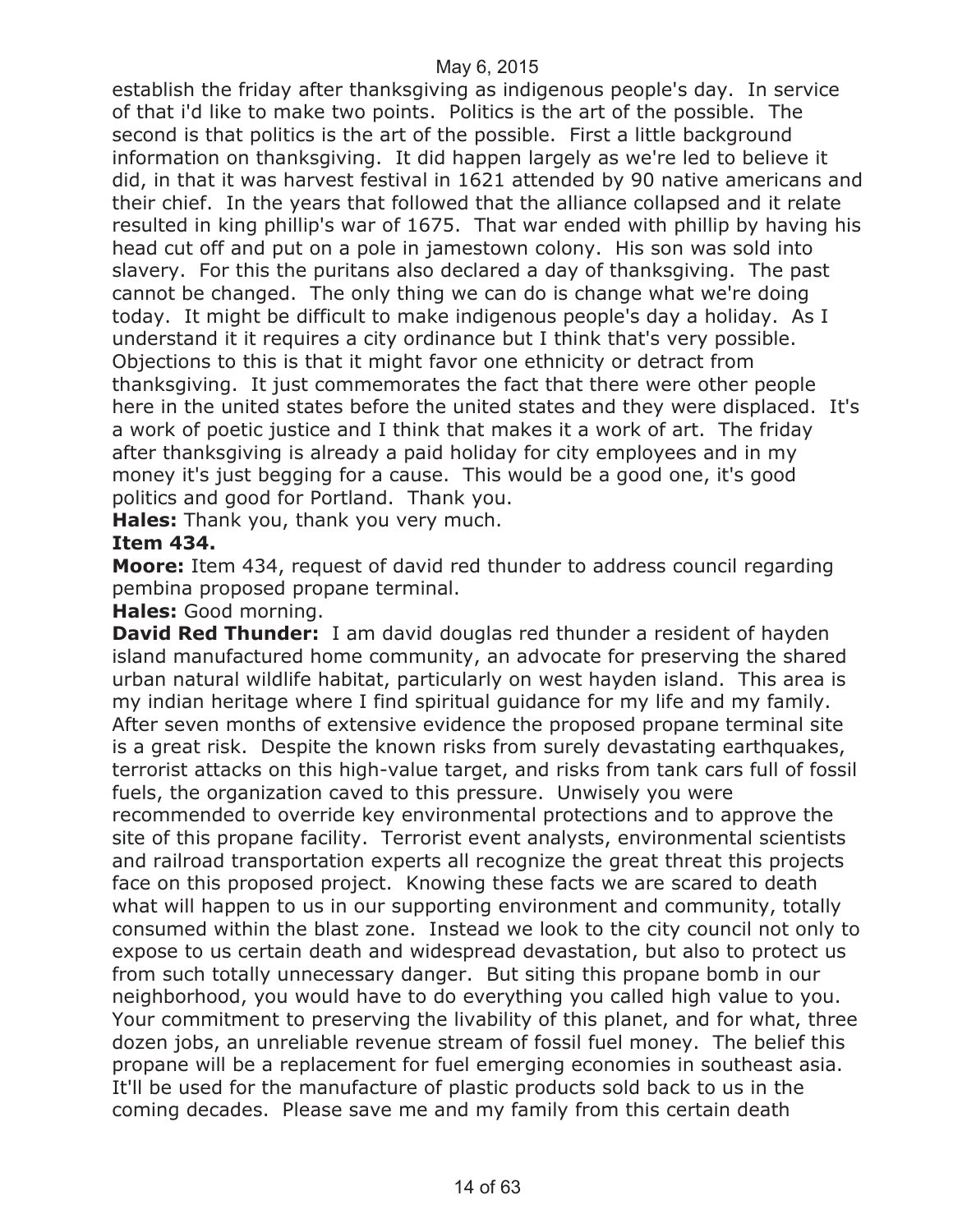establish the friday after thanksgiving as indigenous people's day. In service of that i'd like to make two points. Politics is the art of the possible. The second is that politics is the art of the possible. First a little background information on thanksgiving. It did happen largely as we're led to believe it did, in that it was harvest festival in 1621 attended by 90 native americans and their chief. In the years that followed that the alliance collapsed and it relate resulted in king phillip's war of 1675. That war ended with phillip by having his head cut off and put on a pole in jamestown colony. His son was sold into slavery. For this the puritans also declared a day of thanksgiving. The past cannot be changed. The only thing we can do is change what we're doing today. It might be difficult to make indigenous people's day a holiday. As I understand it it requires a city ordinance but I think that's very possible. Objections to this is that it might favor one ethnicity or detract from thanksgiving. It just commemorates the fact that there were other people here in the united states before the united states and they were displaced. It's a work of poetic justice and I think that makes it a work of art. The friday after thanksgiving is already a paid holiday for city employees and in my money it's just begging for a cause. This would be a good one, it's good politics and good for Portland. Thank you.

**Hales:** Thank you, thank you very much.

**Item 434.**

**Moore:** Item 434, request of david red thunder to address council regarding pembina proposed propane terminal.

**Hales:** Good morning.

**David Red Thunder:** I am david douglas red thunder a resident of hayden island manufactured home community, an advocate for preserving the shared urban natural wildlife habitat, particularly on west hayden island. This area is my indian heritage where I find spiritual guidance for my life and my family. After seven months of extensive evidence the proposed propane terminal site is a great risk. Despite the known risks from surely devastating earthquakes, terrorist attacks on this high-value target, and risks from tank cars full of fossil fuels, the organization caved to this pressure. Unwisely you were recommended to override key environmental protections and to approve the site of this propane facility. Terrorist event analysts, environmental scientists and railroad transportation experts all recognize the great threat this projects face on this proposed project. Knowing these facts we are scared to death what will happen to us in our supporting environment and community, totally consumed within the blast zone. Instead we look to the city council not only to expose to us certain death and widespread devastation, but also to protect us from such totally unnecessary danger. But siting this propane bomb in our neighborhood, you would have to do everything you called high value to you. Your commitment to preserving the livability of this planet, and for what, three dozen jobs, an unreliable revenue stream of fossil fuel money. The belief this propane will be a replacement for fuel emerging economies in southeast asia. It'll be used for the manufacture of plastic products sold back to us in the coming decades. Please save me and my family from this certain death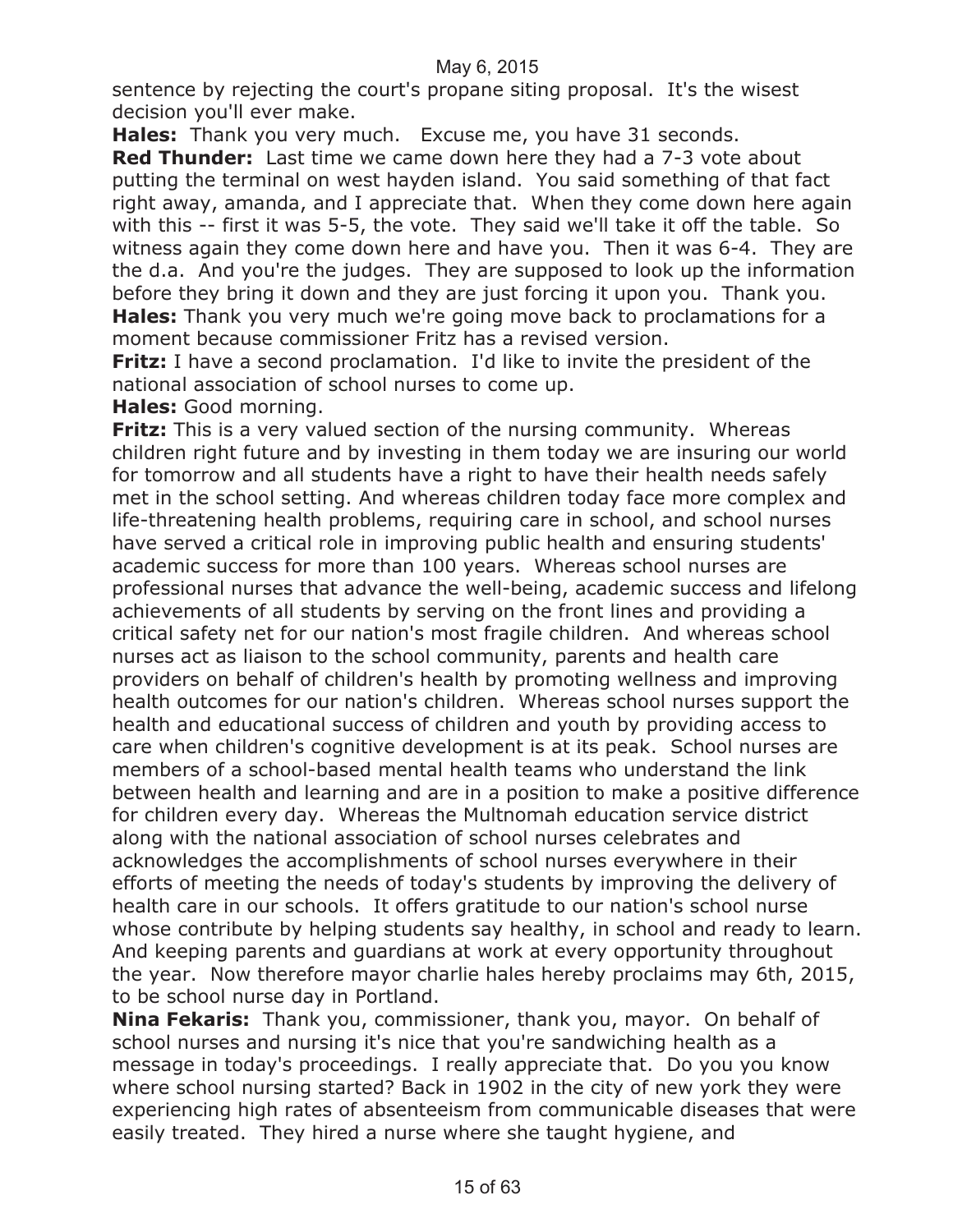sentence by rejecting the court's propane siting proposal. It's the wisest decision you'll ever make.

**Hales:** Thank you very much. Excuse me, you have 31 seconds.

**Red Thunder:** Last time we came down here they had a 7-3 vote about putting the terminal on west hayden island. You said something of that fact right away, amanda, and I appreciate that. When they come down here again with this -- first it was 5-5, the vote. They said we'll take it off the table. So witness again they come down here and have you. Then it was 6-4. They are the d.a. And you're the judges. They are supposed to look up the information before they bring it down and they are just forcing it upon you. Thank you.

**Hales:** Thank you very much we're going move back to proclamations for a moment because commissioner Fritz has a revised version.

**Fritz:** I have a second proclamation. I'd like to invite the president of the national association of school nurses to come up.

**Hales:** Good morning.

**Fritz:** This is a very valued section of the nursing community. Whereas children right future and by investing in them today we are insuring our world for tomorrow and all students have a right to have their health needs safely met in the school setting. And whereas children today face more complex and life-threatening health problems, requiring care in school, and school nurses have served a critical role in improving public health and ensuring students' academic success for more than 100 years. Whereas school nurses are professional nurses that advance the well-being, academic success and lifelong achievements of all students by serving on the front lines and providing a critical safety net for our nation's most fragile children. And whereas school nurses act as liaison to the school community, parents and health care providers on behalf of children's health by promoting wellness and improving health outcomes for our nation's children. Whereas school nurses support the health and educational success of children and youth by providing access to care when children's cognitive development is at its peak. School nurses are members of a school-based mental health teams who understand the link between health and learning and are in a position to make a positive difference for children every day. Whereas the Multnomah education service district along with the national association of school nurses celebrates and acknowledges the accomplishments of school nurses everywhere in their efforts of meeting the needs of today's students by improving the delivery of health care in our schools. It offers gratitude to our nation's school nurse whose contribute by helping students say healthy, in school and ready to learn. And keeping parents and guardians at work at every opportunity throughout the year. Now therefore mayor charlie hales hereby proclaims may 6th, 2015, to be school nurse day in Portland.

**Nina Fekaris:** Thank you, commissioner, thank you, mayor. On behalf of school nurses and nursing it's nice that you're sandwiching health as a message in today's proceedings. I really appreciate that. Do you you know where school nursing started? Back in 1902 in the city of new york they were experiencing high rates of absenteeism from communicable diseases that were easily treated. They hired a nurse where she taught hygiene, and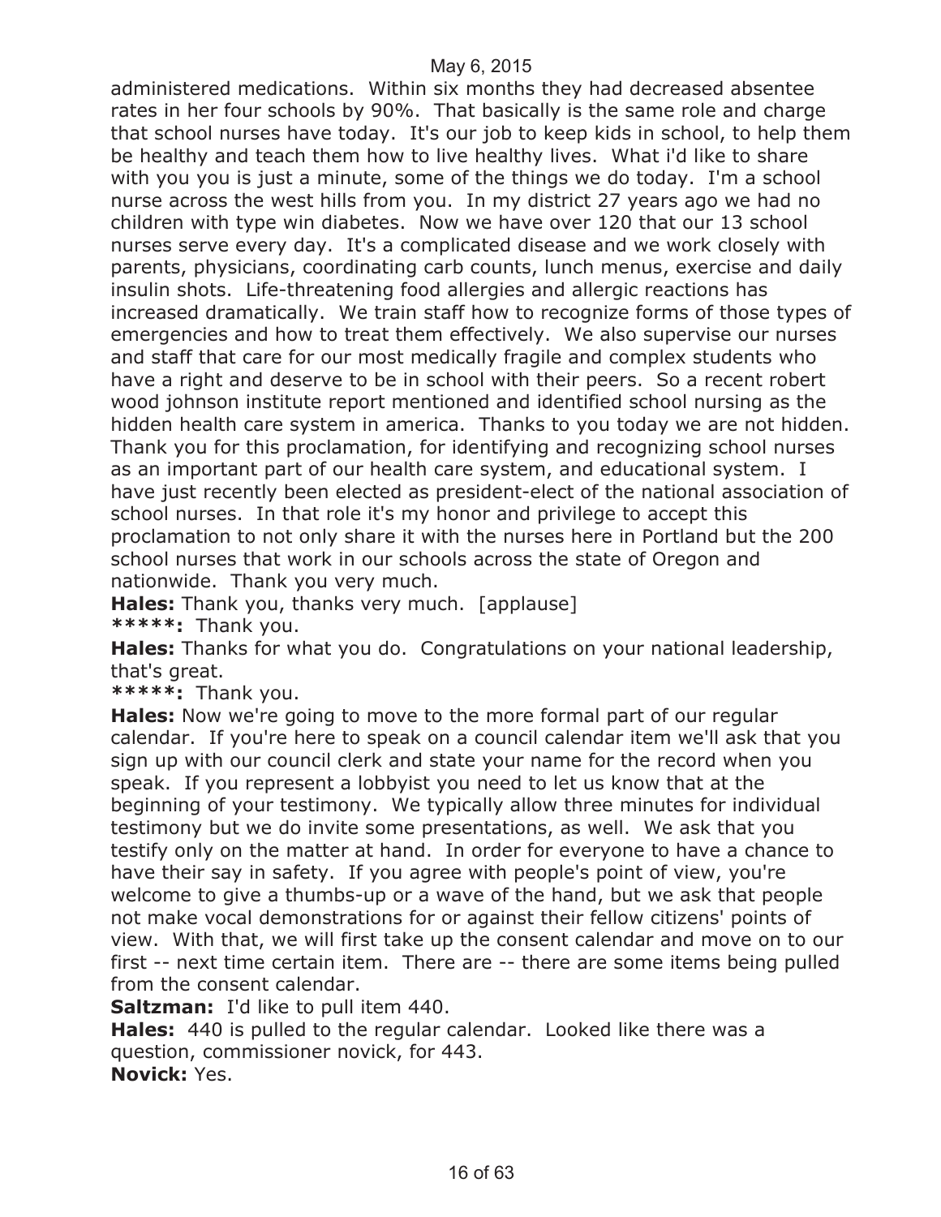administered medications. Within six months they had decreased absentee rates in her four schools by 90%. That basically is the same role and charge that school nurses have today. It's our job to keep kids in school, to help them be healthy and teach them how to live healthy lives. What i'd like to share with you you is just a minute, some of the things we do today. I'm a school nurse across the west hills from you. In my district 27 years ago we had no children with type win diabetes. Now we have over 120 that our 13 school nurses serve every day. It's a complicated disease and we work closely with parents, physicians, coordinating carb counts, lunch menus, exercise and daily insulin shots. Life-threatening food allergies and allergic reactions has increased dramatically. We train staff how to recognize forms of those types of emergencies and how to treat them effectively. We also supervise our nurses and staff that care for our most medically fragile and complex students who have a right and deserve to be in school with their peers. So a recent robert wood johnson institute report mentioned and identified school nursing as the hidden health care system in america. Thanks to you today we are not hidden. Thank you for this proclamation, for identifying and recognizing school nurses as an important part of our health care system, and educational system. I have just recently been elected as president-elect of the national association of school nurses. In that role it's my honor and privilege to accept this proclamation to not only share it with the nurses here in Portland but the 200 school nurses that work in our schools across the state of Oregon and nationwide. Thank you very much.

**Hales:** Thank you, thanks very much. [applause]

**\*\*\*\*\*:** Thank you.

**Hales:** Thanks for what you do. Congratulations on your national leadership, that's great.

**\*\*\*\*\*:** Thank you.

**Hales:** Now we're going to move to the more formal part of our regular calendar. If you're here to speak on a council calendar item we'll ask that you sign up with our council clerk and state your name for the record when you speak. If you represent a lobbyist you need to let us know that at the beginning of your testimony. We typically allow three minutes for individual testimony but we do invite some presentations, as well. We ask that you testify only on the matter at hand. In order for everyone to have a chance to have their say in safety. If you agree with people's point of view, you're welcome to give a thumbs-up or a wave of the hand, but we ask that people not make vocal demonstrations for or against their fellow citizens' points of view. With that, we will first take up the consent calendar and move on to our first -- next time certain item. There are -- there are some items being pulled from the consent calendar.

**Saltzman:** I'd like to pull item 440.

**Hales:** 440 is pulled to the regular calendar. Looked like there was a question, commissioner novick, for 443.

**Novick:** Yes.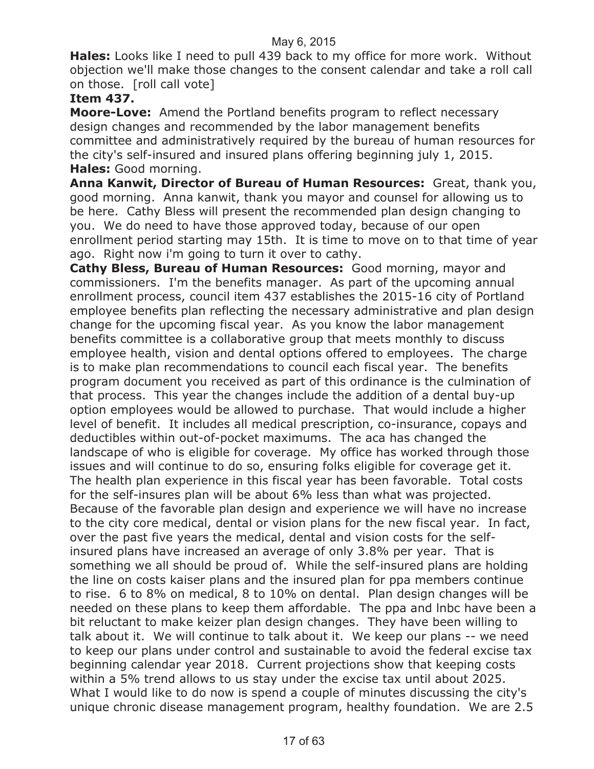**Hales:** Looks like I need to pull 439 back to my office for more work. Without objection we'll make those changes to the consent calendar and take a roll call on those. [roll call vote]

**Item 437.**

**Moore-Love:** Amend the Portland benefits program to reflect necessary design changes and recommended by the labor management benefits committee and administratively required by the bureau of human resources for the city's self-insured and insured plans offering beginning july 1, 2015.

**Hales:** Good morning.

**Anna Kanwit, Director of Bureau of Human Resources:** Great, thank you, good morning. Anna kanwit, thank you mayor and counsel for allowing us to be here. Cathy Bless will present the recommended plan design changing to you. We do need to have those approved today, because of our open enrollment period starting may 15th. It is time to move on to that time of year ago. Right now i'm going to turn it over to cathy.

**Cathy Bless, Bureau of Human Resources:** Good morning, mayor and commissioners. I'm the benefits manager. As part of the upcoming annual enrollment process, council item 437 establishes the 2015-16 city of Portland employee benefits plan reflecting the necessary administrative and plan design change for the upcoming fiscal year. As you know the labor management benefits committee is a collaborative group that meets monthly to discuss employee health, vision and dental options offered to employees. The charge is to make plan recommendations to council each fiscal year. The benefits program document you received as part of this ordinance is the culmination of that process. This year the changes include the addition of a dental buy-up option employees would be allowed to purchase. That would include a higher level of benefit. It includes all medical prescription, co-insurance, copays and deductibles within out-of-pocket maximums. The aca has changed the landscape of who is eligible for coverage. My office has worked through those issues and will continue to do so, ensuring folks eligible for coverage get it. The health plan experience in this fiscal year has been favorable. Total costs for the self-insures plan will be about 6% less than what was projected. Because of the favorable plan design and experience we will have no increase to the city core medical, dental or vision plans for the new fiscal year. In fact, over the past five years the medical, dental and vision costs for the self-insured plans have increased an average of only 3.8% per year. That is something we all should be proud of. While the self-insured plans are holding the line on costs kaiser plans and the insured plan for ppa members continue to rise. 6 to 8% on medical, 8 to 10% on dental. Plan design changes will be needed on these plans to keep them affordable. The ppa and lnbc have been a bit reluctant to make keizer plan design changes. They have been willing to talk about it. We will continue to talk about it. We keep our plans -- we need to keep our plans under control and sustainable to avoid the federal excise tax beginning calendar year 2018. Current projections show that keeping costs within a 5% trend allows to us stay under the excise tax until about 2025. What I would like to do now is spend a couple of minutes discussing the city's unique chronic disease management program, healthy foundation. We are 2.5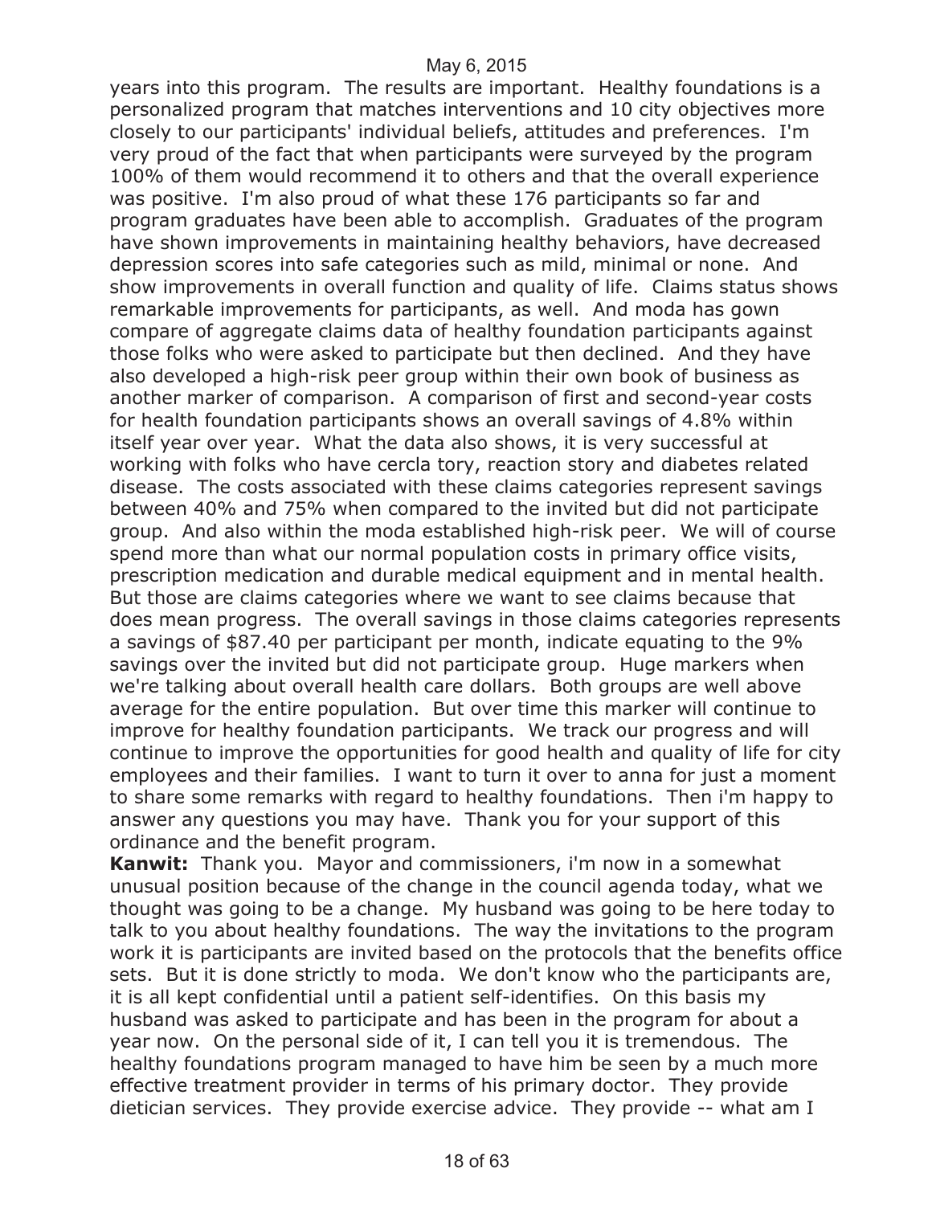years into this program. The results are important. Healthy foundations is a personalized program that matches interventions and 10 city objectives more closely to our participants' individual beliefs, attitudes and preferences. I'm very proud of the fact that when participants were surveyed by the program 100% of them would recommend it to others and that the overall experience was positive. I'm also proud of what these 176 participants so far and program graduates have been able to accomplish. Graduates of the program have shown improvements in maintaining healthy behaviors, have decreased depression scores into safe categories such as mild, minimal or none. And show improvements in overall function and quality of life. Claims status shows remarkable improvements for participants, as well. And moda has gown compare of aggregate claims data of healthy foundation participants against those folks who were asked to participate but then declined. And they have also developed a high-risk peer group within their own book of business as another marker of comparison. A comparison of first and second-year costs for health foundation participants shows an overall savings of 4.8% within itself year over year. What the data also shows, it is very successful at working with folks who have cercla tory, reaction story and diabetes related disease. The costs associated with these claims categories represent savings between 40% and 75% when compared to the invited but did not participate group. And also within the moda established high-risk peer. We will of course spend more than what our normal population costs in primary office visits, prescription medication and durable medical equipment and in mental health. But those are claims categories where we want to see claims because that does mean progress. The overall savings in those claims categories represents a savings of $87.40 per participant per month, indicate equating to the 9% savings over the invited but did not participate group. Huge markers when we're talking about overall health care dollars. Both groups are well above average for the entire population. But over time this marker will continue to improve for healthy foundation participants. We track our progress and will continue to improve the opportunities for good health and quality of life for city employees and their families. I want to turn it over to anna for just a moment to share some remarks with regard to healthy foundations. Then i'm happy to answer any questions you may have. Thank you for your support of this ordinance and the benefit program.

**Kanwit:** Thank you. Mayor and commissioners, i'm now in a somewhat unusual position because of the change in the council agenda today, what we thought was going to be a change. My husband was going to be here today to talk to you about healthy foundations. The way the invitations to the program work it is participants are invited based on the protocols that the benefits office sets. But it is done strictly to moda. We don't know who the participants are, it is all kept confidential until a patient self-identifies. On this basis my husband was asked to participate and has been in the program for about a year now. On the personal side of it, I can tell you it is tremendous. The healthy foundations program managed to have him be seen by a much more effective treatment provider in terms of his primary doctor. They provide dietician services. They provide exercise advice. They provide -- what am I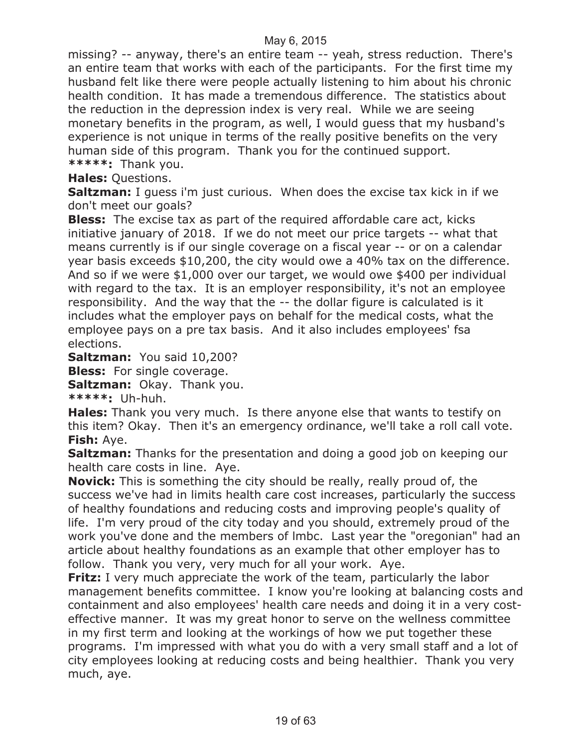missing? -- anyway, there's an entire team -- yeah, stress reduction. There's an entire team that works with each of the participants. For the first time my husband felt like there were people actually listening to him about his chronic health condition. It has made a tremendous difference. The statistics about the reduction in the depression index is very real. While we are seeing monetary benefits in the program, as well, I would guess that my husband's experience is not unique in terms of the really positive benefits on the very human side of this program. Thank you for the continued support.

**\*\*\*\*\*:** Thank you.

**Hales:** Questions.

**Saltzman:** I guess i'm just curious. When does the excise tax kick in if we don't meet our goals?

**Bless:** The excise tax as part of the required affordable care act, kicks initiative january of 2018. If we do not meet our price targets -- what that means currently is if our single coverage on a fiscal year -- or on a calendar year basis exceeds $10,200, the city would owe a 40% tax on the difference. And so if we were $1,000 over our target, we would owe $400 per individual with regard to the tax. It is an employer responsibility, it's not an employee responsibility. And the way that the -- the dollar figure is calculated is it includes what the employer pays on behalf for the medical costs, what the employee pays on a pre tax basis. And it also includes employees' fsa elections.

**Saltzman:** You said 10,200?

**Bless:** For single coverage.

**Saltzman:** Okay. Thank you.

**\*\*\*\*\*:** Uh-huh.

**Hales:** Thank you very much. Is there anyone else that wants to testify on this item? Okay. Then it's an emergency ordinance, we'll take a roll call vote.

**Fish:** Aye.

**Saltzman:** Thanks for the presentation and doing a good job on keeping our health care costs in line. Aye.

**Novick:** This is something the city should be really, really proud of, the success we've had in limits health care cost increases, particularly the success of healthy foundations and reducing costs and improving people's quality of life. I'm very proud of the city today and you should, extremely proud of the work you've done and the members of lmbc. Last year the "oregonian" had an article about healthy foundations as an example that other employer has to follow. Thank you very, very much for all your work. Aye.

**Fritz:** I very much appreciate the work of the team, particularly the labor management benefits committee. I know you're looking at balancing costs and containment and also employees' health care needs and doing it in a very cost-effective manner. It was my great honor to serve on the wellness committee in my first term and looking at the workings of how we put together these programs. I'm impressed with what you do with a very small staff and a lot of city employees looking at reducing costs and being healthier. Thank you very much, aye.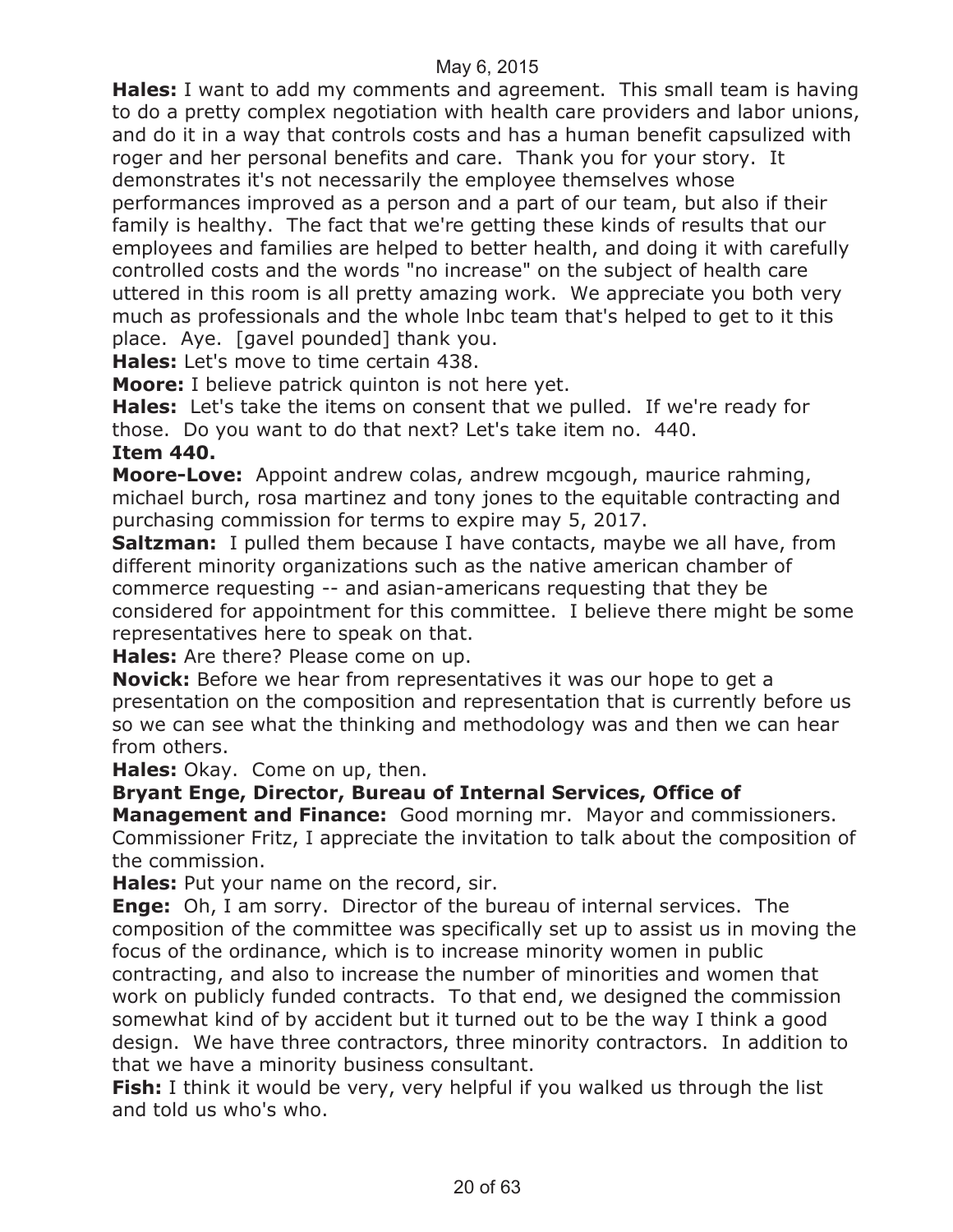**Hales:** I want to add my comments and agreement. This small team is having to do a pretty complex negotiation with health care providers and labor unions, and do it in a way that controls costs and has a human benefit capsulized with roger and her personal benefits and care. Thank you for your story. It demonstrates it's not necessarily the employee themselves whose performances improved as a person and a part of our team, but also if their family is healthy. The fact that we're getting these kinds of results that our employees and families are helped to better health, and doing it with carefully controlled costs and the words "no increase" on the subject of health care uttered in this room is all pretty amazing work. We appreciate you both very much as professionals and the whole lnbc team that's helped to get to it this place. Aye. [gavel pounded] thank you.

**Hales:** Let's move to time certain 438.

**Moore:** I believe patrick quinton is not here yet.

**Hales:** Let's take the items on consent that we pulled. If we're ready for those. Do you want to do that next? Let's take item no. 440.

**Item 440.**

**Moore-Love:** Appoint andrew colas, andrew mcgough, maurice rahming, michael burch, rosa martinez and tony jones to the equitable contracting and purchasing commission for terms to expire may 5, 2017.

**Saltzman:** I pulled them because I have contacts, maybe we all have, from different minority organizations such as the native american chamber of commerce requesting -- and asian-americans requesting that they be considered for appointment for this committee. I believe there might be some representatives here to speak on that.

**Hales:** Are there? Please come on up.

**Novick:** Before we hear from representatives it was our hope to get a presentation on the composition and representation that is currently before us so we can see what the thinking and methodology was and then we can hear from others.

**Hales:** Okay. Come on up, then.

**Bryant Enge, Director, Bureau of Internal Services, Office of Management and Finance:** Good morning mr. Mayor and commissioners. Commissioner Fritz, I appreciate the invitation to talk about the composition of the commission.

**Hales:** Put your name on the record, sir.

**Enge:** Oh, I am sorry. Director of the bureau of internal services. The composition of the committee was specifically set up to assist us in moving the focus of the ordinance, which is to increase minority women in public contracting, and also to increase the number of minorities and women that work on publicly funded contracts. To that end, we designed the commission somewhat kind of by accident but it turned out to be the way I think a good design. We have three contractors, three minority contractors. In addition to that we have a minority business consultant.

**Fish:** I think it would be very, very helpful if you walked us through the list and told us who's who.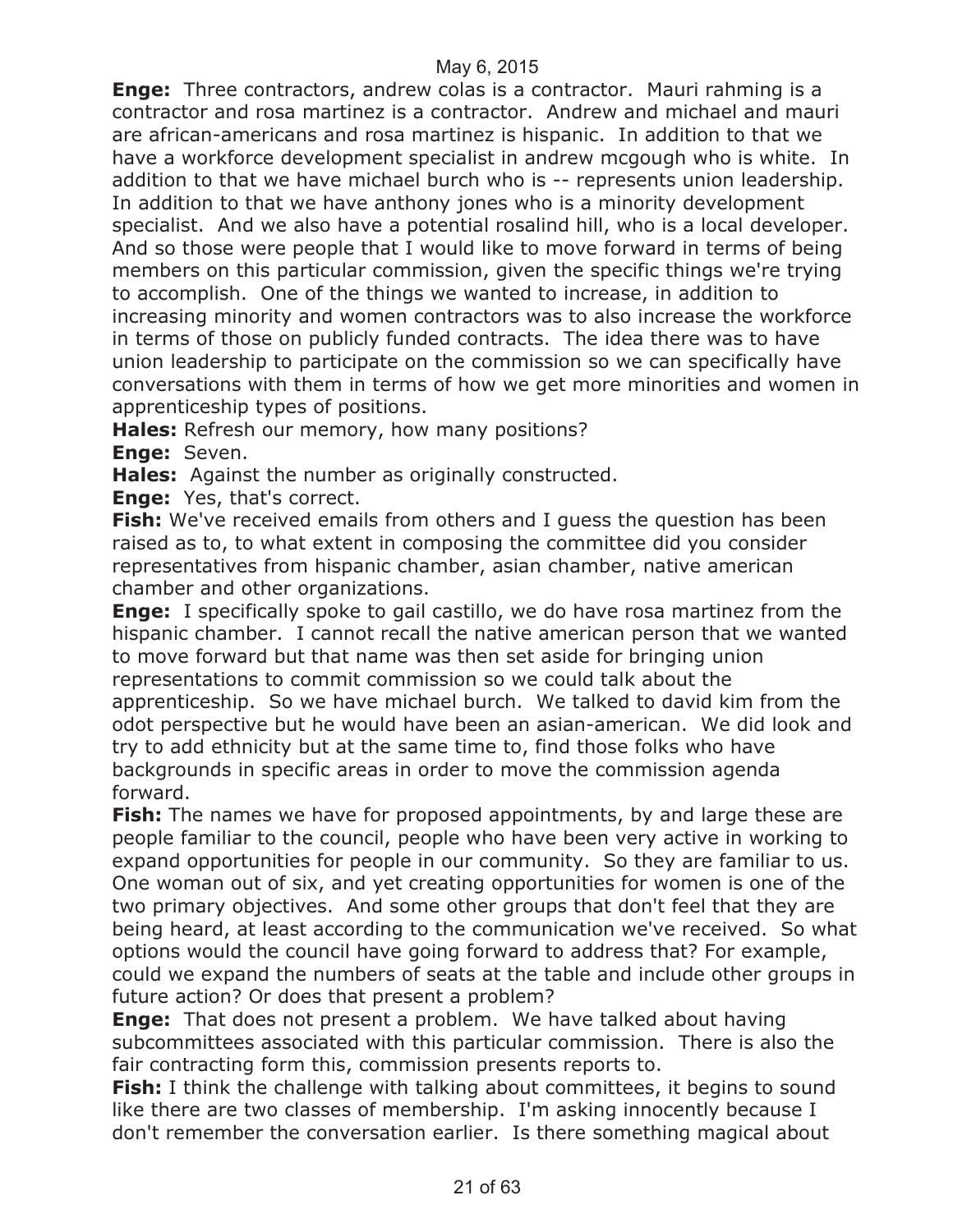**Enge:** Three contractors, andrew colas is a contractor. Mauri rahming is a contractor and rosa martinez is a contractor. Andrew and michael and mauri are african-americans and rosa martinez is hispanic. In addition to that we have a workforce development specialist in andrew mcgough who is white. In addition to that we have michael burch who is -- represents union leadership. In addition to that we have anthony jones who is a minority development specialist. And we also have a potential rosalind hill, who is a local developer. And so those were people that I would like to move forward in terms of being members on this particular commission, given the specific things we're trying to accomplish. One of the things we wanted to increase, in addition to increasing minority and women contractors was to also increase the workforce in terms of those on publicly funded contracts. The idea there was to have union leadership to participate on the commission so we can specifically have conversations with them in terms of how we get more minorities and women in apprenticeship types of positions.

**Hales:** Refresh our memory, how many positions?

**Enge:** Seven.

**Hales:** Against the number as originally constructed.

**Enge:** Yes, that's correct.

**Fish:** We've received emails from others and I guess the question has been raised as to, to what extent in composing the committee did you consider representatives from hispanic chamber, asian chamber, native american chamber and other organizations.

**Enge:** I specifically spoke to gail castillo, we do have rosa martinez from the hispanic chamber. I cannot recall the native american person that we wanted to move forward but that name was then set aside for bringing union representations to commit commission so we could talk about the apprenticeship. So we have michael burch. We talked to david kim from the odot perspective but he would have been an asian-american. We did look and try to add ethnicity but at the same time to, find those folks who have backgrounds in specific areas in order to move the commission agenda forward.

**Fish:** The names we have for proposed appointments, by and large these are people familiar to the council, people who have been very active in working to expand opportunities for people in our community. So they are familiar to us. One woman out of six, and yet creating opportunities for women is one of the two primary objectives. And some other groups that don't feel that they are being heard, at least according to the communication we've received. So what options would the council have going forward to address that? For example, could we expand the numbers of seats at the table and include other groups in future action? Or does that present a problem?

**Enge:** That does not present a problem. We have talked about having subcommittees associated with this particular commission. There is also the fair contracting form this, commission presents reports to.

**Fish:** I think the challenge with talking about committees, it begins to sound like there are two classes of membership. I'm asking innocently because I don't remember the conversation earlier. Is there something magical about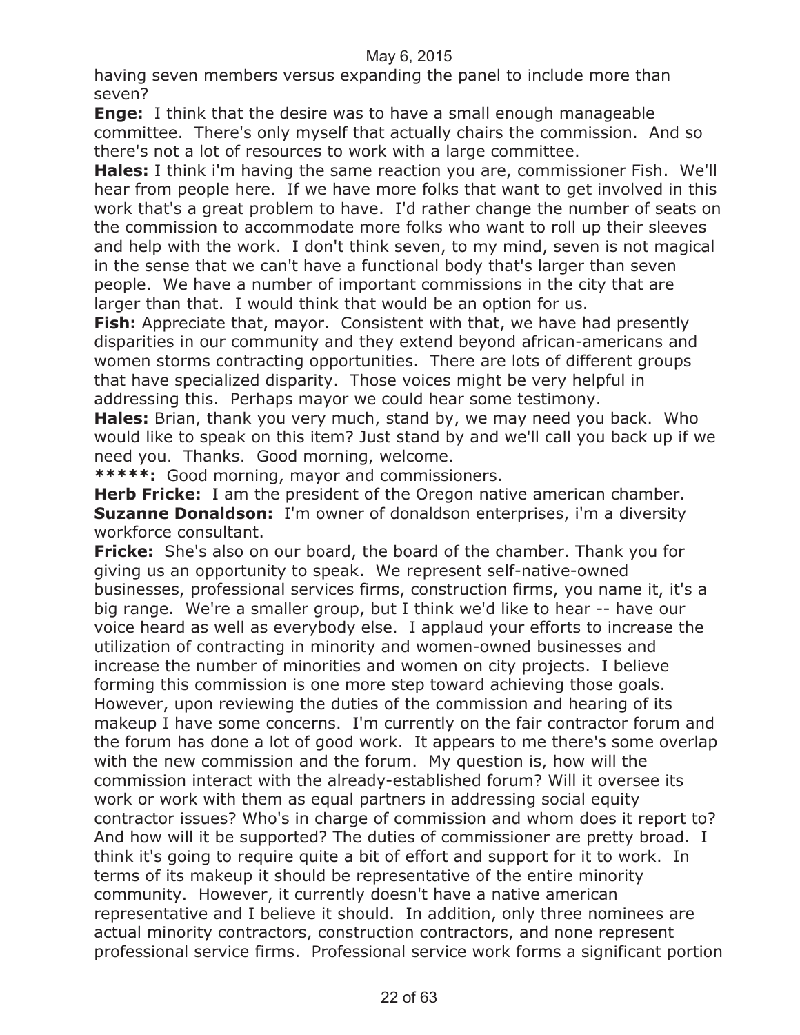having seven members versus expanding the panel to include more than seven?

**Enge:** I think that the desire was to have a small enough manageable committee. There's only myself that actually chairs the commission. And so there's not a lot of resources to work with a large committee.

**Hales:** I think i'm having the same reaction you are, commissioner Fish. We'll hear from people here. If we have more folks that want to get involved in this work that's a great problem to have. I'd rather change the number of seats on the commission to accommodate more folks who want to roll up their sleeves and help with the work. I don't think seven, to my mind, seven is not magical in the sense that we can't have a functional body that's larger than seven people. We have a number of important commissions in the city that are larger than that. I would think that would be an option for us.

**Fish:** Appreciate that, mayor. Consistent with that, we have had presently disparities in our community and they extend beyond african-americans and women storms contracting opportunities. There are lots of different groups that have specialized disparity. Those voices might be very helpful in addressing this. Perhaps mayor we could hear some testimony.

**Hales:** Brian, thank you very much, stand by, we may need you back. Who would like to speak on this item? Just stand by and we'll call you back up if we need you. Thanks. Good morning, welcome.

*****: Good morning, mayor and commissioners.

**Herb Fricke:** I am the president of the Oregon native american chamber.

**Suzanne Donaldson:** I'm owner of donaldson enterprises, i'm a diversity workforce consultant.

**Fricke:** She's also on our board, the board of the chamber. Thank you for giving us an opportunity to speak. We represent self-native-owned businesses, professional services firms, construction firms, you name it, it's a big range. We're a smaller group, but I think we'd like to hear -- have our voice heard as well as everybody else. I applaud your efforts to increase the utilization of contracting in minority and women-owned businesses and increase the number of minorities and women on city projects. I believe forming this commission is one more step toward achieving those goals. However, upon reviewing the duties of the commission and hearing of its makeup I have some concerns. I'm currently on the fair contractor forum and the forum has done a lot of good work. It appears to me there's some overlap with the new commission and the forum. My question is, how will the commission interact with the already-established forum? Will it oversee its work or work with them as equal partners in addressing social equity contractor issues? Who's in charge of commission and whom does it report to? And how will it be supported? The duties of commissioner are pretty broad. I think it's going to require quite a bit of effort and support for it to work. In terms of its makeup it should be representative of the entire minority community. However, it currently doesn't have a native american representative and I believe it should. In addition, only three nominees are actual minority contractors, construction contractors, and none represent professional service firms. Professional service work forms a significant portion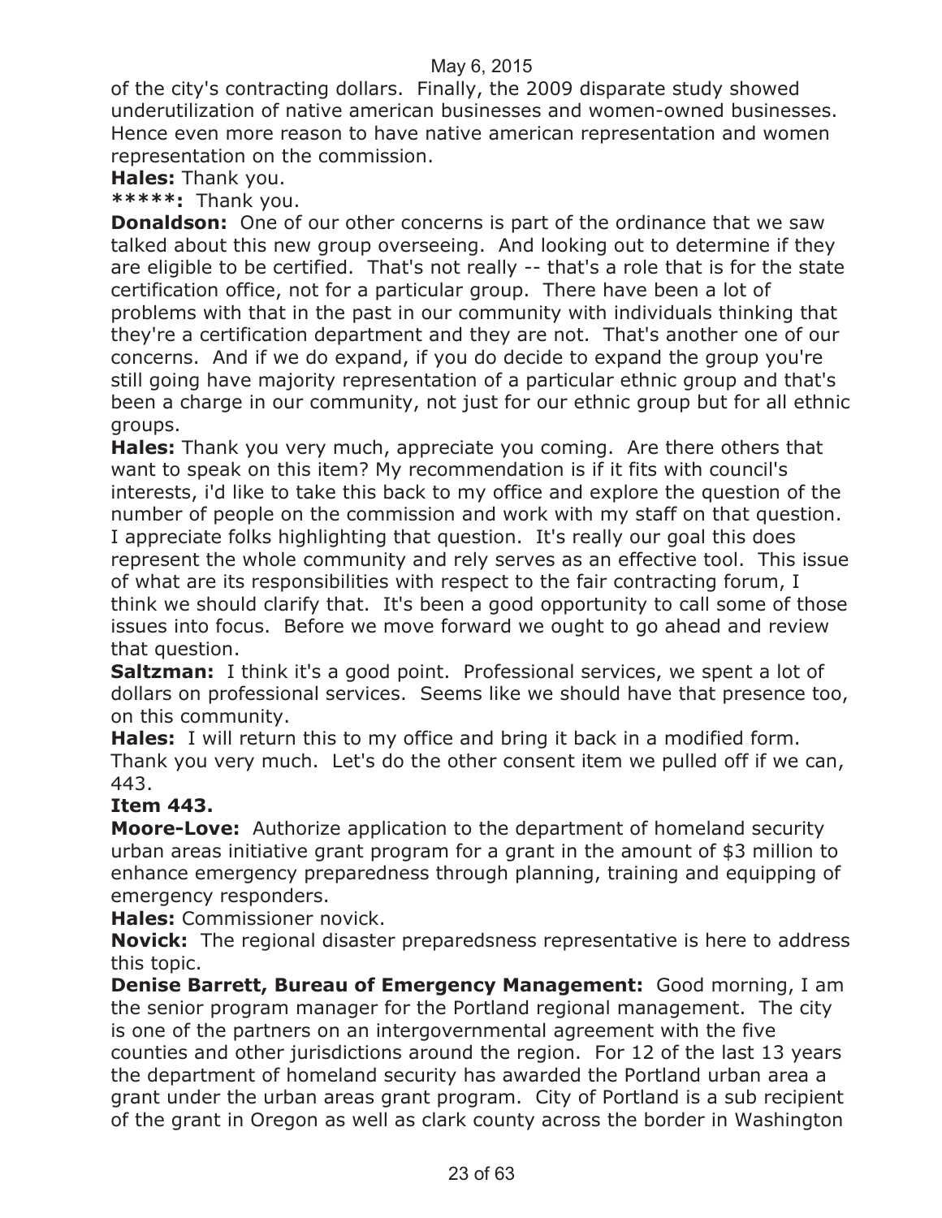of the city's contracting dollars. Finally, the 2009 disparate study showed underutilization of native american businesses and women-owned businesses. Hence even more reason to have native american representation and women representation on the commission.

**Hales:** Thank you.

*****: Thank you.

**Donaldson:** One of our other concerns is part of the ordinance that we saw talked about this new group overseeing. And looking out to determine if they are eligible to be certified. That's not really -- that's a role that is for the state certification office, not for a particular group. There have been a lot of problems with that in the past in our community with individuals thinking that they're a certification department and they are not. That's another one of our concerns. And if we do expand, if you do decide to expand the group you're still going have majority representation of a particular ethnic group and that's been a charge in our community, not just for our ethnic group but for all ethnic groups.

**Hales:** Thank you very much, appreciate you coming. Are there others that want to speak on this item? My recommendation is if it fits with council's interests, i'd like to take this back to my office and explore the question of the number of people on the commission and work with my staff on that question. I appreciate folks highlighting that question. It's really our goal this does represent the whole community and rely serves as an effective tool. This issue of what are its responsibilities with respect to the fair contracting forum, I think we should clarify that. It's been a good opportunity to call some of those issues into focus. Before we move forward we ought to go ahead and review that question.

**Saltzman:** I think it's a good point. Professional services, we spent a lot of dollars on professional services. Seems like we should have that presence too, on this community.

**Hales:** I will return this to my office and bring it back in a modified form. Thank you very much. Let's do the other consent item we pulled off if we can, 443.

**Item 443.**

**Moore-Love:** Authorize application to the department of homeland security urban areas initiative grant program for a grant in the amount of $3 million to enhance emergency preparedness through planning, training and equipping of emergency responders.

**Hales:** Commissioner novick.

**Novick:** The regional disaster preparedsness representative is here to address this topic.

**Denise Barrett, Bureau of Emergency Management:** Good morning, I am the senior program manager for the Portland regional management. The city is one of the partners on an intergovernmental agreement with the five counties and other jurisdictions around the region. For 12 of the last 13 years the department of homeland security has awarded the Portland urban area a grant under the urban areas grant program. City of Portland is a sub recipient of the grant in Oregon as well as clark county across the border in Washington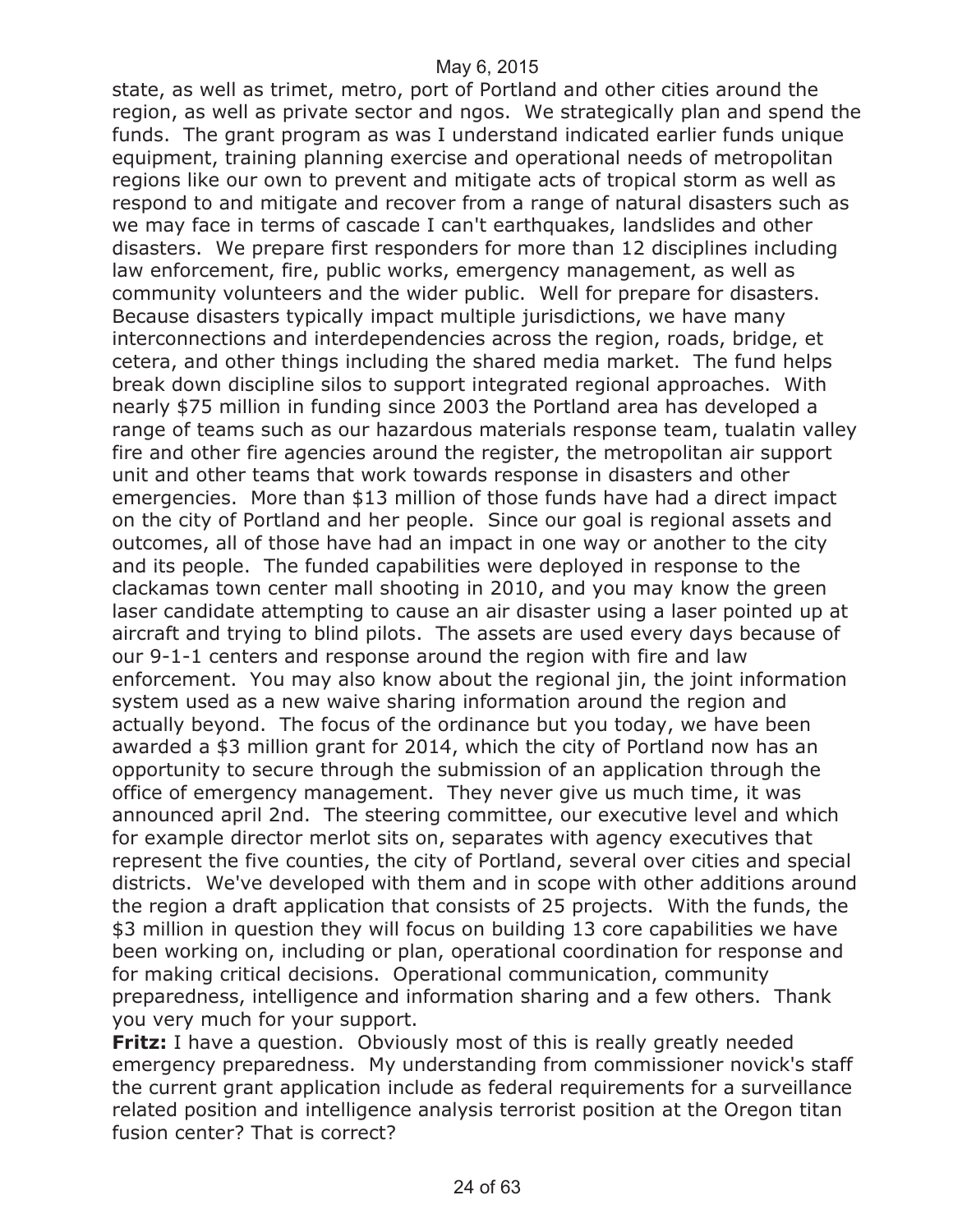state, as well as trimet, metro, port of Portland and other cities around the region, as well as private sector and ngos. We strategically plan and spend the funds. The grant program as was I understand indicated earlier funds unique equipment, training planning exercise and operational needs of metropolitan regions like our own to prevent and mitigate acts of tropical storm as well as respond to and mitigate and recover from a range of natural disasters such as we may face in terms of cascade I can't earthquakes, landslides and other disasters. We prepare first responders for more than 12 disciplines including law enforcement, fire, public works, emergency management, as well as community volunteers and the wider public. Well for prepare for disasters. Because disasters typically impact multiple jurisdictions, we have many interconnections and interdependencies across the region, roads, bridge, et cetera, and other things including the shared media market. The fund helps break down discipline silos to support integrated regional approaches. With nearly $75 million in funding since 2003 the Portland area has developed a range of teams such as our hazardous materials response team, tualatin valley fire and other fire agencies around the register, the metropolitan air support unit and other teams that work towards response in disasters and other emergencies. More than $13 million of those funds have had a direct impact on the city of Portland and her people. Since our goal is regional assets and outcomes, all of those have had an impact in one way or another to the city and its people. The funded capabilities were deployed in response to the clackamas town center mall shooting in 2010, and you may know the green laser candidate attempting to cause an air disaster using a laser pointed up at aircraft and trying to blind pilots. The assets are used every days because of our 9-1-1 centers and response around the region with fire and law enforcement. You may also know about the regional jin, the joint information system used as a new waive sharing information around the region and actually beyond. The focus of the ordinance but you today, we have been awarded a $3 million grant for 2014, which the city of Portland now has an opportunity to secure through the submission of an application through the office of emergency management. They never give us much time, it was announced april 2nd. The steering committee, our executive level and which for example director merlot sits on, separates with agency executives that represent the five counties, the city of Portland, several over cities and special districts. We've developed with them and in scope with other additions around the region a draft application that consists of 25 projects. With the funds, the $3 million in question they will focus on building 13 core capabilities we have been working on, including or plan, operational coordination for response and for making critical decisions. Operational communication, community preparedness, intelligence and information sharing and a few others. Thank you very much for your support.

**Fritz:** I have a question. Obviously most of this is really greatly needed emergency preparedness. My understanding from commissioner novick's staff the current grant application include as federal requirements for a surveillance related position and intelligence analysis terrorist position at the Oregon titan fusion center? That is correct?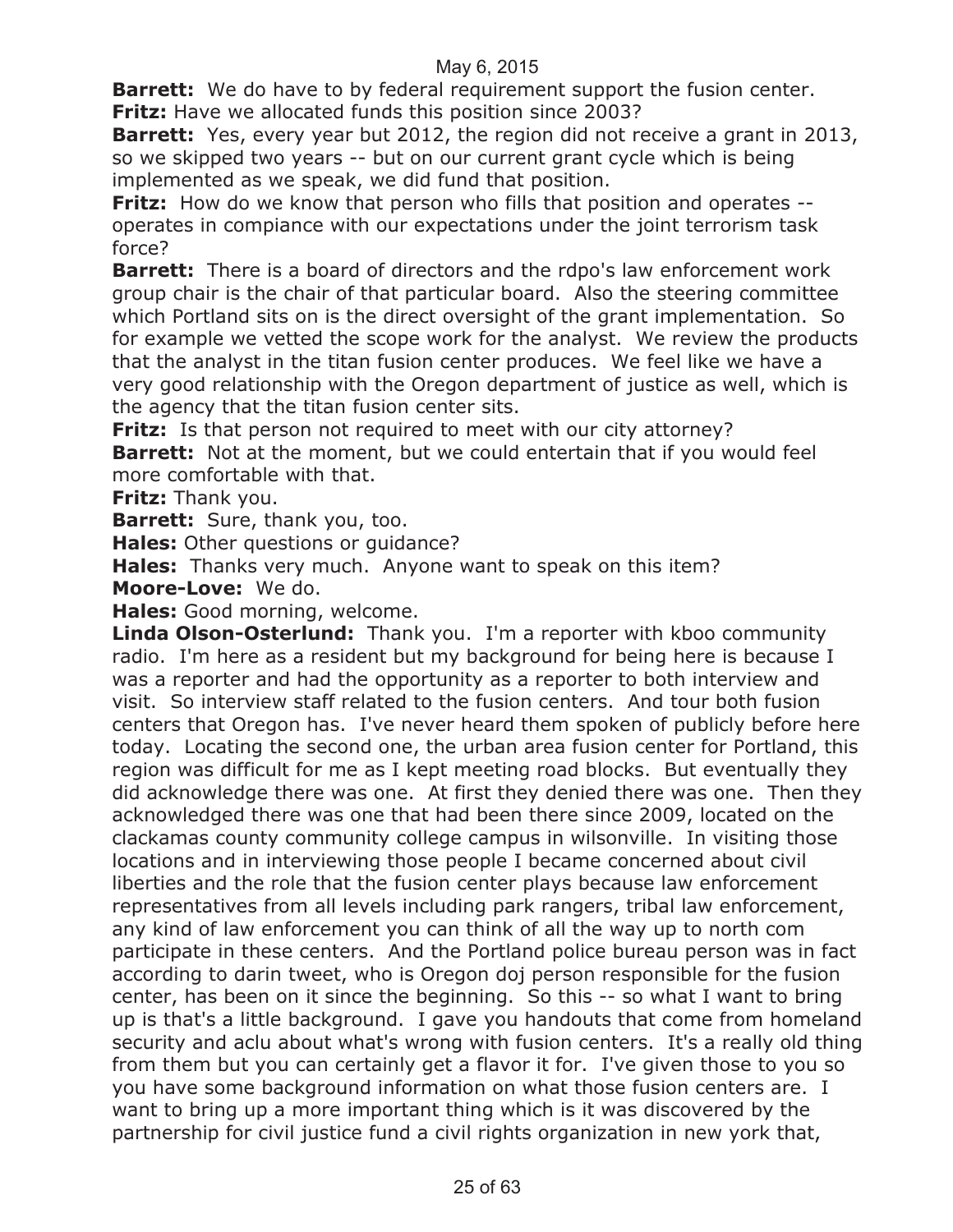**Barrett:** We do have to by federal requirement support the fusion center.
**Fritz:** Have we allocated funds this position since 2003?
**Barrett:** Yes, every year but 2012, the region did not receive a grant in 2013, so we skipped two years -- but on our current grant cycle which is being implemented as we speak, we did fund that position.
**Fritz:** How do we know that person who fills that position and operates -- operates in compiance with our expectations under the joint terrorism task force?
**Barrett:** There is a board of directors and the rdpo's law enforcement work group chair is the chair of that particular board. Also the steering committee which Portland sits on is the direct oversight of the grant implementation. So for example we vetted the scope work for the analyst. We review the products that the analyst in the titan fusion center produces. We feel like we have a very good relationship with the Oregon department of justice as well, which is the agency that the titan fusion center sits.
**Fritz:** Is that person not required to meet with our city attorney?
**Barrett:** Not at the moment, but we could entertain that if you would feel more comfortable with that.
**Fritz:** Thank you.
**Barrett:** Sure, thank you, too.
**Hales:** Other questions or guidance?
**Hales:** Thanks very much. Anyone want to speak on this item?
**Moore-Love:** We do.
**Hales:** Good morning, welcome.
**Linda Olson-Osterlund:** Thank you. I'm a reporter with kboo community radio. I'm here as a resident but my background for being here is because I was a reporter and had the opportunity as a reporter to both interview and visit. So interview staff related to the fusion centers. And tour both fusion centers that Oregon has. I've never heard them spoken of publicly before here today. Locating the second one, the urban area fusion center for Portland, this region was difficult for me as I kept meeting road blocks. But eventually they did acknowledge there was one. At first they denied there was one. Then they acknowledged there was one that had been there since 2009, located on the clackamas county community college campus in wilsonville. In visiting those locations and in interviewing those people I became concerned about civil liberties and the role that the fusion center plays because law enforcement representatives from all levels including park rangers, tribal law enforcement, any kind of law enforcement you can think of all the way up to north com participate in these centers. And the Portland police bureau person was in fact according to darin tweet, who is Oregon doj person responsible for the fusion center, has been on it since the beginning. So this -- so what I want to bring up is that's a little background. I gave you handouts that come from homeland security and aclu about what's wrong with fusion centers. It's a really old thing from them but you can certainly get a flavor it for. I've given those to you so you have some background information on what those fusion centers are. I want to bring up a more important thing which is it was discovered by the partnership for civil justice fund a civil rights organization in new york that,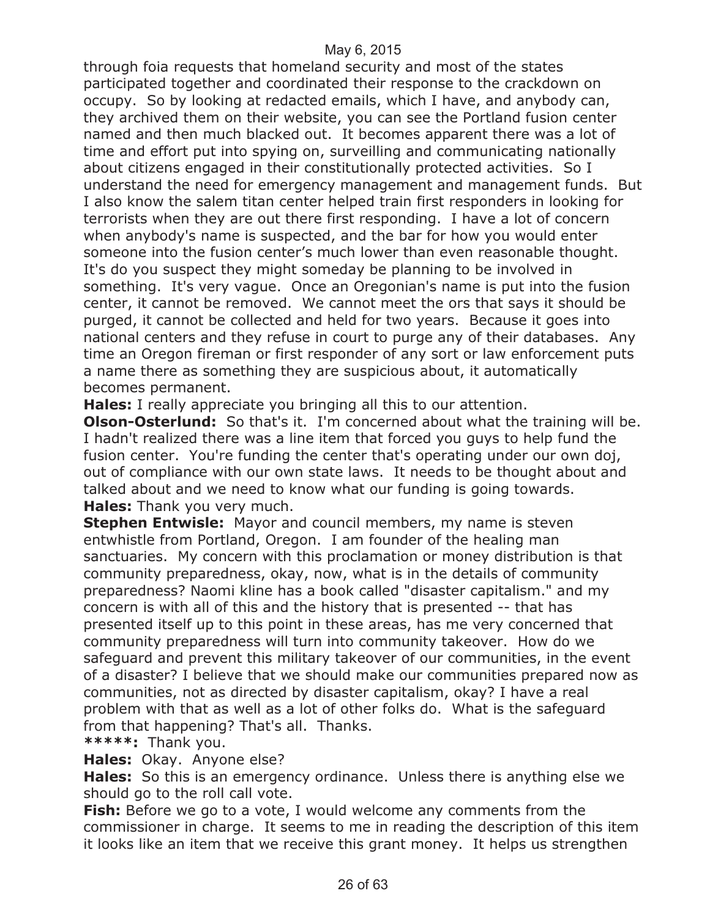through foia requests that homeland security and most of the states participated together and coordinated their response to the crackdown on occupy. So by looking at redacted emails, which I have, and anybody can, they archived them on their website, you can see the Portland fusion center named and then much blacked out. It becomes apparent there was a lot of time and effort put into spying on, surveilling and communicating nationally about citizens engaged in their constitutionally protected activities. So I understand the need for emergency management and management funds. But I also know the salem titan center helped train first responders in looking for terrorists when they are out there first responding. I have a lot of concern when anybody's name is suspected, and the bar for how you would enter someone into the fusion center's much lower than even reasonable thought. It's do you suspect they might someday be planning to be involved in something. It's very vague. Once an Oregonian's name is put into the fusion center, it cannot be removed. We cannot meet the ors that says it should be purged, it cannot be collected and held for two years. Because it goes into national centers and they refuse in court to purge any of their databases. Any time an Oregon fireman or first responder of any sort or law enforcement puts a name there as something they are suspicious about, it automatically becomes permanent.

**Hales:** I really appreciate you bringing all this to our attention.

**Olson-Osterlund:** So that's it. I'm concerned about what the training will be. I hadn't realized there was a line item that forced you guys to help fund the fusion center. You're funding the center that's operating under our own doj, out of compliance with our own state laws. It needs to be thought about and talked about and we need to know what our funding is going towards.

**Hales:** Thank you very much.

**Stephen Entwisle:** Mayor and council members, my name is steven entwhistle from Portland, Oregon. I am founder of the healing man sanctuaries. My concern with this proclamation or money distribution is that community preparedness, okay, now, what is in the details of community preparedness? Naomi kline has a book called "disaster capitalism." and my concern is with all of this and the history that is presented -- that has presented itself up to this point in these areas, has me very concerned that community preparedness will turn into community takeover. How do we safeguard and prevent this military takeover of our communities, in the event of a disaster? I believe that we should make our communities prepared now as communities, not as directed by disaster capitalism, okay? I have a real problem with that as well as a lot of other folks do. What is the safeguard from that happening? That's all. Thanks.

**\*\*\*\*\*:** Thank you.

**Hales:** Okay. Anyone else?

**Hales:** So this is an emergency ordinance. Unless there is anything else we should go to the roll call vote.

**Fish:** Before we go to a vote, I would welcome any comments from the commissioner in charge. It seems to me in reading the description of this item it looks like an item that we receive this grant money. It helps us strengthen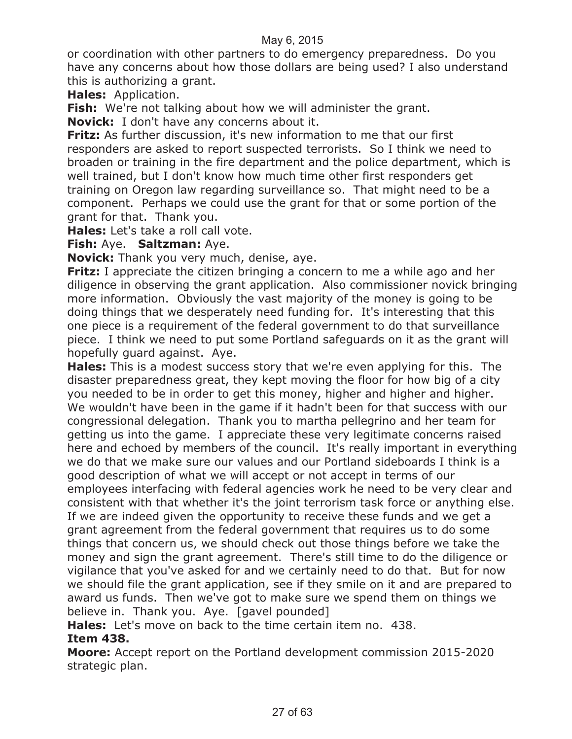or coordination with other partners to do emergency preparedness. Do you have any concerns about how those dollars are being used? I also understand this is authorizing a grant.

**Hales:** Application.

**Fish:** We're not talking about how we will administer the grant.

**Novick:** I don't have any concerns about it.

**Fritz:** As further discussion, it's new information to me that our first responders are asked to report suspected terrorists. So I think we need to broaden or training in the fire department and the police department, which is well trained, but I don't know how much time other first responders get training on Oregon law regarding surveillance so. That might need to be a component. Perhaps we could use the grant for that or some portion of the grant for that. Thank you.

**Hales:** Let's take a roll call vote.

**Fish:** Aye. **Saltzman:** Aye.

**Novick:** Thank you very much, denise, aye.

**Fritz:** I appreciate the citizen bringing a concern to me a while ago and her diligence in observing the grant application. Also commissioner novick bringing more information. Obviously the vast majority of the money is going to be doing things that we desperately need funding for. It's interesting that this one piece is a requirement of the federal government to do that surveillance piece. I think we need to put some Portland safeguards on it as the grant will hopefully guard against. Aye.

**Hales:** This is a modest success story that we're even applying for this. The disaster preparedness great, they kept moving the floor for how big of a city you needed to be in order to get this money, higher and higher and higher. We wouldn't have been in the game if it hadn't been for that success with our congressional delegation. Thank you to martha pellegrino and her team for getting us into the game. I appreciate these very legitimate concerns raised here and echoed by members of the council. It's really important in everything we do that we make sure our values and our Portland sideboards I think is a good description of what we will accept or not accept in terms of our employees interfacing with federal agencies work he need to be very clear and consistent with that whether it's the joint terrorism task force or anything else. If we are indeed given the opportunity to receive these funds and we get a grant agreement from the federal government that requires us to do some things that concern us, we should check out those things before we take the money and sign the grant agreement. There's still time to do the diligence or vigilance that you've asked for and we certainly need to do that. But for now we should file the grant application, see if they smile on it and are prepared to award us funds. Then we've got to make sure we spend them on things we believe in. Thank you. Aye. [gavel pounded]

**Hales:** Let's move on back to the time certain item no. 438.

**Item 438.**

**Moore:** Accept report on the Portland development commission 2015-2020 strategic plan.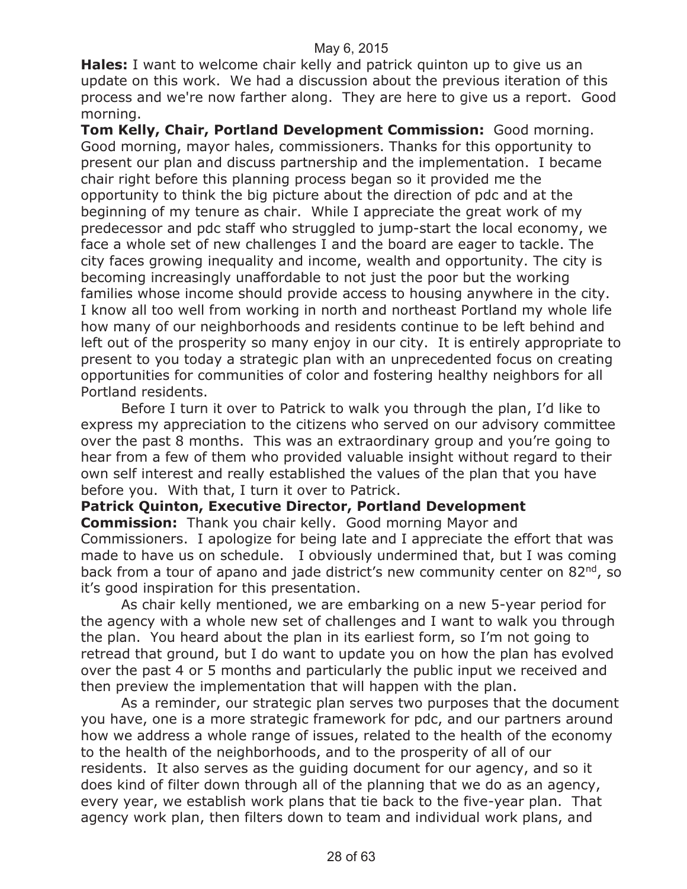**Hales:** I want to welcome chair kelly and patrick quinton up to give us an update on this work. We had a discussion about the previous iteration of this process and we're now farther along. They are here to give us a report. Good morning.

**Tom Kelly, Chair, Portland Development Commission:** Good morning. Good morning, mayor hales, commissioners. Thanks for this opportunity to present our plan and discuss partnership and the implementation. I became chair right before this planning process began so it provided me the opportunity to think the big picture about the direction of pdc and at the beginning of my tenure as chair. While I appreciate the great work of my predecessor and pdc staff who struggled to jump-start the local economy, we face a whole set of new challenges I and the board are eager to tackle. The city faces growing inequality and income, wealth and opportunity. The city is becoming increasingly unaffordable to not just the poor but the working families whose income should provide access to housing anywhere in the city. I know all too well from working in north and northeast Portland my whole life how many of our neighborhoods and residents continue to be left behind and left out of the prosperity so many enjoy in our city. It is entirely appropriate to present to you today a strategic plan with an unprecedented focus on creating opportunities for communities of color and fostering healthy neighbors for all Portland residents.

Before I turn it over to Patrick to walk you through the plan, I'd like to express my appreciation to the citizens who served on our advisory committee over the past 8 months. This was an extraordinary group and you're going to hear from a few of them who provided valuable insight without regard to their own self interest and really established the values of the plan that you have before you. With that, I turn it over to Patrick.

**Patrick Quinton, Executive Director, Portland Development Commission:** Thank you chair kelly. Good morning Mayor and Commissioners. I apologize for being late and I appreciate the effort that was made to have us on schedule. I obviously undermined that, but I was coming back from a tour of apano and jade district's new community center on 82nd, so it's good inspiration for this presentation.

As chair kelly mentioned, we are embarking on a new 5-year period for the agency with a whole new set of challenges and I want to walk you through the plan. You heard about the plan in its earliest form, so I'm not going to retread that ground, but I do want to update you on how the plan has evolved over the past 4 or 5 months and particularly the public input we received and then preview the implementation that will happen with the plan.

As a reminder, our strategic plan serves two purposes that the document you have, one is a more strategic framework for pdc, and our partners around how we address a whole range of issues, related to the health of the economy to the health of the neighborhoods, and to the prosperity of all of our residents. It also serves as the guiding document for our agency, and so it does kind of filter down through all of the planning that we do as an agency, every year, we establish work plans that tie back to the five-year plan. That agency work plan, then filters down to team and individual work plans, and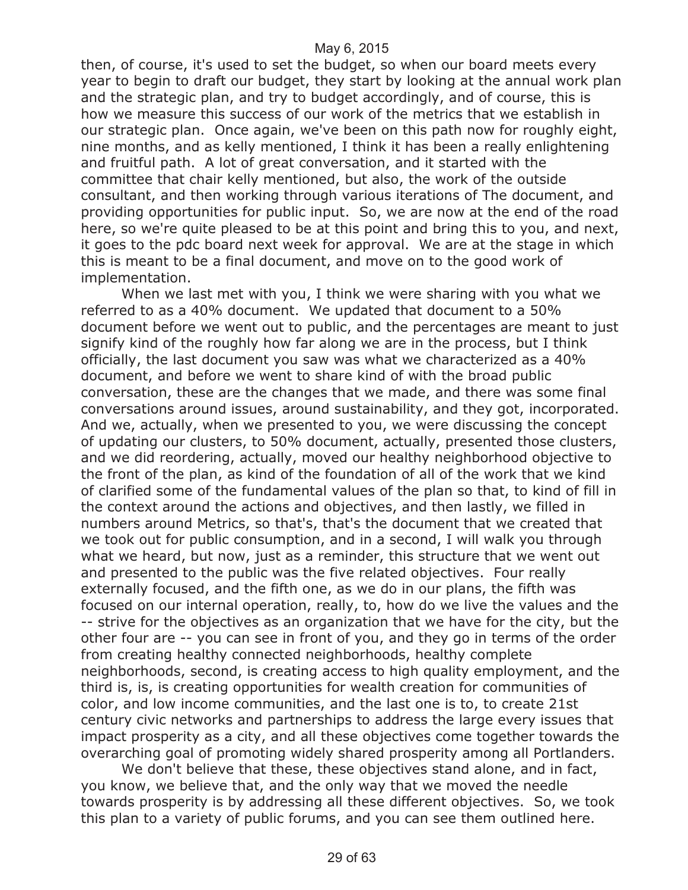then, of course, it's used to set the budget, so when our board meets every year to begin to draft our budget, they start by looking at the annual work plan and the strategic plan, and try to budget accordingly, and of course, this is how we measure this success of our work of the metrics that we establish in our strategic plan. Once again, we've been on this path now for roughly eight, nine months, and as kelly mentioned, I think it has been a really enlightening and fruitful path. A lot of great conversation, and it started with the committee that chair kelly mentioned, but also, the work of the outside consultant, and then working through various iterations of The document, and providing opportunities for public input. So, we are now at the end of the road here, so we're quite pleased to be at this point and bring this to you, and next, it goes to the pdc board next week for approval. We are at the stage in which this is meant to be a final document, and move on to the good work of implementation.

When we last met with you, I think we were sharing with you what we referred to as a 40% document. We updated that document to a 50% document before we went out to public, and the percentages are meant to just signify kind of the roughly how far along we are in the process, but I think officially, the last document you saw was what we characterized as a 40% document, and before we went to share kind of with the broad public conversation, these are the changes that we made, and there was some final conversations around issues, around sustainability, and they got, incorporated. And we, actually, when we presented to you, we were discussing the concept of updating our clusters, to 50% document, actually, presented those clusters, and we did reordering, actually, moved our healthy neighborhood objective to the front of the plan, as kind of the foundation of all of the work that we kind of clarified some of the fundamental values of the plan so that, to kind of fill in the context around the actions and objectives, and then lastly, we filled in numbers around Metrics, so that's, that's the document that we created that we took out for public consumption, and in a second, I will walk you through what we heard, but now, just as a reminder, this structure that we went out and presented to the public was the five related objectives. Four really externally focused, and the fifth one, as we do in our plans, the fifth was focused on our internal operation, really, to, how do we live the values and the -- strive for the objectives as an organization that we have for the city, but the other four are -- you can see in front of you, and they go in terms of the order from creating healthy connected neighborhoods, healthy complete neighborhoods, second, is creating access to high quality employment, and the third is, is, is creating opportunities for wealth creation for communities of color, and low income communities, and the last one is to, to create 21st century civic networks and partnerships to address the large every issues that impact prosperity as a city, and all these objectives come together towards the overarching goal of promoting widely shared prosperity among all Portlanders.

We don't believe that these, these objectives stand alone, and in fact, you know, we believe that, and the only way that we moved the needle towards prosperity is by addressing all these different objectives. So, we took this plan to a variety of public forums, and you can see them outlined here.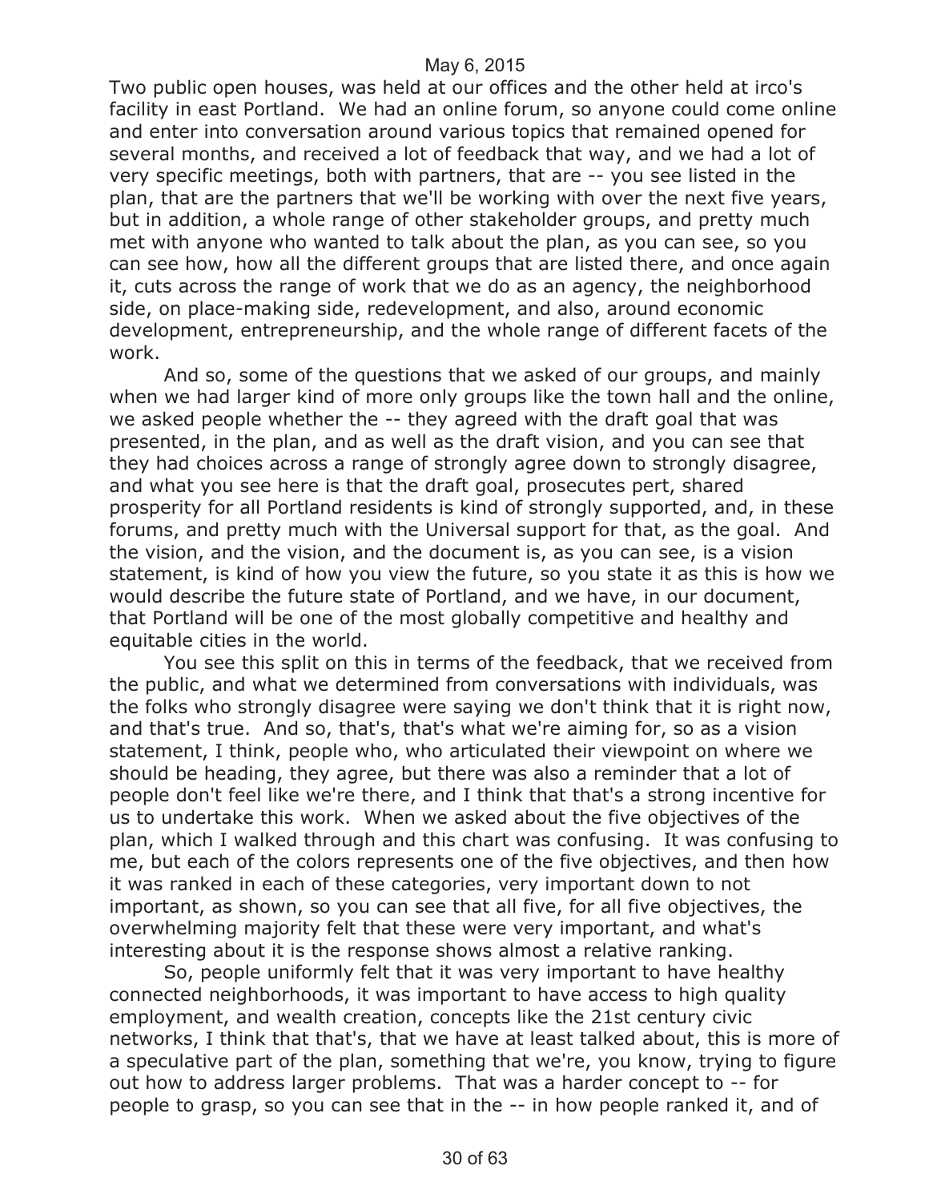Two public open houses, was held at our offices and the other held at irco's facility in east Portland. We had an online forum, so anyone could come online and enter into conversation around various topics that remained opened for several months, and received a lot of feedback that way, and we had a lot of very specific meetings, both with partners, that are -- you see listed in the plan, that are the partners that we'll be working with over the next five years, but in addition, a whole range of other stakeholder groups, and pretty much met with anyone who wanted to talk about the plan, as you can see, so you can see how, how all the different groups that are listed there, and once again it, cuts across the range of work that we do as an agency, the neighborhood side, on place-making side, redevelopment, and also, around economic development, entrepreneurship, and the whole range of different facets of the work.

And so, some of the questions that we asked of our groups, and mainly when we had larger kind of more only groups like the town hall and the online, we asked people whether the -- they agreed with the draft goal that was presented, in the plan, and as well as the draft vision, and you can see that they had choices across a range of strongly agree down to strongly disagree, and what you see here is that the draft goal, prosecutes pert, shared prosperity for all Portland residents is kind of strongly supported, and, in these forums, and pretty much with the Universal support for that, as the goal. And the vision, and the vision, and the document is, as you can see, is a vision statement, is kind of how you view the future, so you state it as this is how we would describe the future state of Portland, and we have, in our document, that Portland will be one of the most globally competitive and healthy and equitable cities in the world.

You see this split on this in terms of the feedback, that we received from the public, and what we determined from conversations with individuals, was the folks who strongly disagree were saying we don't think that it is right now, and that's true. And so, that's, that's what we're aiming for, so as a vision statement, I think, people who, who articulated their viewpoint on where we should be heading, they agree, but there was also a reminder that a lot of people don't feel like we're there, and I think that that's a strong incentive for us to undertake this work. When we asked about the five objectives of the plan, which I walked through and this chart was confusing. It was confusing to me, but each of the colors represents one of the five objectives, and then how it was ranked in each of these categories, very important down to not important, as shown, so you can see that all five, for all five objectives, the overwhelming majority felt that these were very important, and what's interesting about it is the response shows almost a relative ranking.

So, people uniformly felt that it was very important to have healthy connected neighborhoods, it was important to have access to high quality employment, and wealth creation, concepts like the 21st century civic networks, I think that that's, that we have at least talked about, this is more of a speculative part of the plan, something that we're, you know, trying to figure out how to address larger problems. That was a harder concept to -- for people to grasp, so you can see that in the -- in how people ranked it, and of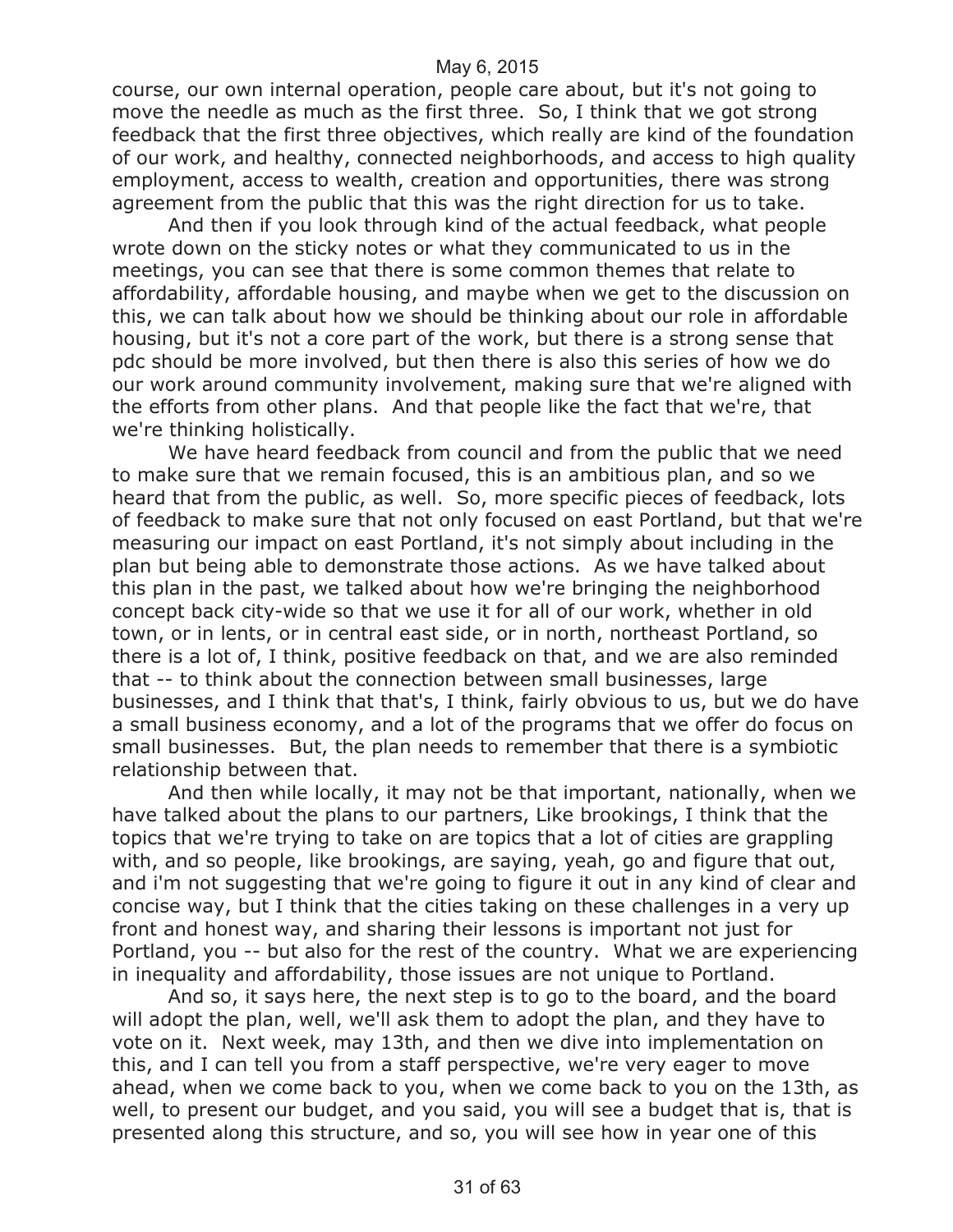course, our own internal operation, people care about, but it's not going to move the needle as much as the first three. So, I think that we got strong feedback that the first three objectives, which really are kind of the foundation of our work, and healthy, connected neighborhoods, and access to high quality employment, access to wealth, creation and opportunities, there was strong agreement from the public that this was the right direction for us to take.

And then if you look through kind of the actual feedback, what people wrote down on the sticky notes or what they communicated to us in the meetings, you can see that there is some common themes that relate to affordability, affordable housing, and maybe when we get to the discussion on this, we can talk about how we should be thinking about our role in affordable housing, but it's not a core part of the work, but there is a strong sense that pdc should be more involved, but then there is also this series of how we do our work around community involvement, making sure that we're aligned with the efforts from other plans. And that people like the fact that we're, that we're thinking holistically.

We have heard feedback from council and from the public that we need to make sure that we remain focused, this is an ambitious plan, and so we heard that from the public, as well. So, more specific pieces of feedback, lots of feedback to make sure that not only focused on east Portland, but that we're measuring our impact on east Portland, it's not simply about including in the plan but being able to demonstrate those actions. As we have talked about this plan in the past, we talked about how we're bringing the neighborhood concept back city-wide so that we use it for all of our work, whether in old town, or in lents, or in central east side, or in north, northeast Portland, so there is a lot of, I think, positive feedback on that, and we are also reminded that -- to think about the connection between small businesses, large businesses, and I think that that's, I think, fairly obvious to us, but we do have a small business economy, and a lot of the programs that we offer do focus on small businesses. But, the plan needs to remember that there is a symbiotic relationship between that.

And then while locally, it may not be that important, nationally, when we have talked about the plans to our partners, Like brookings, I think that the topics that we're trying to take on are topics that a lot of cities are grappling with, and so people, like brookings, are saying, yeah, go and figure that out, and i'm not suggesting that we're going to figure it out in any kind of clear and concise way, but I think that the cities taking on these challenges in a very up front and honest way, and sharing their lessons is important not just for Portland, you -- but also for the rest of the country. What we are experiencing in inequality and affordability, those issues are not unique to Portland.

And so, it says here, the next step is to go to the board, and the board will adopt the plan, well, we'll ask them to adopt the plan, and they have to vote on it. Next week, may 13th, and then we dive into implementation on this, and I can tell you from a staff perspective, we're very eager to move ahead, when we come back to you, when we come back to you on the 13th, as well, to present our budget, and you said, you will see a budget that is, that is presented along this structure, and so, you will see how in year one of this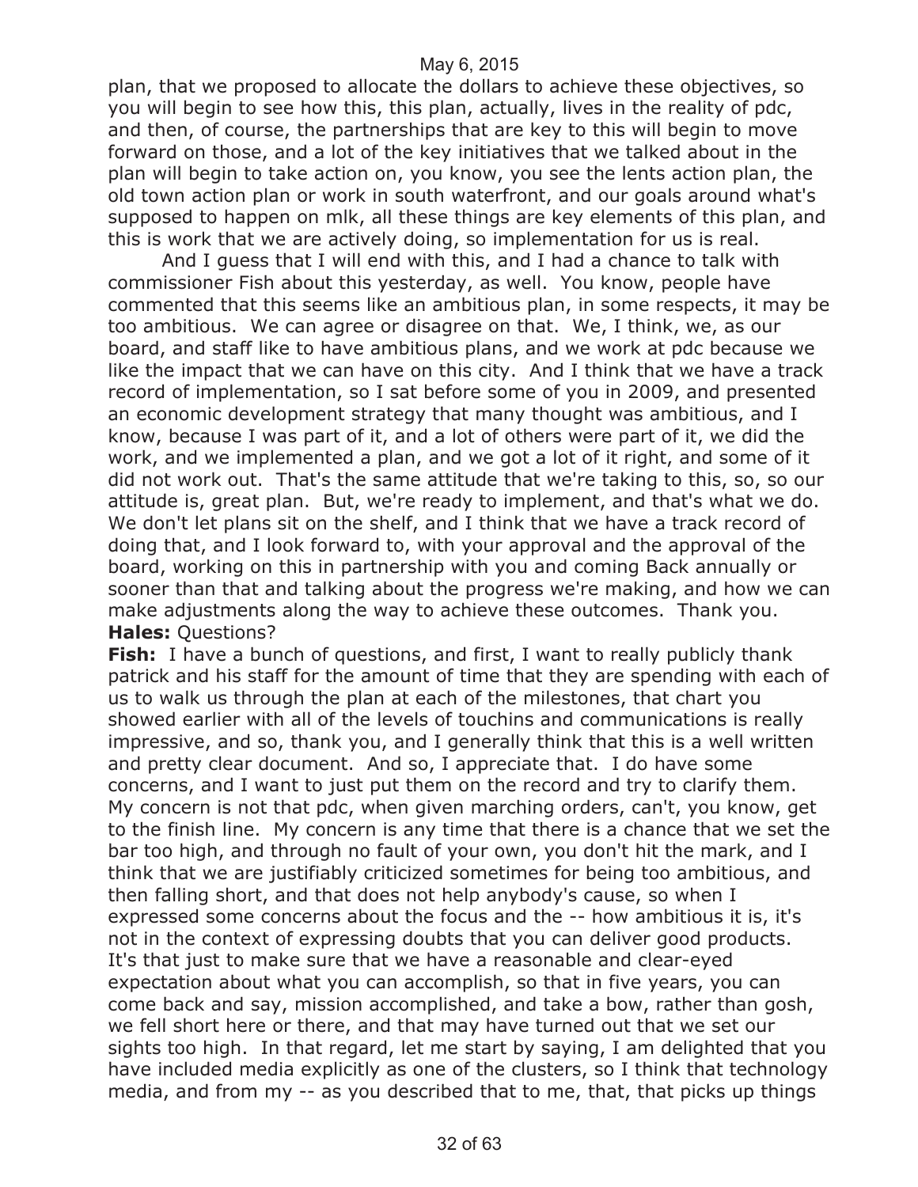plan, that we proposed to allocate the dollars to achieve these objectives, so you will begin to see how this, this plan, actually, lives in the reality of pdc, and then, of course, the partnerships that are key to this will begin to move forward on those, and a lot of the key initiatives that we talked about in the plan will begin to take action on, you know, you see the lents action plan, the old town action plan or work in south waterfront, and our goals around what's supposed to happen on mlk, all these things are key elements of this plan, and this is work that we are actively doing, so implementation for us is real.

And I guess that I will end with this, and I had a chance to talk with commissioner Fish about this yesterday, as well. You know, people have commented that this seems like an ambitious plan, in some respects, it may be too ambitious. We can agree or disagree on that. We, I think, we, as our board, and staff like to have ambitious plans, and we work at pdc because we like the impact that we can have on this city. And I think that we have a track record of implementation, so I sat before some of you in 2009, and presented an economic development strategy that many thought was ambitious, and I know, because I was part of it, and a lot of others were part of it, we did the work, and we implemented a plan, and we got a lot of it right, and some of it did not work out. That's the same attitude that we're taking to this, so, so our attitude is, great plan. But, we're ready to implement, and that's what we do. We don't let plans sit on the shelf, and I think that we have a track record of doing that, and I look forward to, with your approval and the approval of the board, working on this in partnership with you and coming Back annually or sooner than that and talking about the progress we're making, and how we can make adjustments along the way to achieve these outcomes. Thank you.

**Hales:** Questions?

**Fish:** I have a bunch of questions, and first, I want to really publicly thank patrick and his staff for the amount of time that they are spending with each of us to walk us through the plan at each of the milestones, that chart you showed earlier with all of the levels of touchins and communications is really impressive, and so, thank you, and I generally think that this is a well written and pretty clear document. And so, I appreciate that. I do have some concerns, and I want to just put them on the record and try to clarify them. My concern is not that pdc, when given marching orders, can't, you know, get to the finish line. My concern is any time that there is a chance that we set the bar too high, and through no fault of your own, you don't hit the mark, and I think that we are justifiably criticized sometimes for being too ambitious, and then falling short, and that does not help anybody's cause, so when I expressed some concerns about the focus and the -- how ambitious it is, it's not in the context of expressing doubts that you can deliver good products. It's that just to make sure that we have a reasonable and clear-eyed expectation about what you can accomplish, so that in five years, you can come back and say, mission accomplished, and take a bow, rather than gosh, we fell short here or there, and that may have turned out that we set our sights too high. In that regard, let me start by saying, I am delighted that you have included media explicitly as one of the clusters, so I think that technology media, and from my -- as you described that to me, that, that picks up things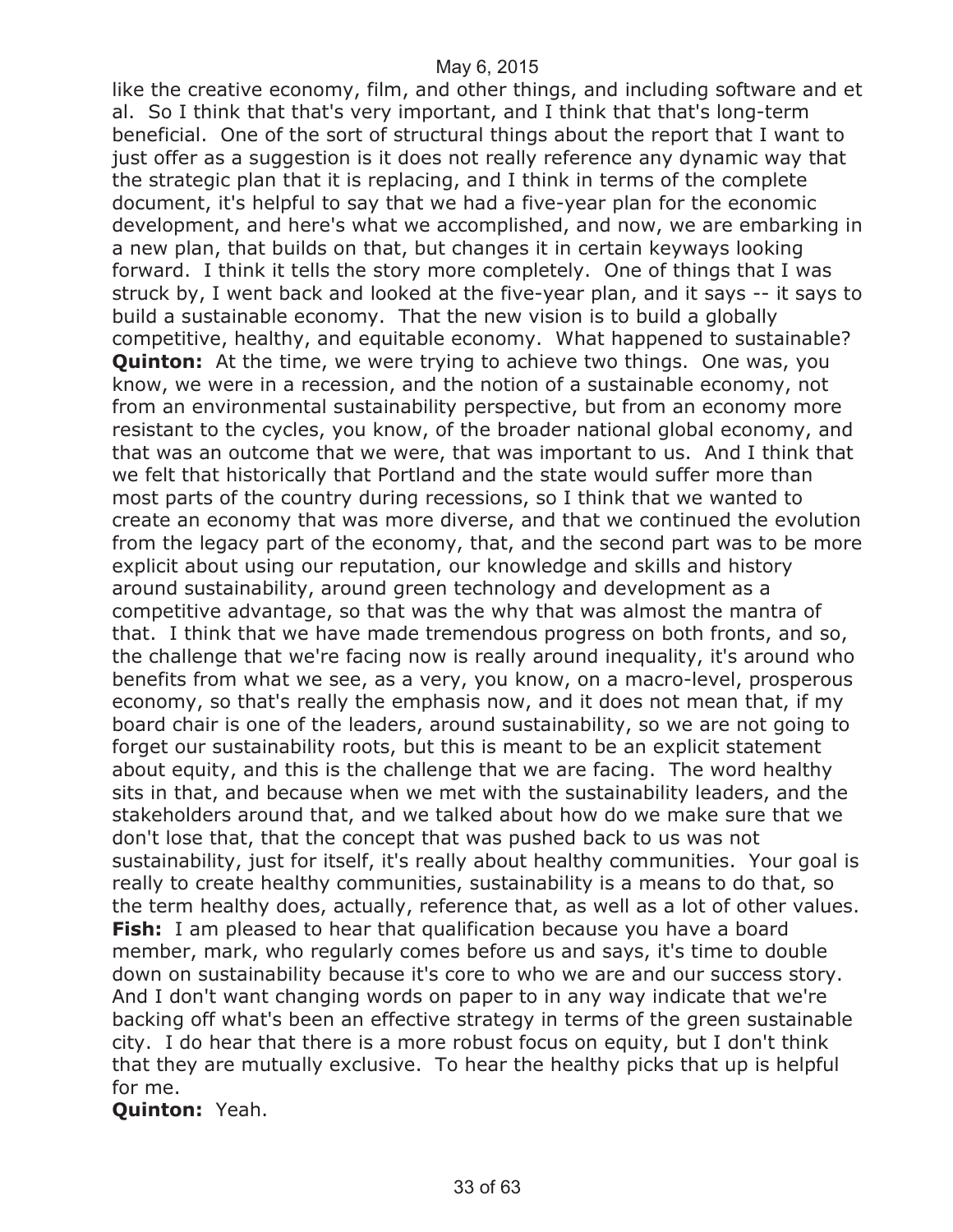like the creative economy, film, and other things, and including software and et al. So I think that that's very important, and I think that that's long-term beneficial. One of the sort of structural things about the report that I want to just offer as a suggestion is it does not really reference any dynamic way that the strategic plan that it is replacing, and I think in terms of the complete document, it's helpful to say that we had a five-year plan for the economic development, and here's what we accomplished, and now, we are embarking in a new plan, that builds on that, but changes it in certain keyways looking forward. I think it tells the story more completely. One of things that I was struck by, I went back and looked at the five-year plan, and it says -- it says to build a sustainable economy. That the new vision is to build a globally competitive, healthy, and equitable economy. What happened to sustainable?

**Quinton:** At the time, we were trying to achieve two things. One was, you know, we were in a recession, and the notion of a sustainable economy, not from an environmental sustainability perspective, but from an economy more resistant to the cycles, you know, of the broader national global economy, and that was an outcome that we were, that was important to us. And I think that we felt that historically that Portland and the state would suffer more than most parts of the country during recessions, so I think that we wanted to create an economy that was more diverse, and that we continued the evolution from the legacy part of the economy, that, and the second part was to be more explicit about using our reputation, our knowledge and skills and history around sustainability, around green technology and development as a competitive advantage, so that was the why that was almost the mantra of that. I think that we have made tremendous progress on both fronts, and so, the challenge that we're facing now is really around inequality, it's around who benefits from what we see, as a very, you know, on a macro-level, prosperous economy, so that's really the emphasis now, and it does not mean that, if my board chair is one of the leaders, around sustainability, so we are not going to forget our sustainability roots, but this is meant to be an explicit statement about equity, and this is the challenge that we are facing. The word healthy sits in that, and because when we met with the sustainability leaders, and the stakeholders around that, and we talked about how do we make sure that we don't lose that, that the concept that was pushed back to us was not sustainability, just for itself, it's really about healthy communities. Your goal is really to create healthy communities, sustainability is a means to do that, so the term healthy does, actually, reference that, as well as a lot of other values.

**Fish:** I am pleased to hear that qualification because you have a board member, mark, who regularly comes before us and says, it's time to double down on sustainability because it's core to who we are and our success story. And I don't want changing words on paper to in any way indicate that we're backing off what's been an effective strategy in terms of the green sustainable city. I do hear that there is a more robust focus on equity, but I don't think that they are mutually exclusive. To hear the healthy picks that up is helpful for me.

**Quinton:** Yeah.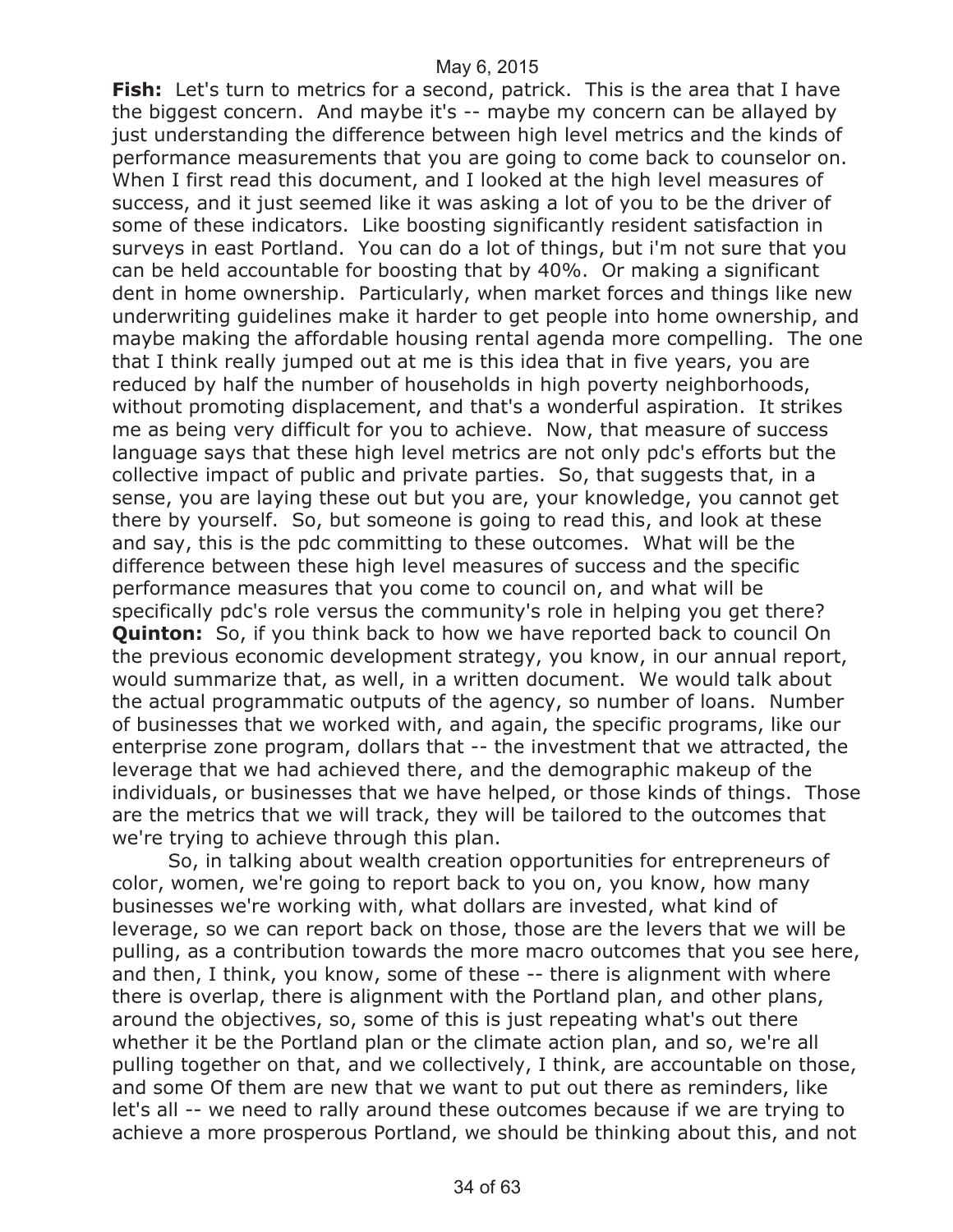**Fish:** Let's turn to metrics for a second, patrick. This is the area that I have the biggest concern. And maybe it's -- maybe my concern can be allayed by just understanding the difference between high level metrics and the kinds of performance measurements that you are going to come back to counselor on. When I first read this document, and I looked at the high level measures of success, and it just seemed like it was asking a lot of you to be the driver of some of these indicators. Like boosting significantly resident satisfaction in surveys in east Portland. You can do a lot of things, but i'm not sure that you can be held accountable for boosting that by 40%. Or making a significant dent in home ownership. Particularly, when market forces and things like new underwriting guidelines make it harder to get people into home ownership, and maybe making the affordable housing rental agenda more compelling. The one that I think really jumped out at me is this idea that in five years, you are reduced by half the number of households in high poverty neighborhoods, without promoting displacement, and that's a wonderful aspiration. It strikes me as being very difficult for you to achieve. Now, that measure of success language says that these high level metrics are not only pdc's efforts but the collective impact of public and private parties. So, that suggests that, in a sense, you are laying these out but you are, your knowledge, you cannot get there by yourself. So, but someone is going to read this, and look at these and say, this is the pdc committing to these outcomes. What will be the difference between these high level measures of success and the specific performance measures that you come to council on, and what will be specifically pdc's role versus the community's role in helping you get there?

**Quinton:** So, if you think back to how we have reported back to council On the previous economic development strategy, you know, in our annual report, would summarize that, as well, in a written document. We would talk about the actual programmatic outputs of the agency, so number of loans. Number of businesses that we worked with, and again, the specific programs, like our enterprise zone program, dollars that -- the investment that we attracted, the leverage that we had achieved there, and the demographic makeup of the individuals, or businesses that we have helped, or those kinds of things. Those are the metrics that we will track, they will be tailored to the outcomes that we're trying to achieve through this plan.

So, in talking about wealth creation opportunities for entrepreneurs of color, women, we're going to report back to you on, you know, how many businesses we're working with, what dollars are invested, what kind of leverage, so we can report back on those, those are the levers that we will be pulling, as a contribution towards the more macro outcomes that you see here, and then, I think, you know, some of these -- there is alignment with where there is overlap, there is alignment with the Portland plan, and other plans, around the objectives, so, some of this is just repeating what's out there whether it be the Portland plan or the climate action plan, and so, we're all pulling together on that, and we collectively, I think, are accountable on those, and some Of them are new that we want to put out there as reminders, like let's all -- we need to rally around these outcomes because if we are trying to achieve a more prosperous Portland, we should be thinking about this, and not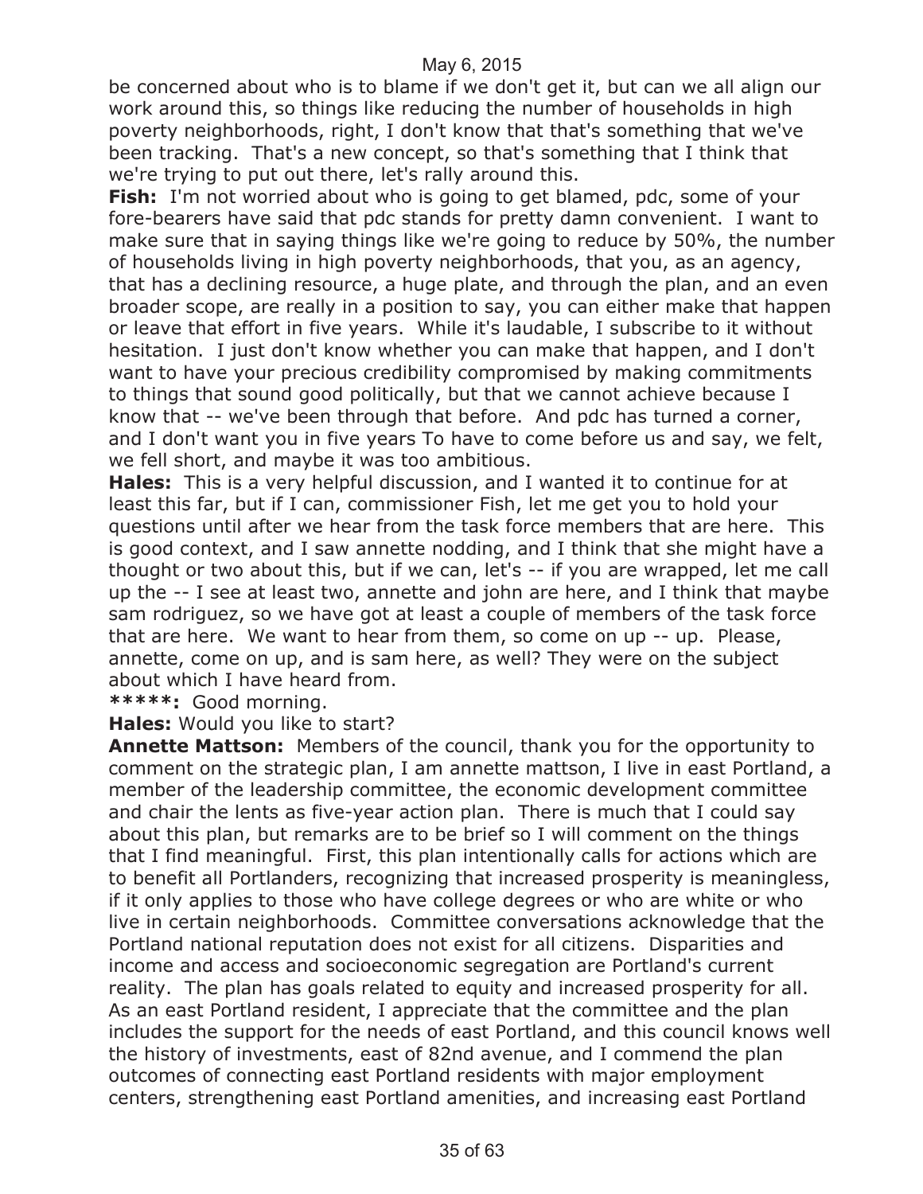be concerned about who is to blame if we don't get it, but can we all align our work around this, so things like reducing the number of households in high poverty neighborhoods, right, I don't know that that's something that we've been tracking. That's a new concept, so that's something that I think that we're trying to put out there, let's rally around this.

**Fish:** I'm not worried about who is going to get blamed, pdc, some of your fore-bearers have said that pdc stands for pretty damn convenient. I want to make sure that in saying things like we're going to reduce by 50%, the number of households living in high poverty neighborhoods, that you, as an agency, that has a declining resource, a huge plate, and through the plan, and an even broader scope, are really in a position to say, you can either make that happen or leave that effort in five years. While it's laudable, I subscribe to it without hesitation. I just don't know whether you can make that happen, and I don't want to have your precious credibility compromised by making commitments to things that sound good politically, but that we cannot achieve because I know that -- we've been through that before. And pdc has turned a corner, and I don't want you in five years To have to come before us and say, we felt, we fell short, and maybe it was too ambitious.

**Hales:** This is a very helpful discussion, and I wanted it to continue for at least this far, but if I can, commissioner Fish, let me get you to hold your questions until after we hear from the task force members that are here. This is good context, and I saw annette nodding, and I think that she might have a thought or two about this, but if we can, let's -- if you are wrapped, let me call up the -- I see at least two, annette and john are here, and I think that maybe sam rodriguez, so we have got at least a couple of members of the task force that are here. We want to hear from them, so come on up -- up. Please, annette, come on up, and is sam here, as well? They were on the subject about which I have heard from.

**\*\*\*\*\*:** Good morning.

**Hales:** Would you like to start?

**Annette Mattson:** Members of the council, thank you for the opportunity to comment on the strategic plan, I am annette mattson, I live in east Portland, a member of the leadership committee, the economic development committee and chair the lents as five-year action plan. There is much that I could say about this plan, but remarks are to be brief so I will comment on the things that I find meaningful. First, this plan intentionally calls for actions which are to benefit all Portlanders, recognizing that increased prosperity is meaningless, if it only applies to those who have college degrees or who are white or who live in certain neighborhoods. Committee conversations acknowledge that the Portland national reputation does not exist for all citizens. Disparities and income and access and socioeconomic segregation are Portland's current reality. The plan has goals related to equity and increased prosperity for all. As an east Portland resident, I appreciate that the committee and the plan includes the support for the needs of east Portland, and this council knows well the history of investments, east of 82nd avenue, and I commend the plan outcomes of connecting east Portland residents with major employment centers, strengthening east Portland amenities, and increasing east Portland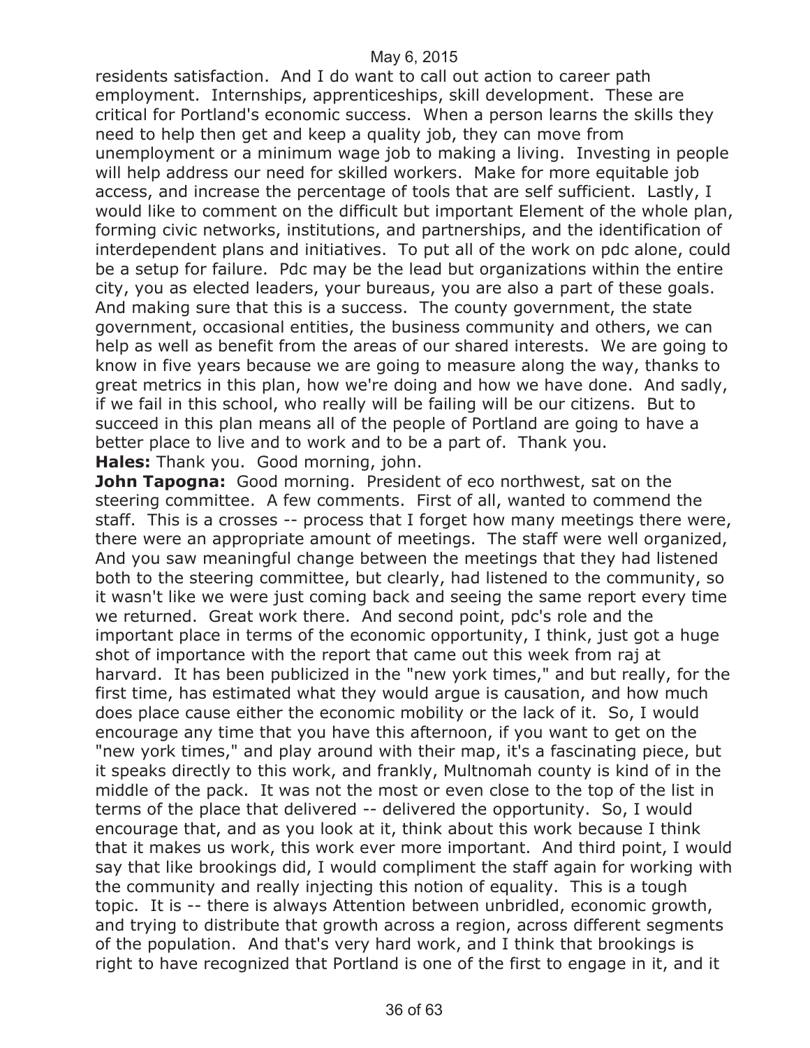residents satisfaction. And I do want to call out action to career path employment. Internships, apprenticeships, skill development. These are critical for Portland's economic success. When a person learns the skills they need to help then get and keep a quality job, they can move from unemployment or a minimum wage job to making a living. Investing in people will help address our need for skilled workers. Make for more equitable job access, and increase the percentage of tools that are self sufficient. Lastly, I would like to comment on the difficult but important Element of the whole plan, forming civic networks, institutions, and partnerships, and the identification of interdependent plans and initiatives. To put all of the work on pdc alone, could be a setup for failure. Pdc may be the lead but organizations within the entire city, you as elected leaders, your bureaus, you are also a part of these goals. And making sure that this is a success. The county government, the state government, occasional entities, the business community and others, we can help as well as benefit from the areas of our shared interests. We are going to know in five years because we are going to measure along the way, thanks to great metrics in this plan, how we're doing and how we have done. And sadly, if we fail in this school, who really will be failing will be our citizens. But to succeed in this plan means all of the people of Portland are going to have a better place to live and to work and to be a part of. Thank you.

**Hales:** Thank you. Good morning, john.

**John Tapogna:** Good morning. President of eco northwest, sat on the steering committee. A few comments. First of all, wanted to commend the staff. This is a crosses -- process that I forget how many meetings there were, there were an appropriate amount of meetings. The staff were well organized, And you saw meaningful change between the meetings that they had listened both to the steering committee, but clearly, had listened to the community, so it wasn't like we were just coming back and seeing the same report every time we returned. Great work there. And second point, pdc's role and the important place in terms of the economic opportunity, I think, just got a huge shot of importance with the report that came out this week from raj at harvard. It has been publicized in the "new york times," and but really, for the first time, has estimated what they would argue is causation, and how much does place cause either the economic mobility or the lack of it. So, I would encourage any time that you have this afternoon, if you want to get on the "new york times," and play around with their map, it's a fascinating piece, but it speaks directly to this work, and frankly, Multnomah county is kind of in the middle of the pack. It was not the most or even close to the top of the list in terms of the place that delivered -- delivered the opportunity. So, I would encourage that, and as you look at it, think about this work because I think that it makes us work, this work ever more important. And third point, I would say that like brookings did, I would compliment the staff again for working with the community and really injecting this notion of equality. This is a tough topic. It is -- there is always Attention between unbridled, economic growth, and trying to distribute that growth across a region, across different segments of the population. And that's very hard work, and I think that brookings is right to have recognized that Portland is one of the first to engage in it, and it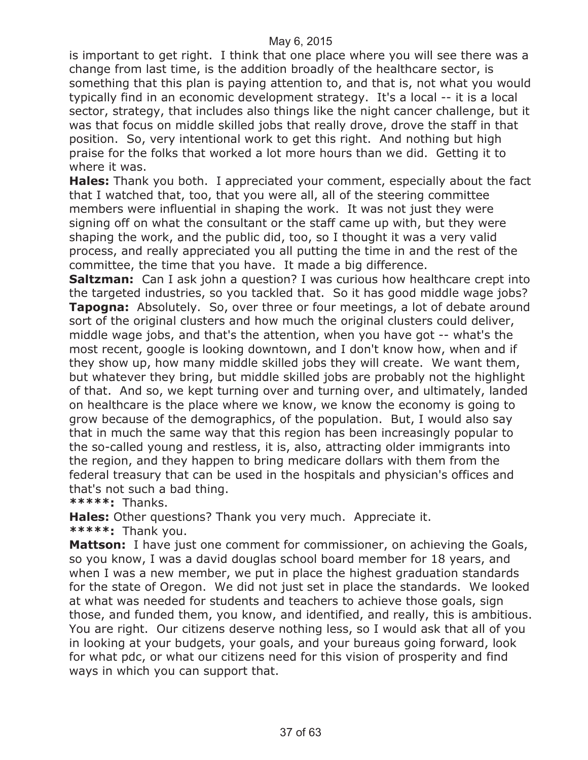is important to get right. I think that one place where you will see there was a change from last time, is the addition broadly of the healthcare sector, is something that this plan is paying attention to, and that is, not what you would typically find in an economic development strategy. It's a local -- it is a local sector, strategy, that includes also things like the night cancer challenge, but it was that focus on middle skilled jobs that really drove, drove the staff in that position. So, very intentional work to get this right. And nothing but high praise for the folks that worked a lot more hours than we did. Getting it to where it was.

**Hales:** Thank you both. I appreciated your comment, especially about the fact that I watched that, too, that you were all, all of the steering committee members were influential in shaping the work. It was not just they were signing off on what the consultant or the staff came up with, but they were shaping the work, and the public did, too, so I thought it was a very valid process, and really appreciated you all putting the time in and the rest of the committee, the time that you have. It made a big difference.

**Saltzman:** Can I ask john a question? I was curious how healthcare crept into the targeted industries, so you tackled that. So it has good middle wage jobs?

**Tapogna:** Absolutely. So, over three or four meetings, a lot of debate around sort of the original clusters and how much the original clusters could deliver, middle wage jobs, and that's the attention, when you have got -- what's the most recent, google is looking downtown, and I don't know how, when and if they show up, how many middle skilled jobs they will create. We want them, but whatever they bring, but middle skilled jobs are probably not the highlight of that. And so, we kept turning over and turning over, and ultimately, landed on healthcare is the place where we know, we know the economy is going to grow because of the demographics, of the population. But, I would also say that in much the same way that this region has been increasingly popular to the so-called young and restless, it is, also, attracting older immigrants into the region, and they happen to bring medicare dollars with them from the federal treasury that can be used in the hospitals and physician's offices and that's not such a bad thing.

**\*\*\*\*\*:** Thanks.

**Hales:** Other questions? Thank you very much. Appreciate it.

**\*\*\*\*\*:** Thank you.

**Mattson:** I have just one comment for commissioner, on achieving the Goals, so you know, I was a david douglas school board member for 18 years, and when I was a new member, we put in place the highest graduation standards for the state of Oregon. We did not just set in place the standards. We looked at what was needed for students and teachers to achieve those goals, sign those, and funded them, you know, and identified, and really, this is ambitious. You are right. Our citizens deserve nothing less, so I would ask that all of you in looking at your budgets, your goals, and your bureaus going forward, look for what pdc, or what our citizens need for this vision of prosperity and find ways in which you can support that.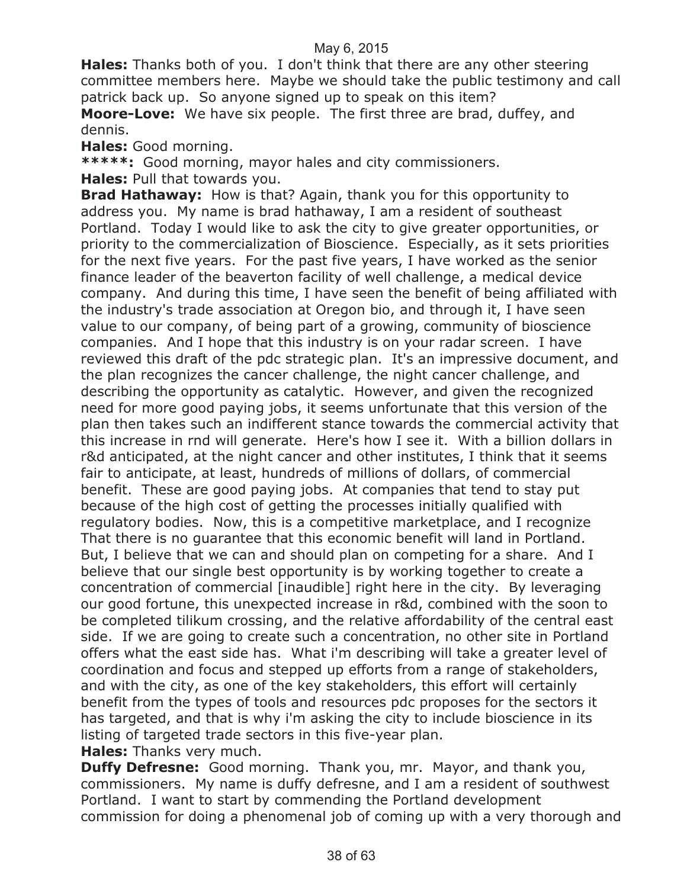**Hales:** Thanks both of you. I don't think that there are any other steering committee members here. Maybe we should take the public testimony and call patrick back up. So anyone signed up to speak on this item?

**Moore-Love:** We have six people. The first three are brad, duffey, and dennis.

**Hales:** Good morning.

**\*\*\*\*\*:** Good morning, mayor hales and city commissioners.

**Hales:** Pull that towards you.

**Brad Hathaway:** How is that? Again, thank you for this opportunity to address you. My name is brad hathaway, I am a resident of southeast Portland. Today I would like to ask the city to give greater opportunities, or priority to the commercialization of Bioscience. Especially, as it sets priorities for the next five years. For the past five years, I have worked as the senior finance leader of the beaverton facility of well challenge, a medical device company. And during this time, I have seen the benefit of being affiliated with the industry's trade association at Oregon bio, and through it, I have seen value to our company, of being part of a growing, community of bioscience companies. And I hope that this industry is on your radar screen. I have reviewed this draft of the pdc strategic plan. It's an impressive document, and the plan recognizes the cancer challenge, the night cancer challenge, and describing the opportunity as catalytic. However, and given the recognized need for more good paying jobs, it seems unfortunate that this version of the plan then takes such an indifferent stance towards the commercial activity that this increase in rnd will generate. Here's how I see it. With a billion dollars in r&d anticipated, at the night cancer and other institutes, I think that it seems fair to anticipate, at least, hundreds of millions of dollars, of commercial benefit. These are good paying jobs. At companies that tend to stay put because of the high cost of getting the processes initially qualified with regulatory bodies. Now, this is a competitive marketplace, and I recognize That there is no guarantee that this economic benefit will land in Portland. But, I believe that we can and should plan on competing for a share. And I believe that our single best opportunity is by working together to create a concentration of commercial [inaudible] right here in the city. By leveraging our good fortune, this unexpected increase in r&d, combined with the soon to be completed tilikum crossing, and the relative affordability of the central east side. If we are going to create such a concentration, no other site in Portland offers what the east side has. What i'm describing will take a greater level of coordination and focus and stepped up efforts from a range of stakeholders, and with the city, as one of the key stakeholders, this effort will certainly benefit from the types of tools and resources pdc proposes for the sectors it has targeted, and that is why i'm asking the city to include bioscience in its listing of targeted trade sectors in this five-year plan.

**Hales:** Thanks very much.

**Duffy Defresne:** Good morning. Thank you, mr. Mayor, and thank you, commissioners. My name is duffy defresne, and I am a resident of southwest Portland. I want to start by commending the Portland development commission for doing a phenomenal job of coming up with a very thorough and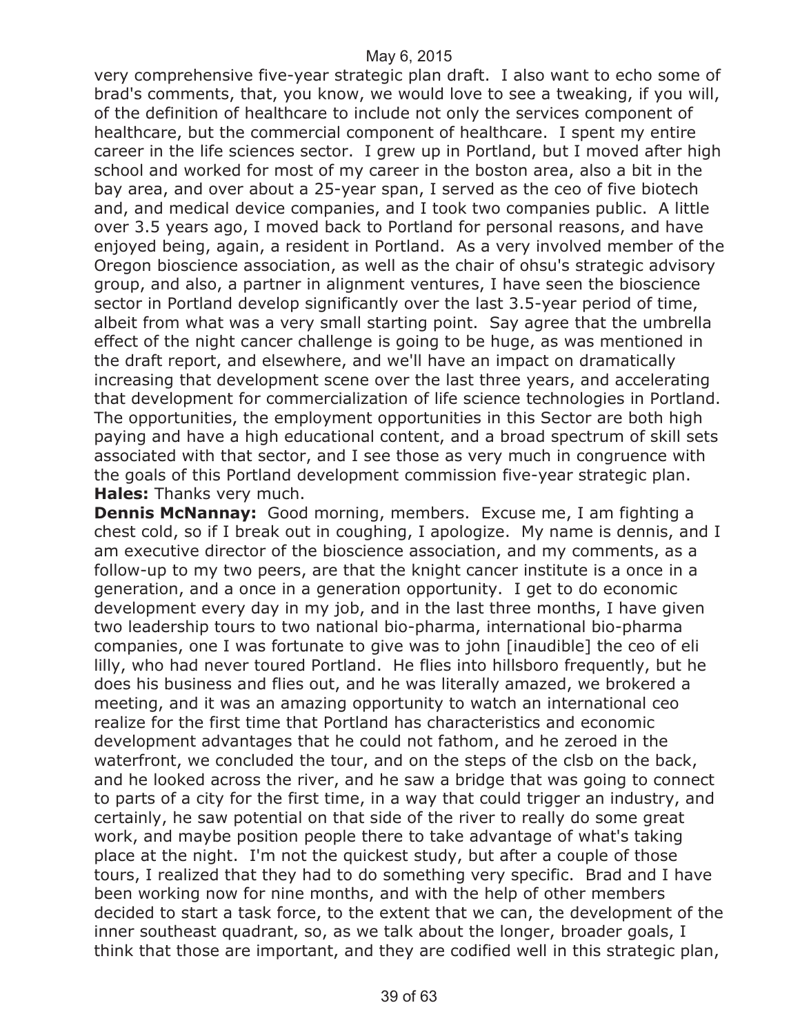very comprehensive five-year strategic plan draft. I also want to echo some of brad's comments, that, you know, we would love to see a tweaking, if you will, of the definition of healthcare to include not only the services component of healthcare, but the commercial component of healthcare. I spent my entire career in the life sciences sector. I grew up in Portland, but I moved after high school and worked for most of my career in the boston area, also a bit in the bay area, and over about a 25-year span, I served as the ceo of five biotech and, and medical device companies, and I took two companies public. A little over 3.5 years ago, I moved back to Portland for personal reasons, and have enjoyed being, again, a resident in Portland. As a very involved member of the Oregon bioscience association, as well as the chair of ohsu's strategic advisory group, and also, a partner in alignment ventures, I have seen the bioscience sector in Portland develop significantly over the last 3.5-year period of time, albeit from what was a very small starting point. Say agree that the umbrella effect of the night cancer challenge is going to be huge, as was mentioned in the draft report, and elsewhere, and we'll have an impact on dramatically increasing that development scene over the last three years, and accelerating that development for commercialization of life science technologies in Portland. The opportunities, the employment opportunities in this Sector are both high paying and have a high educational content, and a broad spectrum of skill sets associated with that sector, and I see those as very much in congruence with the goals of this Portland development commission five-year strategic plan.

**Hales:** Thanks very much.

**Dennis McNannay:** Good morning, members. Excuse me, I am fighting a chest cold, so if I break out in coughing, I apologize. My name is dennis, and I am executive director of the bioscience association, and my comments, as a follow-up to my two peers, are that the knight cancer institute is a once in a generation, and a once in a generation opportunity. I get to do economic development every day in my job, and in the last three months, I have given two leadership tours to two national bio-pharma, international bio-pharma companies, one I was fortunate to give was to john [inaudible] the ceo of eli lilly, who had never toured Portland. He flies into hillsboro frequently, but he does his business and flies out, and he was literally amazed, we brokered a meeting, and it was an amazing opportunity to watch an international ceo realize for the first time that Portland has characteristics and economic development advantages that he could not fathom, and he zeroed in the waterfront, we concluded the tour, and on the steps of the clsb on the back, and he looked across the river, and he saw a bridge that was going to connect to parts of a city for the first time, in a way that could trigger an industry, and certainly, he saw potential on that side of the river to really do some great work, and maybe position people there to take advantage of what's taking place at the night. I'm not the quickest study, but after a couple of those tours, I realized that they had to do something very specific. Brad and I have been working now for nine months, and with the help of other members decided to start a task force, to the extent that we can, the development of the inner southeast quadrant, so, as we talk about the longer, broader goals, I think that those are important, and they are codified well in this strategic plan,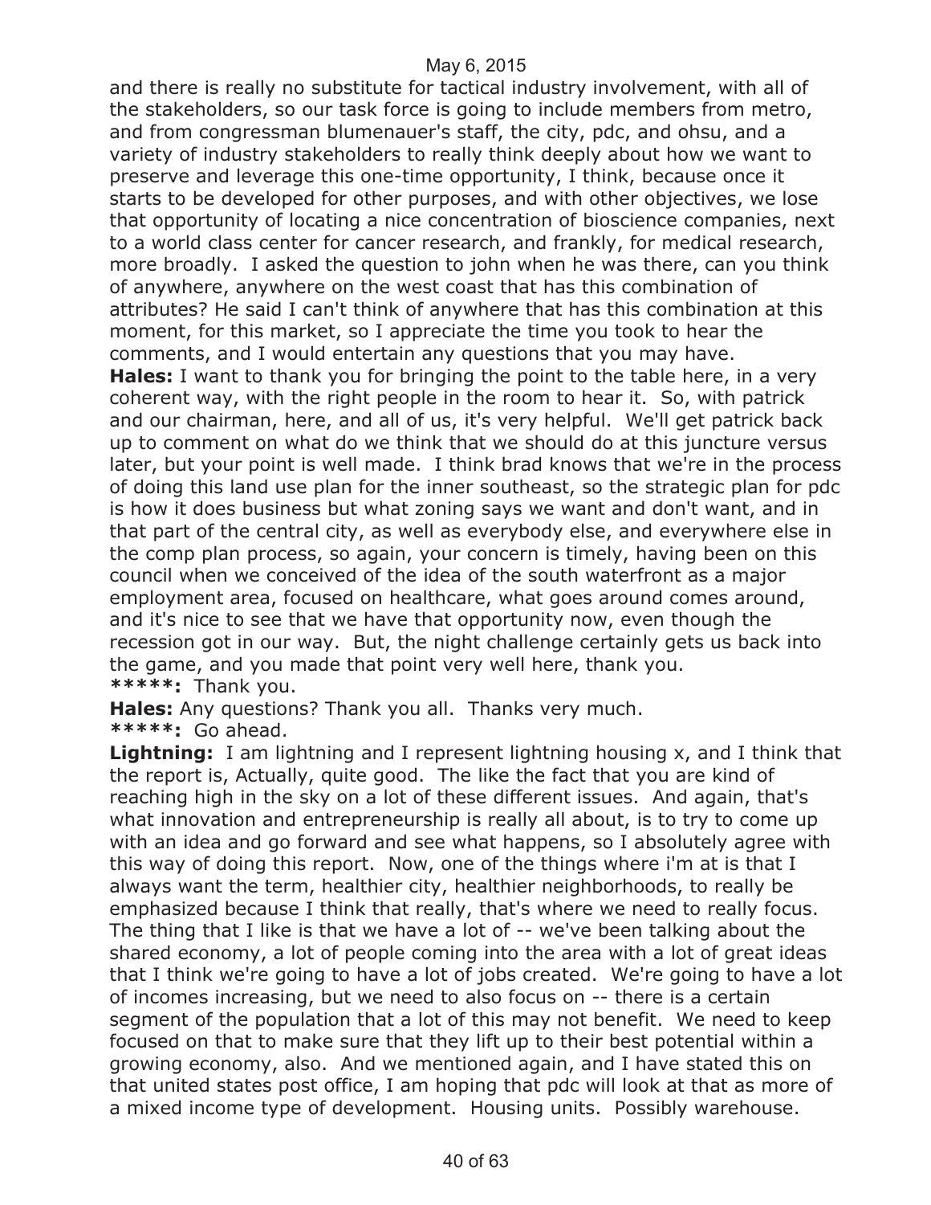and there is really no substitute for tactical industry involvement, with all of the stakeholders, so our task force is going to include members from metro, and from congressman blumenauer's staff, the city, pdc, and ohsu, and a variety of industry stakeholders to really think deeply about how we want to preserve and leverage this one-time opportunity, I think, because once it starts to be developed for other purposes, and with other objectives, we lose that opportunity of locating a nice concentration of bioscience companies, next to a world class center for cancer research, and frankly, for medical research, more broadly. I asked the question to john when he was there, can you think of anywhere, anywhere on the west coast that has this combination of attributes? He said I can't think of anywhere that has this combination at this moment, for this market, so I appreciate the time you took to hear the comments, and I would entertain any questions that you may have.

**Hales:** I want to thank you for bringing the point to the table here, in a very coherent way, with the right people in the room to hear it. So, with patrick and our chairman, here, and all of us, it's very helpful. We'll get patrick back up to comment on what do we think that we should do at this juncture versus later, but your point is well made. I think brad knows that we're in the process of doing this land use plan for the inner southeast, so the strategic plan for pdc is how it does business but what zoning says we want and don't want, and in that part of the central city, as well as everybody else, and everywhere else in the comp plan process, so again, your concern is timely, having been on this council when we conceived of the idea of the south waterfront as a major employment area, focused on healthcare, what goes around comes around, and it's nice to see that we have that opportunity now, even though the recession got in our way. But, the night challenge certainly gets us back into the game, and you made that point very well here, thank you.

**\*\*\*\*\*:** Thank you.

**Hales:** Any questions? Thank you all. Thanks very much.

**\*\*\*\*\*:** Go ahead.

**Lightning:** I am lightning and I represent lightning housing x, and I think that the report is, Actually, quite good. The like the fact that you are kind of reaching high in the sky on a lot of these different issues. And again, that's what innovation and entrepreneurship is really all about, is to try to come up with an idea and go forward and see what happens, so I absolutely agree with this way of doing this report. Now, one of the things where i'm at is that I always want the term, healthier city, healthier neighborhoods, to really be emphasized because I think that really, that's where we need to really focus. The thing that I like is that we have a lot of -- we've been talking about the shared economy, a lot of people coming into the area with a lot of great ideas that I think we're going to have a lot of jobs created. We're going to have a lot of incomes increasing, but we need to also focus on -- there is a certain segment of the population that a lot of this may not benefit. We need to keep focused on that to make sure that they lift up to their best potential within a growing economy, also. And we mentioned again, and I have stated this on that united states post office, I am hoping that pdc will look at that as more of a mixed income type of development. Housing units. Possibly warehouse.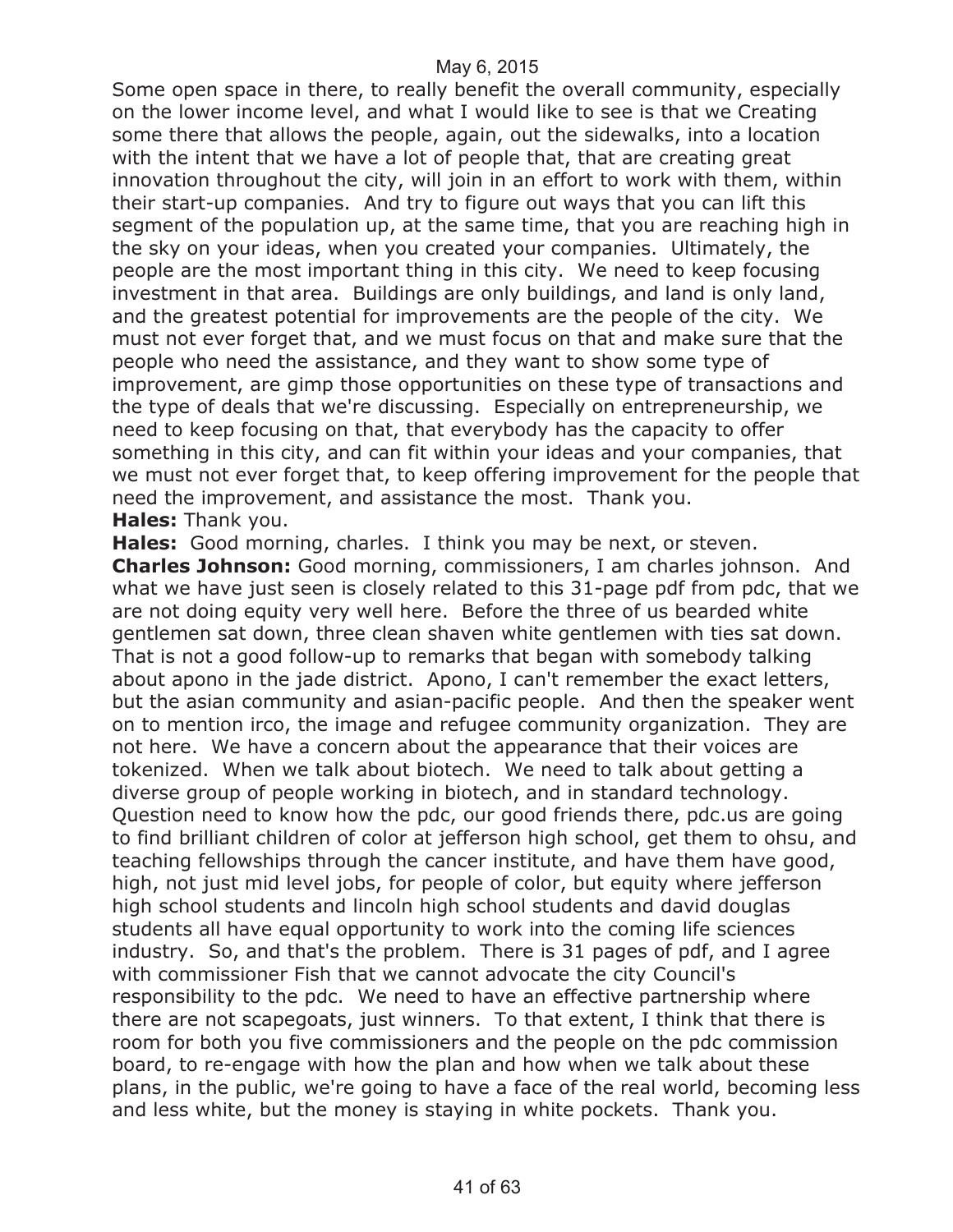Some open space in there, to really benefit the overall community, especially on the lower income level, and what I would like to see is that we Creating some there that allows the people, again, out the sidewalks, into a location with the intent that we have a lot of people that, that are creating great innovation throughout the city, will join in an effort to work with them, within their start-up companies. And try to figure out ways that you can lift this segment of the population up, at the same time, that you are reaching high in the sky on your ideas, when you created your companies. Ultimately, the people are the most important thing in this city. We need to keep focusing investment in that area. Buildings are only buildings, and land is only land, and the greatest potential for improvements are the people of the city. We must not ever forget that, and we must focus on that and make sure that the people who need the assistance, and they want to show some type of improvement, are gimp those opportunities on these type of transactions and the type of deals that we're discussing. Especially on entrepreneurship, we need to keep focusing on that, that everybody has the capacity to offer something in this city, and can fit within your ideas and your companies, that we must not ever forget that, to keep offering improvement for the people that need the improvement, and assistance the most. Thank you.

**Hales:** Thank you.

**Hales:** Good morning, charles. I think you may be next, or steven.

**Charles Johnson:** Good morning, commissioners, I am charles johnson. And what we have just seen is closely related to this 31-page pdf from pdc, that we are not doing equity very well here. Before the three of us bearded white gentlemen sat down, three clean shaven white gentlemen with ties sat down. That is not a good follow-up to remarks that began with somebody talking about apono in the jade district. Apono, I can't remember the exact letters, but the asian community and asian-pacific people. And then the speaker went on to mention irco, the image and refugee community organization. They are not here. We have a concern about the appearance that their voices are tokenized. When we talk about biotech. We need to talk about getting a diverse group of people working in biotech, and in standard technology. Question need to know how the pdc, our good friends there, pdc.us are going to find brilliant children of color at jefferson high school, get them to ohsu, and teaching fellowships through the cancer institute, and have them have good, high, not just mid level jobs, for people of color, but equity where jefferson high school students and lincoln high school students and david douglas students all have equal opportunity to work into the coming life sciences industry. So, and that's the problem. There is 31 pages of pdf, and I agree with commissioner Fish that we cannot advocate the city Council's responsibility to the pdc. We need to have an effective partnership where there are not scapegoats, just winners. To that extent, I think that there is room for both you five commissioners and the people on the pdc commission board, to re-engage with how the plan and how when we talk about these plans, in the public, we're going to have a face of the real world, becoming less and less white, but the money is staying in white pockets. Thank you.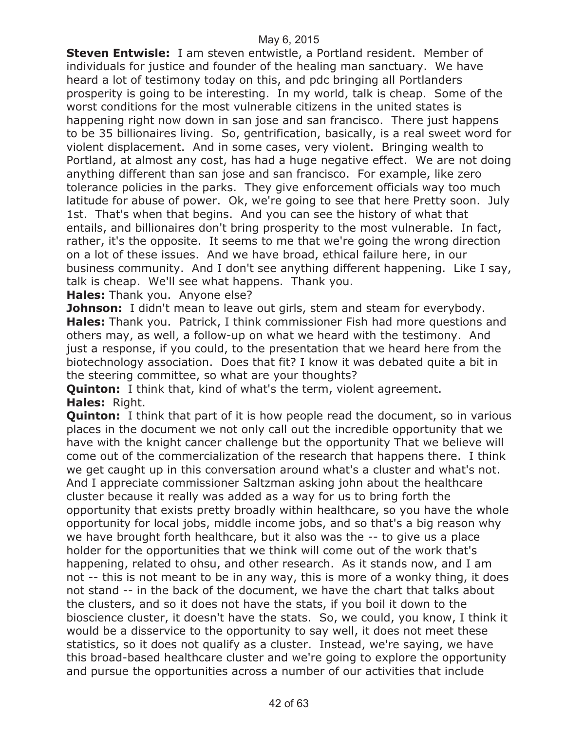**Steven Entwisle:** I am steven entwistle, a Portland resident. Member of individuals for justice and founder of the healing man sanctuary. We have heard a lot of testimony today on this, and pdc bringing all Portlanders prosperity is going to be interesting. In my world, talk is cheap. Some of the worst conditions for the most vulnerable citizens in the united states is happening right now down in san jose and san francisco. There just happens to be 35 billionaires living. So, gentrification, basically, is a real sweet word for violent displacement. And in some cases, very violent. Bringing wealth to Portland, at almost any cost, has had a huge negative effect. We are not doing anything different than san jose and san francisco. For example, like zero tolerance policies in the parks. They give enforcement officials way too much latitude for abuse of power. Ok, we're going to see that here Pretty soon. July 1st. That's when that begins. And you can see the history of what that entails, and billionaires don't bring prosperity to the most vulnerable. In fact, rather, it's the opposite. It seems to me that we're going the wrong direction on a lot of these issues. And we have broad, ethical failure here, in our business community. And I don't see anything different happening. Like I say, talk is cheap. We'll see what happens. Thank you.

**Hales:** Thank you. Anyone else?

**Johnson:** I didn't mean to leave out girls, stem and steam for everybody.

**Hales:** Thank you. Patrick, I think commissioner Fish had more questions and others may, as well, a follow-up on what we heard with the testimony. And just a response, if you could, to the presentation that we heard here from the biotechnology association. Does that fit? I know it was debated quite a bit in the steering committee, so what are your thoughts?

**Quinton:** I think that, kind of what's the term, violent agreement.

**Hales:** Right.

**Quinton:** I think that part of it is how people read the document, so in various places in the document we not only call out the incredible opportunity that we have with the knight cancer challenge but the opportunity That we believe will come out of the commercialization of the research that happens there. I think we get caught up in this conversation around what's a cluster and what's not. And I appreciate commissioner Saltzman asking john about the healthcare cluster because it really was added as a way for us to bring forth the opportunity that exists pretty broadly within healthcare, so you have the whole opportunity for local jobs, middle income jobs, and so that's a big reason why we have brought forth healthcare, but it also was the -- to give us a place holder for the opportunities that we think will come out of the work that's happening, related to ohsu, and other research. As it stands now, and I am not -- this is not meant to be in any way, this is more of a wonky thing, it does not stand -- in the back of the document, we have the chart that talks about the clusters, and so it does not have the stats, if you boil it down to the bioscience cluster, it doesn't have the stats. So, we could, you know, I think it would be a disservice to the opportunity to say well, it does not meet these statistics, so it does not qualify as a cluster. Instead, we're saying, we have this broad-based healthcare cluster and we're going to explore the opportunity and pursue the opportunities across a number of our activities that include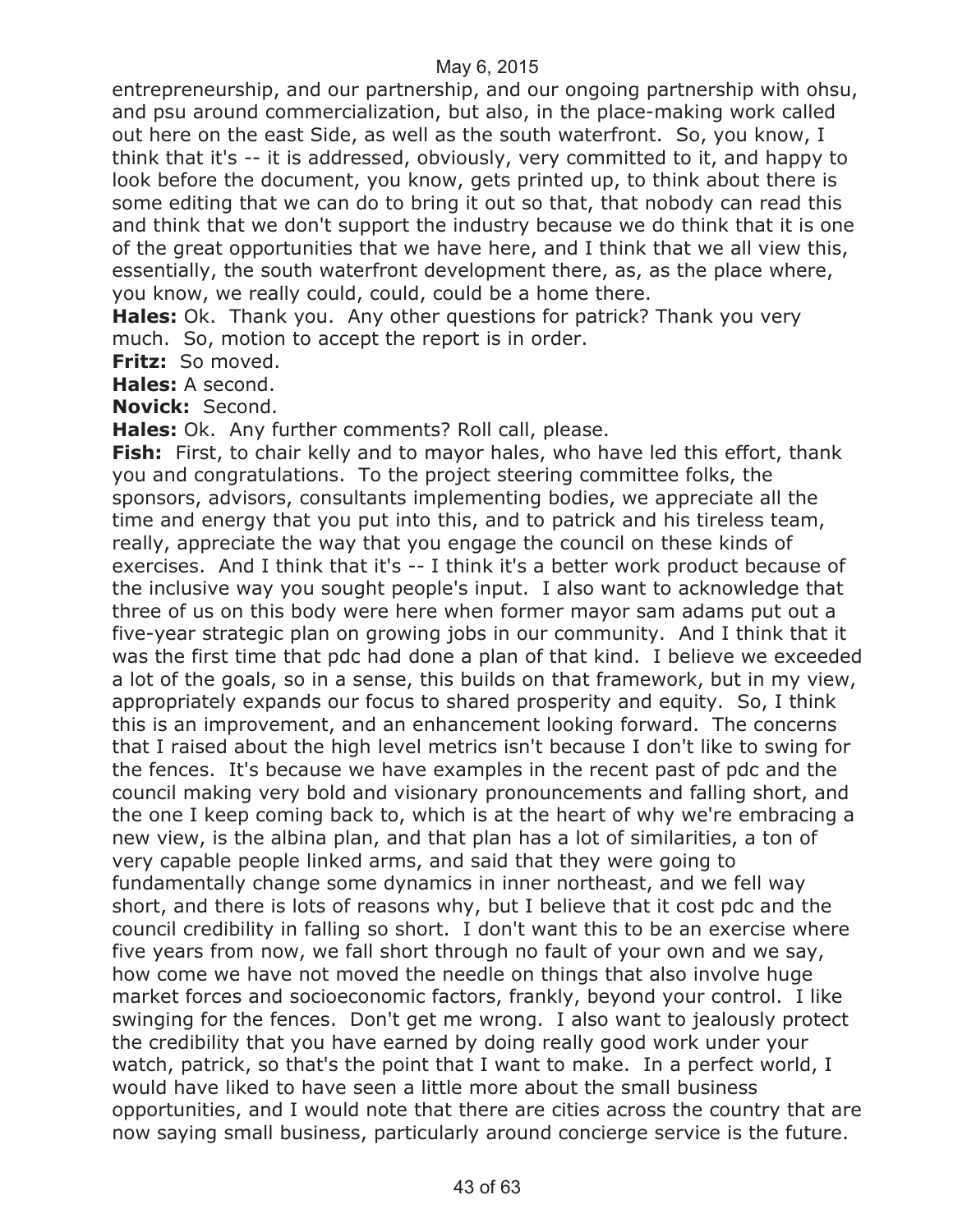entrepreneurship, and our partnership, and our ongoing partnership with ohsu, and psu around commercialization, but also, in the place-making work called out here on the east Side, as well as the south waterfront. So, you know, I think that it's -- it is addressed, obviously, very committed to it, and happy to look before the document, you know, gets printed up, to think about there is some editing that we can do to bring it out so that, that nobody can read this and think that we don't support the industry because we do think that it is one of the great opportunities that we have here, and I think that we all view this, essentially, the south waterfront development there, as, as the place where, you know, we really could, could, could be a home there.

**Hales:** Ok. Thank you. Any other questions for patrick? Thank you very much. So, motion to accept the report is in order.

**Fritz:** So moved.

**Hales:** A second.

**Novick:** Second.

**Hales:** Ok. Any further comments? Roll call, please.

**Fish:** First, to chair kelly and to mayor hales, who have led this effort, thank you and congratulations. To the project steering committee folks, the sponsors, advisors, consultants implementing bodies, we appreciate all the time and energy that you put into this, and to patrick and his tireless team, really, appreciate the way that you engage the council on these kinds of exercises. And I think that it's -- I think it's a better work product because of the inclusive way you sought people's input. I also want to acknowledge that three of us on this body were here when former mayor sam adams put out a five-year strategic plan on growing jobs in our community. And I think that it was the first time that pdc had done a plan of that kind. I believe we exceeded a lot of the goals, so in a sense, this builds on that framework, but in my view, appropriately expands our focus to shared prosperity and equity. So, I think this is an improvement, and an enhancement looking forward. The concerns that I raised about the high level metrics isn't because I don't like to swing for the fences. It's because we have examples in the recent past of pdc and the council making very bold and visionary pronouncements and falling short, and the one I keep coming back to, which is at the heart of why we're embracing a new view, is the albina plan, and that plan has a lot of similarities, a ton of very capable people linked arms, and said that they were going to fundamentally change some dynamics in inner northeast, and we fell way short, and there is lots of reasons why, but I believe that it cost pdc and the council credibility in falling so short. I don't want this to be an exercise where five years from now, we fall short through no fault of your own and we say, how come we have not moved the needle on things that also involve huge market forces and socioeconomic factors, frankly, beyond your control. I like swinging for the fences. Don't get me wrong. I also want to jealously protect the credibility that you have earned by doing really good work under your watch, patrick, so that's the point that I want to make. In a perfect world, I would have liked to have seen a little more about the small business opportunities, and I would note that there are cities across the country that are now saying small business, particularly around concierge service is the future.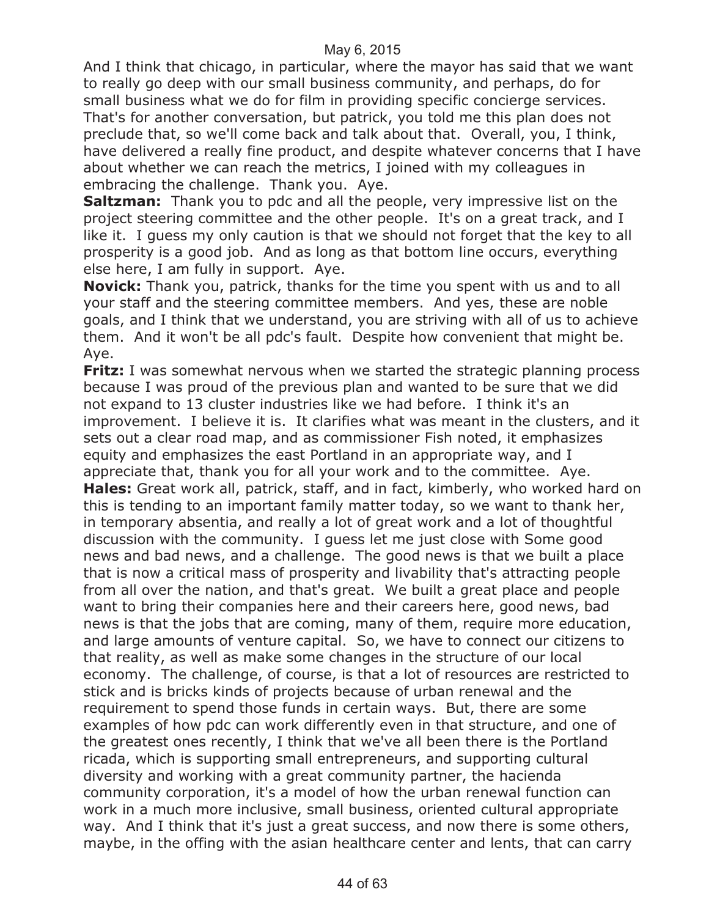And I think that chicago, in particular, where the mayor has said that we want to really go deep with our small business community, and perhaps, do for small business what we do for film in providing specific concierge services. That's for another conversation, but patrick, you told me this plan does not preclude that, so we'll come back and talk about that. Overall, you, I think, have delivered a really fine product, and despite whatever concerns that I have about whether we can reach the metrics, I joined with my colleagues in embracing the challenge. Thank you. Aye.

**Saltzman:** Thank you to pdc and all the people, very impressive list on the project steering committee and the other people. It's on a great track, and I like it. I guess my only caution is that we should not forget that the key to all prosperity is a good job. And as long as that bottom line occurs, everything else here, I am fully in support. Aye.

**Novick:** Thank you, patrick, thanks for the time you spent with us and to all your staff and the steering committee members. And yes, these are noble goals, and I think that we understand, you are striving with all of us to achieve them. And it won't be all pdc's fault. Despite how convenient that might be. Aye.

**Fritz:** I was somewhat nervous when we started the strategic planning process because I was proud of the previous plan and wanted to be sure that we did not expand to 13 cluster industries like we had before. I think it's an improvement. I believe it is. It clarifies what was meant in the clusters, and it sets out a clear road map, and as commissioner Fish noted, it emphasizes equity and emphasizes the east Portland in an appropriate way, and I appreciate that, thank you for all your work and to the committee. Aye.

**Hales:** Great work all, patrick, staff, and in fact, kimberly, who worked hard on this is tending to an important family matter today, so we want to thank her, in temporary absentia, and really a lot of great work and a lot of thoughtful discussion with the community. I guess let me just close with Some good news and bad news, and a challenge. The good news is that we built a place that is now a critical mass of prosperity and livability that's attracting people from all over the nation, and that's great. We built a great place and people want to bring their companies here and their careers here, good news, bad news is that the jobs that are coming, many of them, require more education, and large amounts of venture capital. So, we have to connect our citizens to that reality, as well as make some changes in the structure of our local economy. The challenge, of course, is that a lot of resources are restricted to stick and is bricks kinds of projects because of urban renewal and the requirement to spend those funds in certain ways. But, there are some examples of how pdc can work differently even in that structure, and one of the greatest ones recently, I think that we've all been there is the Portland ricada, which is supporting small entrepreneurs, and supporting cultural diversity and working with a great community partner, the hacienda community corporation, it's a model of how the urban renewal function can work in a much more inclusive, small business, oriented cultural appropriate way. And I think that it's just a great success, and now there is some others, maybe, in the offing with the asian healthcare center and lents, that can carry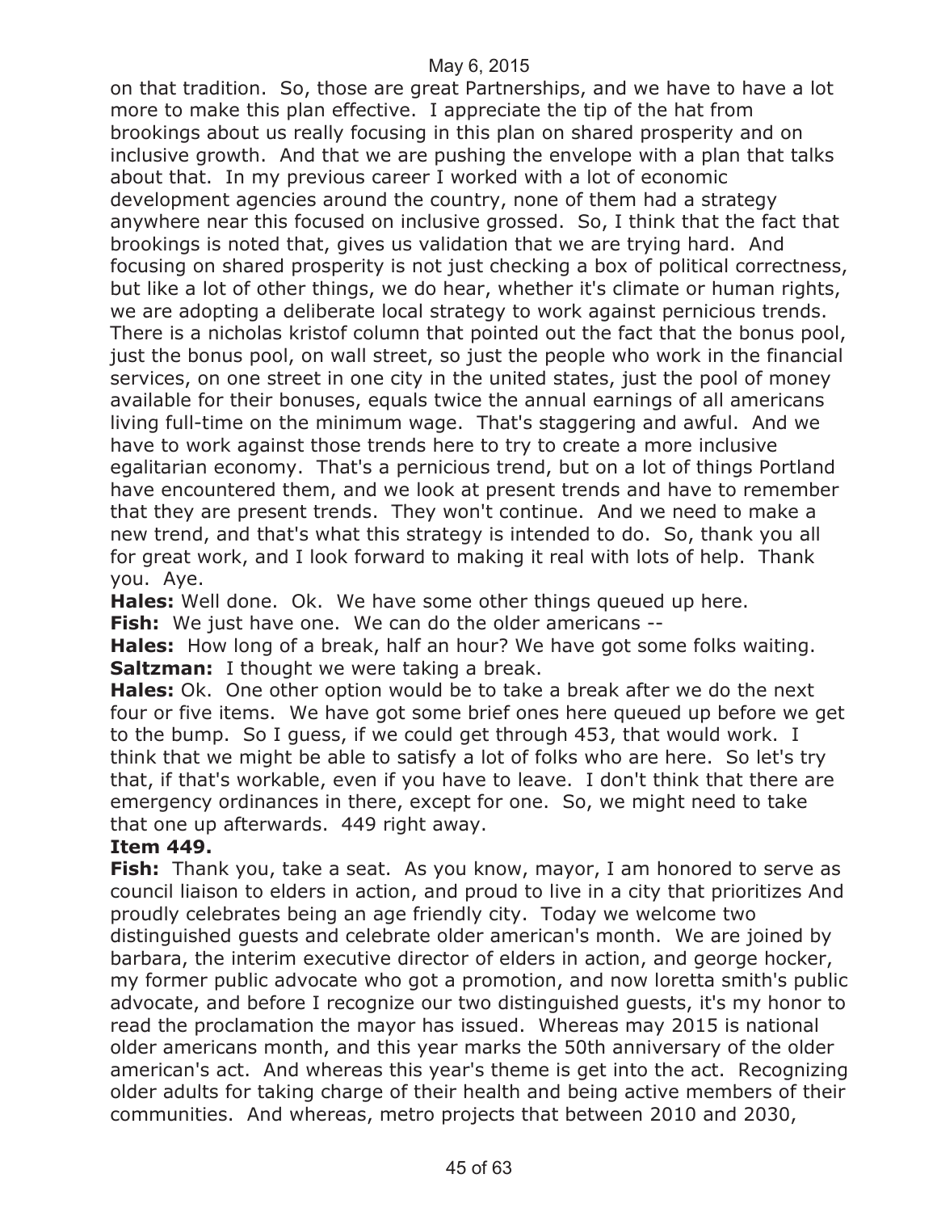on that tradition. So, those are great Partnerships, and we have to have a lot more to make this plan effective. I appreciate the tip of the hat from brookings about us really focusing in this plan on shared prosperity and on inclusive growth. And that we are pushing the envelope with a plan that talks about that. In my previous career I worked with a lot of economic development agencies around the country, none of them had a strategy anywhere near this focused on inclusive grossed. So, I think that the fact that brookings is noted that, gives us validation that we are trying hard. And focusing on shared prosperity is not just checking a box of political correctness, but like a lot of other things, we do hear, whether it's climate or human rights, we are adopting a deliberate local strategy to work against pernicious trends. There is a nicholas kristof column that pointed out the fact that the bonus pool, just the bonus pool, on wall street, so just the people who work in the financial services, on one street in one city in the united states, just the pool of money available for their bonuses, equals twice the annual earnings of all americans living full-time on the minimum wage. That's staggering and awful. And we have to work against those trends here to try to create a more inclusive egalitarian economy. That's a pernicious trend, but on a lot of things Portland have encountered them, and we look at present trends and have to remember that they are present trends. They won't continue. And we need to make a new trend, and that's what this strategy is intended to do. So, thank you all for great work, and I look forward to making it real with lots of help. Thank you. Aye.

**Hales:** Well done. Ok. We have some other things queued up here.

**Fish:** We just have one. We can do the older americans --

**Hales:** How long of a break, half an hour? We have got some folks waiting.

**Saltzman:** I thought we were taking a break.

**Hales:** Ok. One other option would be to take a break after we do the next four or five items. We have got some brief ones here queued up before we get to the bump. So I guess, if we could get through 453, that would work. I think that we might be able to satisfy a lot of folks who are here. So let's try that, if that's workable, even if you have to leave. I don't think that there are emergency ordinances in there, except for one. So, we might need to take that one up afterwards. 449 right away.

**Item 449.**

**Fish:** Thank you, take a seat. As you know, mayor, I am honored to serve as council liaison to elders in action, and proud to live in a city that prioritizes And proudly celebrates being an age friendly city. Today we welcome two distinguished guests and celebrate older american's month. We are joined by barbara, the interim executive director of elders in action, and george hocker, my former public advocate who got a promotion, and now loretta smith's public advocate, and before I recognize our two distinguished guests, it's my honor to read the proclamation the mayor has issued. Whereas may 2015 is national older americans month, and this year marks the 50th anniversary of the older american's act. And whereas this year's theme is get into the act. Recognizing older adults for taking charge of their health and being active members of their communities. And whereas, metro projects that between 2010 and 2030,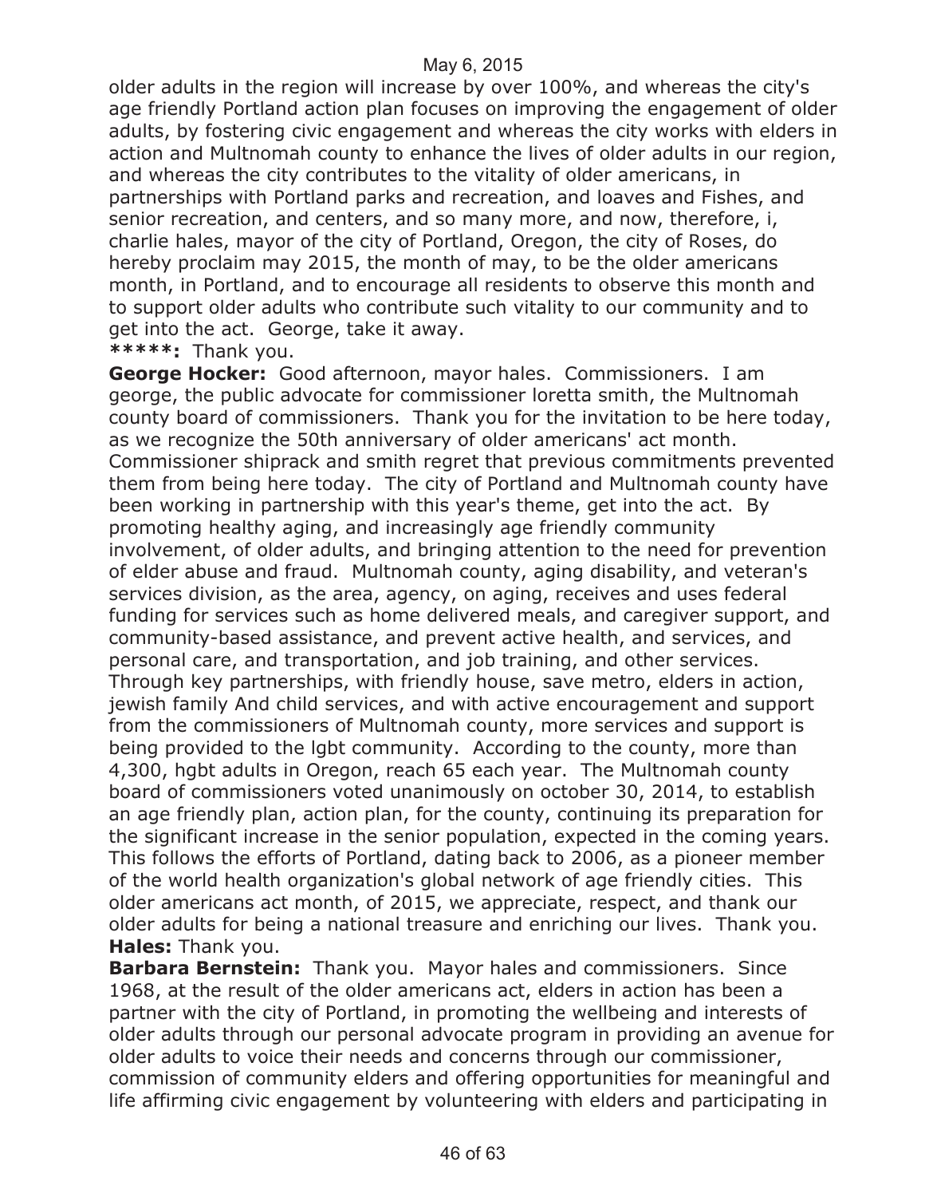older adults in the region will increase by over 100%, and whereas the city's age friendly Portland action plan focuses on improving the engagement of older adults, by fostering civic engagement and whereas the city works with elders in action and Multnomah county to enhance the lives of older adults in our region, and whereas the city contributes to the vitality of older americans, in partnerships with Portland parks and recreation, and loaves and Fishes, and senior recreation, and centers, and so many more, and now, therefore, i, charlie hales, mayor of the city of Portland, Oregon, the city of Roses, do hereby proclaim may 2015, the month of may, to be the older americans month, in Portland, and to encourage all residents to observe this month and to support older adults who contribute such vitality to our community and to get into the act. George, take it away.

**\*\*\*\*\*:** Thank you.

**George Hocker:** Good afternoon, mayor hales. Commissioners. I am george, the public advocate for commissioner loretta smith, the Multnomah county board of commissioners. Thank you for the invitation to be here today, as we recognize the 50th anniversary of older americans' act month. Commissioner shiprack and smith regret that previous commitments prevented them from being here today. The city of Portland and Multnomah county have been working in partnership with this year's theme, get into the act. By promoting healthy aging, and increasingly age friendly community involvement, of older adults, and bringing attention to the need for prevention of elder abuse and fraud. Multnomah county, aging disability, and veteran's services division, as the area, agency, on aging, receives and uses federal funding for services such as home delivered meals, and caregiver support, and community-based assistance, and prevent active health, and services, and personal care, and transportation, and job training, and other services. Through key partnerships, with friendly house, save metro, elders in action, jewish family And child services, and with active encouragement and support from the commissioners of Multnomah county, more services and support is being provided to the lgbt community. According to the county, more than 4,300, hgbt adults in Oregon, reach 65 each year. The Multnomah county board of commissioners voted unanimously on october 30, 2014, to establish an age friendly plan, action plan, for the county, continuing its preparation for the significant increase in the senior population, expected in the coming years. This follows the efforts of Portland, dating back to 2006, as a pioneer member of the world health organization's global network of age friendly cities. This older americans act month, of 2015, we appreciate, respect, and thank our older adults for being a national treasure and enriching our lives. Thank you.

**Hales:** Thank you.

**Barbara Bernstein:** Thank you. Mayor hales and commissioners. Since 1968, at the result of the older americans act, elders in action has been a partner with the city of Portland, in promoting the wellbeing and interests of older adults through our personal advocate program in providing an avenue for older adults to voice their needs and concerns through our commissioner, commission of community elders and offering opportunities for meaningful and life affirming civic engagement by volunteering with elders and participating in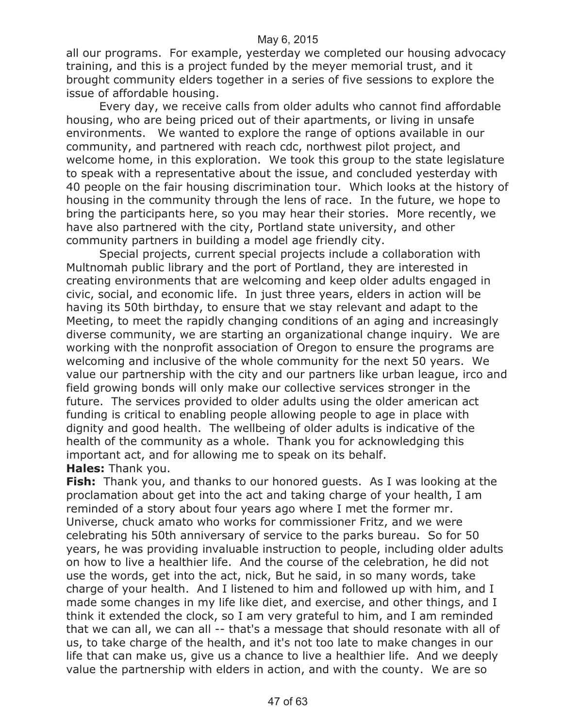all our programs. For example, yesterday we completed our housing advocacy training, and this is a project funded by the meyer memorial trust, and it brought community elders together in a series of five sessions to explore the issue of affordable housing.

Every day, we receive calls from older adults who cannot find affordable housing, who are being priced out of their apartments, or living in unsafe environments. We wanted to explore the range of options available in our community, and partnered with reach cdc, northwest pilot project, and welcome home, in this exploration. We took this group to the state legislature to speak with a representative about the issue, and concluded yesterday with 40 people on the fair housing discrimination tour. Which looks at the history of housing in the community through the lens of race. In the future, we hope to bring the participants here, so you may hear their stories. More recently, we have also partnered with the city, Portland state university, and other community partners in building a model age friendly city.

Special projects, current special projects include a collaboration with Multnomah public library and the port of Portland, they are interested in creating environments that are welcoming and keep older adults engaged in civic, social, and economic life. In just three years, elders in action will be having its 50th birthday, to ensure that we stay relevant and adapt to the Meeting, to meet the rapidly changing conditions of an aging and increasingly diverse community, we are starting an organizational change inquiry. We are working with the nonprofit association of Oregon to ensure the programs are welcoming and inclusive of the whole community for the next 50 years. We value our partnership with the city and our partners like urban league, irco and field growing bonds will only make our collective services stronger in the future. The services provided to older adults using the older american act funding is critical to enabling people allowing people to age in place with dignity and good health. The wellbeing of older adults is indicative of the health of the community as a whole. Thank you for acknowledging this important act, and for allowing me to speak on its behalf.

**Hales:** Thank you.

**Fish:** Thank you, and thanks to our honored guests. As I was looking at the proclamation about get into the act and taking charge of your health, I am reminded of a story about four years ago where I met the former mr. Universe, chuck amato who works for commissioner Fritz, and we were celebrating his 50th anniversary of service to the parks bureau. So for 50 years, he was providing invaluable instruction to people, including older adults on how to live a healthier life. And the course of the celebration, he did not use the words, get into the act, nick, But he said, in so many words, take charge of your health. And I listened to him and followed up with him, and I made some changes in my life like diet, and exercise, and other things, and I think it extended the clock, so I am very grateful to him, and I am reminded that we can all, we can all -- that's a message that should resonate with all of us, to take charge of the health, and it's not too late to make changes in our life that can make us, give us a chance to live a healthier life. And we deeply value the partnership with elders in action, and with the county. We are so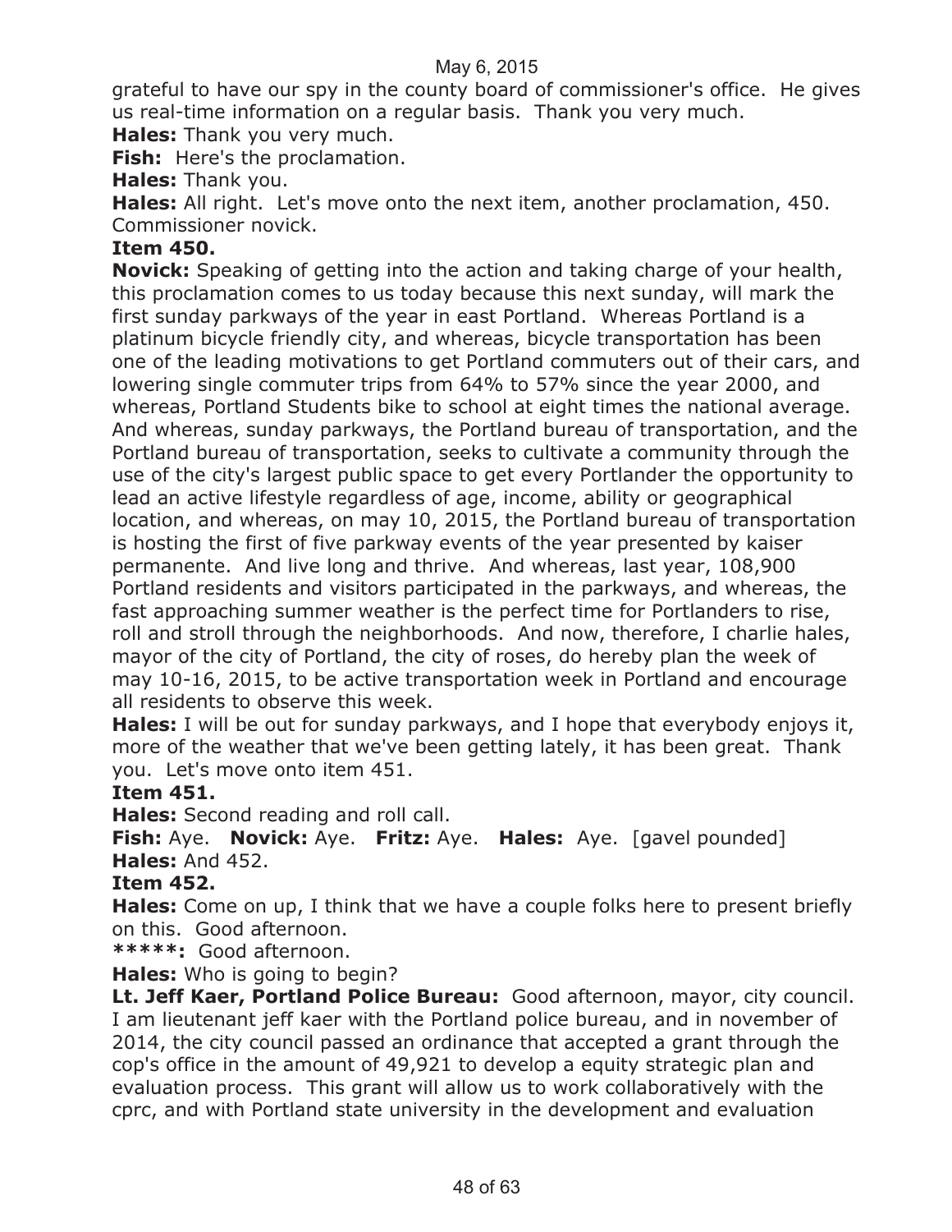grateful to have our spy in the county board of commissioner's office. He gives us real-time information on a regular basis. Thank you very much.

**Hales:** Thank you very much.

**Fish:** Here's the proclamation.

**Hales:** Thank you.

**Hales:** All right. Let's move onto the next item, another proclamation, 450. Commissioner novick.

**Item 450.**

**Novick:** Speaking of getting into the action and taking charge of your health, this proclamation comes to us today because this next sunday, will mark the first sunday parkways of the year in east Portland. Whereas Portland is a platinum bicycle friendly city, and whereas, bicycle transportation has been one of the leading motivations to get Portland commuters out of their cars, and lowering single commuter trips from 64% to 57% since the year 2000, and whereas, Portland Students bike to school at eight times the national average. And whereas, sunday parkways, the Portland bureau of transportation, and the Portland bureau of transportation, seeks to cultivate a community through the use of the city's largest public space to get every Portlander the opportunity to lead an active lifestyle regardless of age, income, ability or geographical location, and whereas, on may 10, 2015, the Portland bureau of transportation is hosting the first of five parkway events of the year presented by kaiser permanente. And live long and thrive. And whereas, last year, 108,900 Portland residents and visitors participated in the parkways, and whereas, the fast approaching summer weather is the perfect time for Portlanders to rise, roll and stroll through the neighborhoods. And now, therefore, I charlie hales, mayor of the city of Portland, the city of roses, do hereby plan the week of may 10-16, 2015, to be active transportation week in Portland and encourage all residents to observe this week.

**Hales:** I will be out for sunday parkways, and I hope that everybody enjoys it, more of the weather that we've been getting lately, it has been great. Thank you. Let's move onto item 451.

**Item 451.**

**Hales:** Second reading and roll call.

**Fish:** Aye. **Novick:** Aye. **Fritz:** Aye. **Hales:** Aye. [gavel pounded]

**Hales:** And 452.

**Item 452.**

**Hales:** Come on up, I think that we have a couple folks here to present briefly on this. Good afternoon.

**\*\*\*\*\*:** Good afternoon.

**Hales:** Who is going to begin?

**Lt. Jeff Kaer, Portland Police Bureau:** Good afternoon, mayor, city council. I am lieutenant jeff kaer with the Portland police bureau, and in november of 2014, the city council passed an ordinance that accepted a grant through the cop's office in the amount of 49,921 to develop a equity strategic plan and evaluation process. This grant will allow us to work collaboratively with the cprc, and with Portland state university in the development and evaluation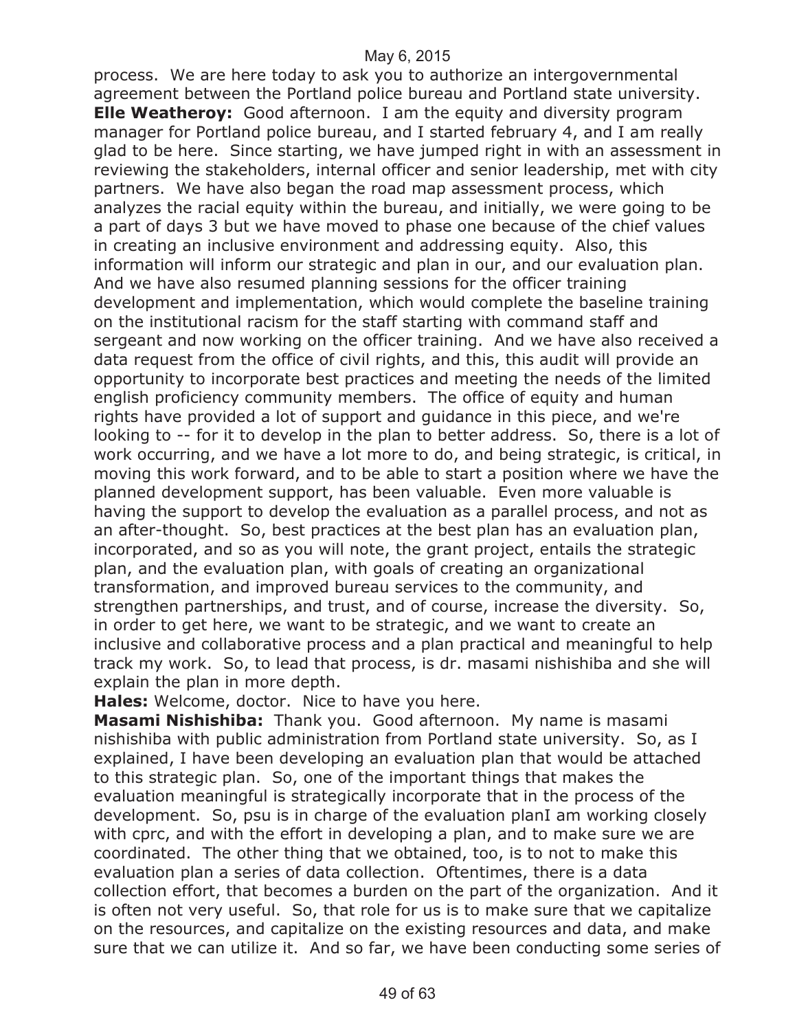process. We are here today to ask you to authorize an intergovernmental agreement between the Portland police bureau and Portland state university.

**Elle Weatheroy:** Good afternoon. I am the equity and diversity program manager for Portland police bureau, and I started february 4, and I am really glad to be here. Since starting, we have jumped right in with an assessment in reviewing the stakeholders, internal officer and senior leadership, met with city partners. We have also began the road map assessment process, which analyzes the racial equity within the bureau, and initially, we were going to be a part of days 3 but we have moved to phase one because of the chief values in creating an inclusive environment and addressing equity. Also, this information will inform our strategic and plan in our, and our evaluation plan. And we have also resumed planning sessions for the officer training development and implementation, which would complete the baseline training on the institutional racism for the staff starting with command staff and sergeant and now working on the officer training. And we have also received a data request from the office of civil rights, and this, this audit will provide an opportunity to incorporate best practices and meeting the needs of the limited english proficiency community members. The office of equity and human rights have provided a lot of support and guidance in this piece, and we're looking to -- for it to develop in the plan to better address. So, there is a lot of work occurring, and we have a lot more to do, and being strategic, is critical, in moving this work forward, and to be able to start a position where we have the planned development support, has been valuable. Even more valuable is having the support to develop the evaluation as a parallel process, and not as an after-thought. So, best practices at the best plan has an evaluation plan, incorporated, and so as you will note, the grant project, entails the strategic plan, and the evaluation plan, with goals of creating an organizational transformation, and improved bureau services to the community, and strengthen partnerships, and trust, and of course, increase the diversity. So, in order to get here, we want to be strategic, and we want to create an inclusive and collaborative process and a plan practical and meaningful to help track my work. So, to lead that process, is dr. masami nishishiba and she will explain the plan in more depth.

**Hales:** Welcome, doctor. Nice to have you here.

**Masami Nishishiba:** Thank you. Good afternoon. My name is masami nishishiba with public administration from Portland state university. So, as I explained, I have been developing an evaluation plan that would be attached to this strategic plan. So, one of the important things that makes the evaluation meaningful is strategically incorporate that in the process of the development. So, psu is in charge of the evaluation planI am working closely with cprc, and with the effort in developing a plan, and to make sure we are coordinated. The other thing that we obtained, too, is to not to make this evaluation plan a series of data collection. Oftentimes, there is a data collection effort, that becomes a burden on the part of the organization. And it is often not very useful. So, that role for us is to make sure that we capitalize on the resources, and capitalize on the existing resources and data, and make sure that we can utilize it. And so far, we have been conducting some series of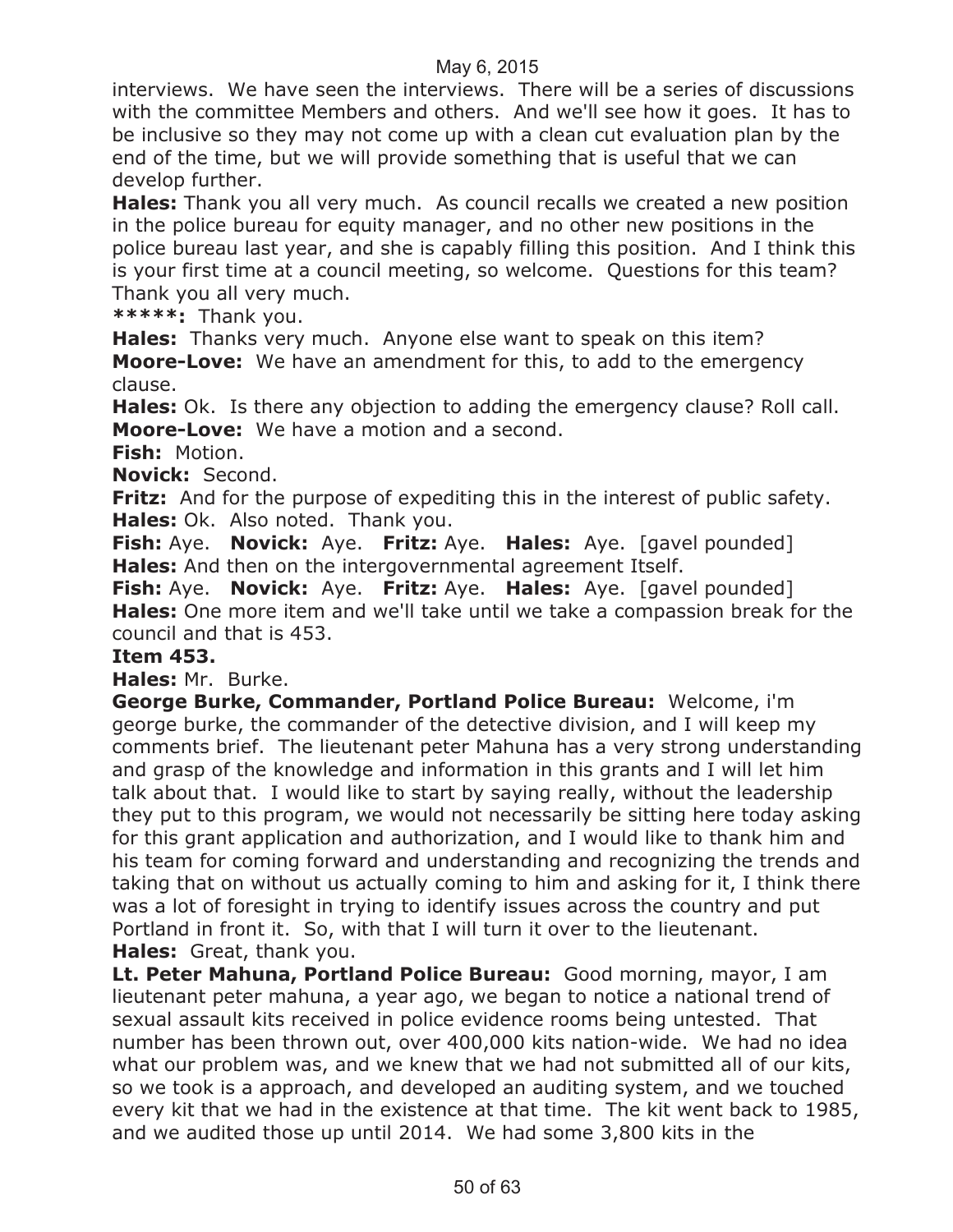interviews. We have seen the interviews. There will be a series of discussions with the committee Members and others. And we'll see how it goes. It has to be inclusive so they may not come up with a clean cut evaluation plan by the end of the time, but we will provide something that is useful that we can develop further.

**Hales:** Thank you all very much. As council recalls we created a new position in the police bureau for equity manager, and no other new positions in the police bureau last year, and she is capably filling this position. And I think this is your first time at a council meeting, so welcome. Questions for this team? Thank you all very much.

**\*\*\*\*\*:** Thank you.

**Hales:** Thanks very much. Anyone else want to speak on this item?

**Moore-Love:** We have an amendment for this, to add to the emergency clause.

**Hales:** Ok. Is there any objection to adding the emergency clause? Roll call.

**Moore-Love:** We have a motion and a second.

**Fish:** Motion.

**Novick:** Second.

**Fritz:** And for the purpose of expediting this in the interest of public safety.

**Hales:** Ok. Also noted. Thank you.

**Fish:** Aye. **Novick:** Aye. **Fritz:** Aye. **Hales:** Aye. [gavel pounded]

**Hales:** And then on the intergovernmental agreement Itself.

**Fish:** Aye. **Novick:** Aye. **Fritz:** Aye. **Hales:** Aye. [gavel pounded]

**Hales:** One more item and we'll take until we take a compassion break for the council and that is 453.

**Item 453.**

**Hales:** Mr. Burke.

**George Burke, Commander, Portland Police Bureau:** Welcome, i'm george burke, the commander of the detective division, and I will keep my comments brief. The lieutenant peter Mahuna has a very strong understanding and grasp of the knowledge and information in this grants and I will let him talk about that. I would like to start by saying really, without the leadership they put to this program, we would not necessarily be sitting here today asking for this grant application and authorization, and I would like to thank him and his team for coming forward and understanding and recognizing the trends and taking that on without us actually coming to him and asking for it, I think there was a lot of foresight in trying to identify issues across the country and put Portland in front it. So, with that I will turn it over to the lieutenant.

**Hales:** Great, thank you.

**Lt. Peter Mahuna, Portland Police Bureau:** Good morning, mayor, I am lieutenant peter mahuna, a year ago, we began to notice a national trend of sexual assault kits received in police evidence rooms being untested. That number has been thrown out, over 400,000 kits nation-wide. We had no idea what our problem was, and we knew that we had not submitted all of our kits, so we took is a approach, and developed an auditing system, and we touched every kit that we had in the existence at that time. The kit went back to 1985, and we audited those up until 2014. We had some 3,800 kits in the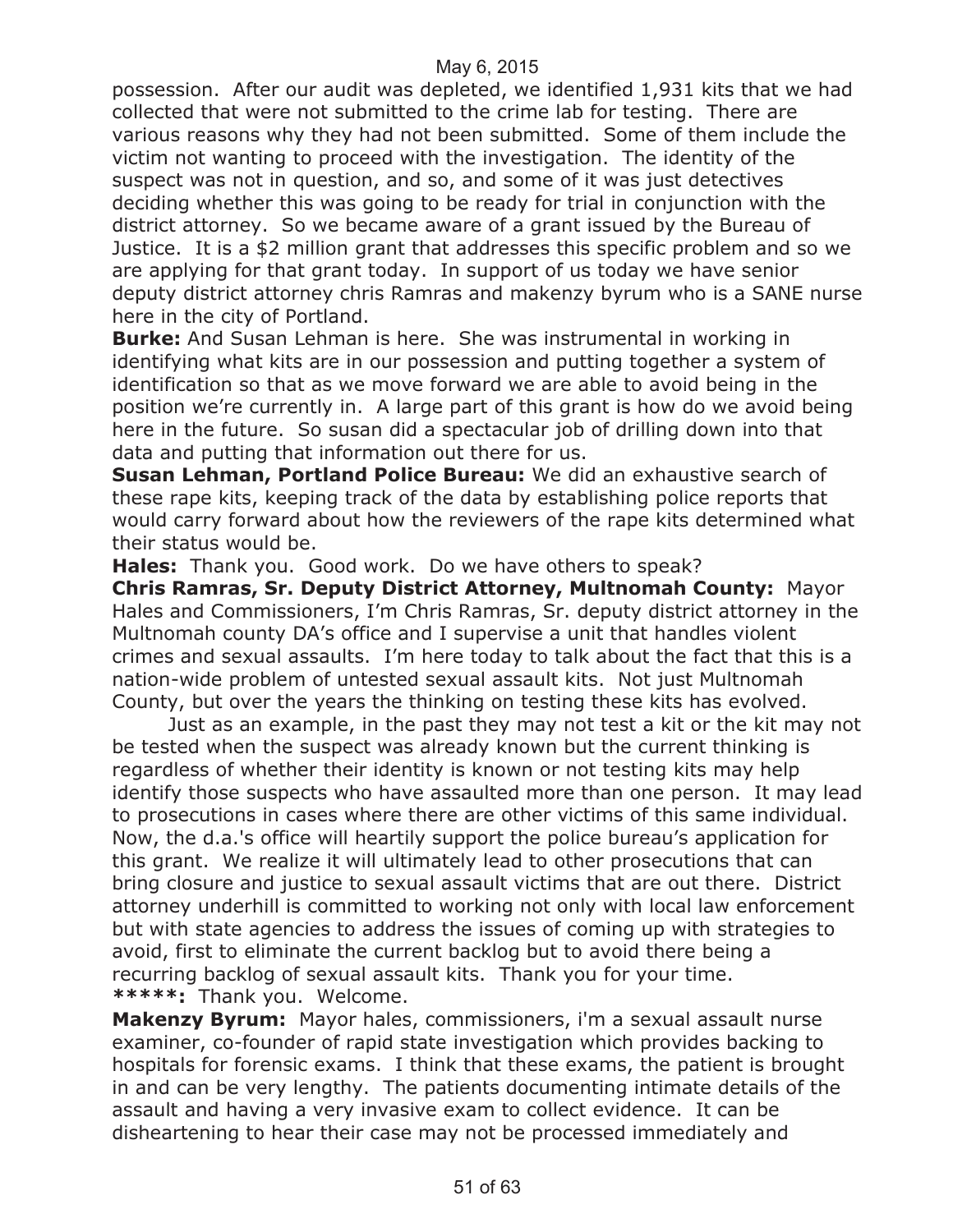possession. After our audit was depleted, we identified 1,931 kits that we had collected that were not submitted to the crime lab for testing. There are various reasons why they had not been submitted. Some of them include the victim not wanting to proceed with the investigation. The identity of the suspect was not in question, and so, and some of it was just detectives deciding whether this was going to be ready for trial in conjunction with the district attorney. So we became aware of a grant issued by the Bureau of Justice. It is a $2 million grant that addresses this specific problem and so we are applying for that grant today. In support of us today we have senior deputy district attorney chris Ramras and makenzy byrum who is a SANE nurse here in the city of Portland.

**Burke:** And Susan Lehman is here. She was instrumental in working in identifying what kits are in our possession and putting together a system of identification so that as we move forward we are able to avoid being in the position we're currently in. A large part of this grant is how do we avoid being here in the future. So susan did a spectacular job of drilling down into that data and putting that information out there for us.

**Susan Lehman, Portland Police Bureau:** We did an exhaustive search of these rape kits, keeping track of the data by establishing police reports that would carry forward about how the reviewers of the rape kits determined what their status would be.

**Hales:** Thank you. Good work. Do we have others to speak?

**Chris Ramras, Sr. Deputy District Attorney, Multnomah County:** Mayor Hales and Commissioners, I'm Chris Ramras, Sr. deputy district attorney in the Multnomah county DA's office and I supervise a unit that handles violent crimes and sexual assaults. I'm here today to talk about the fact that this is a nation-wide problem of untested sexual assault kits. Not just Multnomah County, but over the years the thinking on testing these kits has evolved.

Just as an example, in the past they may not test a kit or the kit may not be tested when the suspect was already known but the current thinking is regardless of whether their identity is known or not testing kits may help identify those suspects who have assaulted more than one person. It may lead to prosecutions in cases where there are other victims of this same individual. Now, the d.a.'s office will heartily support the police bureau's application for this grant. We realize it will ultimately lead to other prosecutions that can bring closure and justice to sexual assault victims that are out there. District attorney underhill is committed to working not only with local law enforcement but with state agencies to address the issues of coming up with strategies to avoid, first to eliminate the current backlog but to avoid there being a recurring backlog of sexual assault kits. Thank you for your time.

*****:** Thank you. Welcome.

**Makenzy Byrum:** Mayor hales, commissioners, i'm a sexual assault nurse examiner, co-founder of rapid state investigation which provides backing to hospitals for forensic exams. I think that these exams, the patient is brought in and can be very lengthy. The patients documenting intimate details of the assault and having a very invasive exam to collect evidence. It can be disheartening to hear their case may not be processed immediately and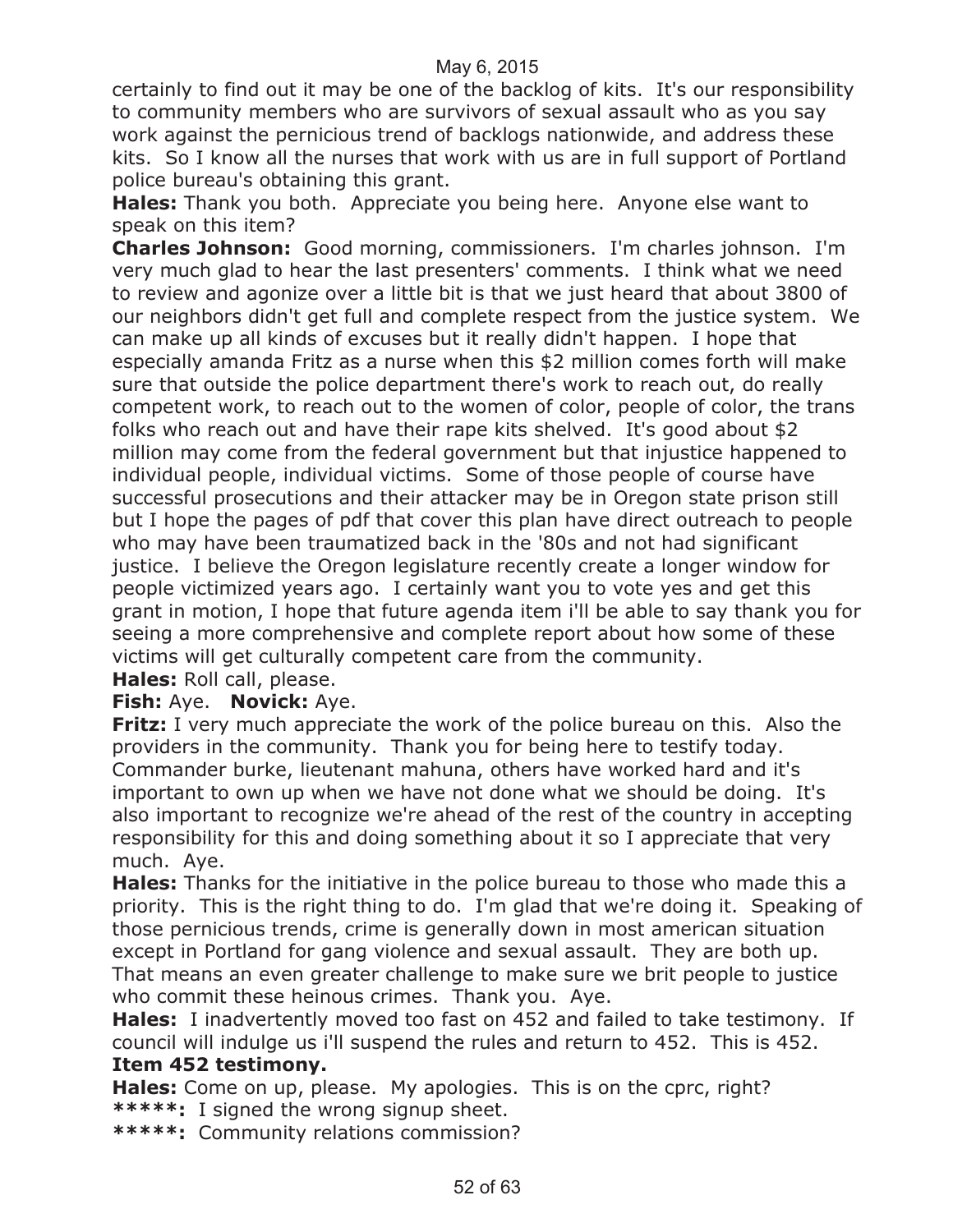certainly to find out it may be one of the backlog of kits. It's our responsibility to community members who are survivors of sexual assault who as you say work against the pernicious trend of backlogs nationwide, and address these kits. So I know all the nurses that work with us are in full support of Portland police bureau's obtaining this grant.

**Hales:** Thank you both. Appreciate you being here. Anyone else want to speak on this item?

**Charles Johnson:** Good morning, commissioners. I'm charles johnson. I'm very much glad to hear the last presenters' comments. I think what we need to review and agonize over a little bit is that we just heard that about 3800 of our neighbors didn't get full and complete respect from the justice system. We can make up all kinds of excuses but it really didn't happen. I hope that especially amanda Fritz as a nurse when this $2 million comes forth will make sure that outside the police department there's work to reach out, do really competent work, to reach out to the women of color, people of color, the trans folks who reach out and have their rape kits shelved. It's good about $2 million may come from the federal government but that injustice happened to individual people, individual victims. Some of those people of course have successful prosecutions and their attacker may be in Oregon state prison still but I hope the pages of pdf that cover this plan have direct outreach to people who may have been traumatized back in the '80s and not had significant justice. I believe the Oregon legislature recently create a longer window for people victimized years ago. I certainly want you to vote yes and get this grant in motion, I hope that future agenda item i'll be able to say thank you for seeing a more comprehensive and complete report about how some of these victims will get culturally competent care from the community.

**Hales:** Roll call, please.

**Fish:** Aye. **Novick:** Aye.

**Fritz:** I very much appreciate the work of the police bureau on this. Also the providers in the community. Thank you for being here to testify today. Commander burke, lieutenant mahuna, others have worked hard and it's important to own up when we have not done what we should be doing. It's also important to recognize we're ahead of the rest of the country in accepting responsibility for this and doing something about it so I appreciate that very much. Aye.

**Hales:** Thanks for the initiative in the police bureau to those who made this a priority. This is the right thing to do. I'm glad that we're doing it. Speaking of those pernicious trends, crime is generally down in most american situation except in Portland for gang violence and sexual assault. They are both up. That means an even greater challenge to make sure we brit people to justice who commit these heinous crimes. Thank you. Aye.

**Hales:** I inadvertently moved too fast on 452 and failed to take testimony. If council will indulge us i'll suspend the rules and return to 452. This is 452.

**Item 452 testimony.**

**Hales:** Come on up, please. My apologies. This is on the cprc, right?

**\*\*\*\*\*:** I signed the wrong signup sheet.

**\*\*\*\*\*:** Community relations commission?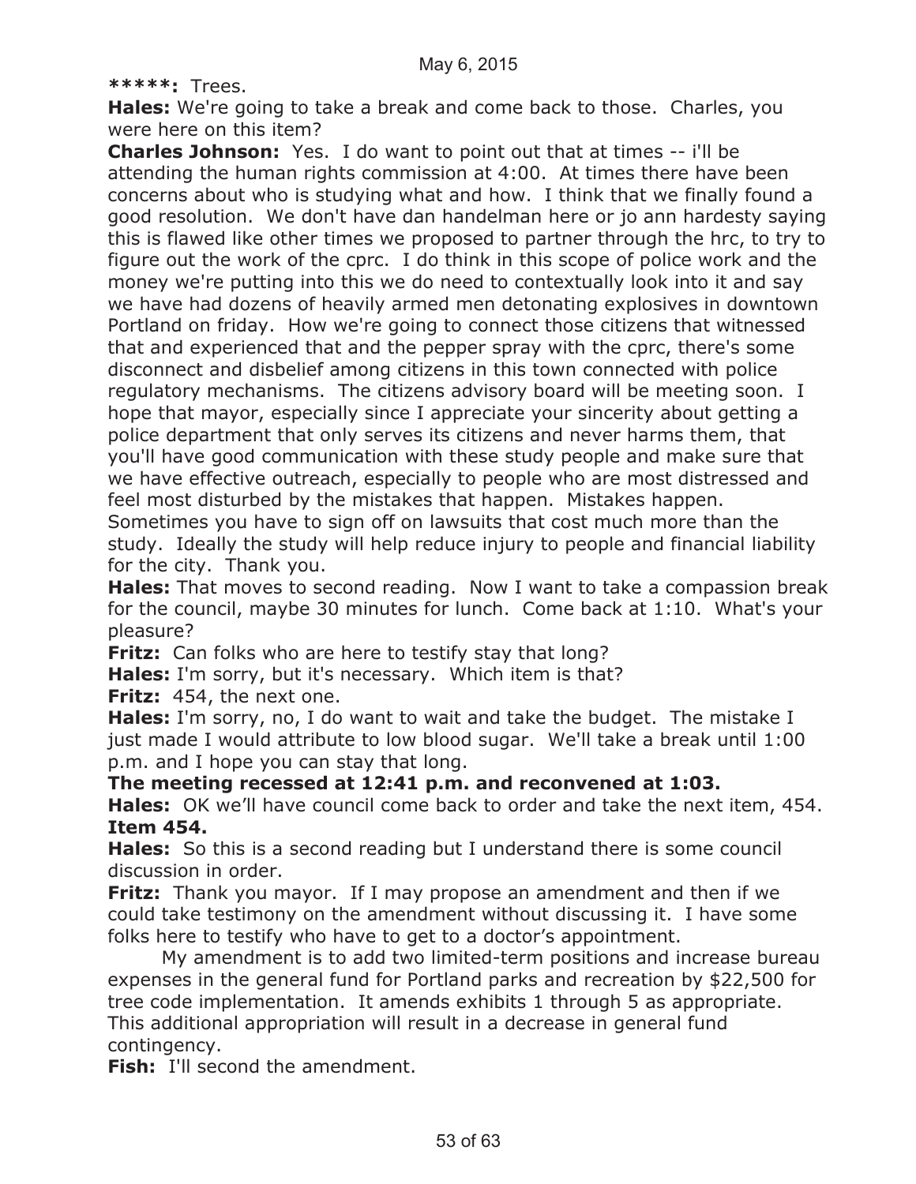**\*\*\*\*\*:** Trees.

**Hales:** We're going to take a break and come back to those. Charles, you were here on this item?

**Charles Johnson:** Yes. I do want to point out that at times -- i'll be attending the human rights commission at 4:00. At times there have been concerns about who is studying what and how. I think that we finally found a good resolution. We don't have dan handelman here or jo ann hardesty saying this is flawed like other times we proposed to partner through the hrc, to try to figure out the work of the cprc. I do think in this scope of police work and the money we're putting into this we do need to contextually look into it and say we have had dozens of heavily armed men detonating explosives in downtown Portland on friday. How we're going to connect those citizens that witnessed that and experienced that and the pepper spray with the cprc, there's some disconnect and disbelief among citizens in this town connected with police regulatory mechanisms. The citizens advisory board will be meeting soon. I hope that mayor, especially since I appreciate your sincerity about getting a police department that only serves its citizens and never harms them, that you'll have good communication with these study people and make sure that we have effective outreach, especially to people who are most distressed and feel most disturbed by the mistakes that happen. Mistakes happen. Sometimes you have to sign off on lawsuits that cost much more than the study. Ideally the study will help reduce injury to people and financial liability for the city. Thank you.

**Hales:** That moves to second reading. Now I want to take a compassion break for the council, maybe 30 minutes for lunch. Come back at 1:10. What's your pleasure?

**Fritz:** Can folks who are here to testify stay that long?

**Hales:** I'm sorry, but it's necessary. Which item is that?

**Fritz:** 454, the next one.

**Hales:** I'm sorry, no, I do want to wait and take the budget. The mistake I just made I would attribute to low blood sugar. We'll take a break until 1:00 p.m. and I hope you can stay that long.

**The meeting recessed at 12:41 p.m. and reconvened at 1:03.**

**Hales:** OK we'll have council come back to order and take the next item, 454.

**Item 454.**

**Hales:** So this is a second reading but I understand there is some council discussion in order.

**Fritz:** Thank you mayor. If I may propose an amendment and then if we could take testimony on the amendment without discussing it. I have some folks here to testify who have to get to a doctor's appointment.

My amendment is to add two limited-term positions and increase bureau expenses in the general fund for Portland parks and recreation by $22,500 for tree code implementation. It amends exhibits 1 through 5 as appropriate. This additional appropriation will result in a decrease in general fund contingency.

**Fish:** I'll second the amendment.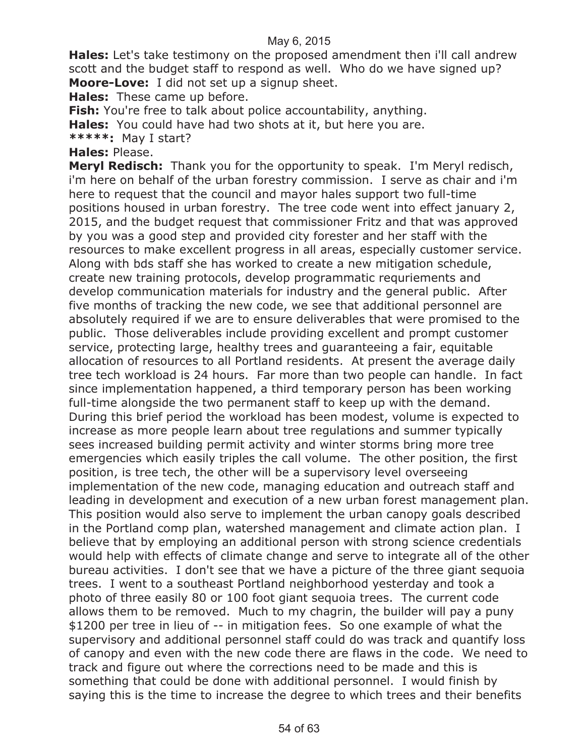**Hales:** Let's take testimony on the proposed amendment then i'll call andrew scott and the budget staff to respond as well. Who do we have signed up?

**Moore-Love:** I did not set up a signup sheet.

**Hales:** These came up before.

**Fish:** You're free to talk about police accountability, anything.

**Hales:** You could have had two shots at it, but here you are.

*****: May I start?

**Hales:** Please.

**Meryl Redisch:** Thank you for the opportunity to speak. I'm Meryl redisch, i'm here on behalf of the urban forestry commission. I serve as chair and i'm here to request that the council and mayor hales support two full-time positions housed in urban forestry. The tree code went into effect january 2, 2015, and the budget request that commissioner Fritz and that was approved by you was a good step and provided city forester and her staff with the resources to make excellent progress in all areas, especially customer service. Along with bds staff she has worked to create a new mitigation schedule, create new training protocols, develop programmatic requriements and develop communication materials for industry and the general public. After five months of tracking the new code, we see that additional personnel are absolutely required if we are to ensure deliverables that were promised to the public. Those deliverables include providing excellent and prompt customer service, protecting large, healthy trees and guaranteeing a fair, equitable allocation of resources to all Portland residents. At present the average daily tree tech workload is 24 hours. Far more than two people can handle. In fact since implementation happened, a third temporary person has been working full-time alongside the two permanent staff to keep up with the demand. During this brief period the workload has been modest, volume is expected to increase as more people learn about tree regulations and summer typically sees increased building permit activity and winter storms bring more tree emergencies which easily triples the call volume. The other position, the first position, is tree tech, the other will be a supervisory level overseeing implementation of the new code, managing education and outreach staff and leading in development and execution of a new urban forest management plan. This position would also serve to implement the urban canopy goals described in the Portland comp plan, watershed management and climate action plan. I believe that by employing an additional person with strong science credentials would help with effects of climate change and serve to integrate all of the other bureau activities. I don't see that we have a picture of the three giant sequoia trees. I went to a southeast Portland neighborhood yesterday and took a photo of three easily 80 or 100 foot giant sequoia trees. The current code allows them to be removed. Much to my chagrin, the builder will pay a puny $1200 per tree in lieu of -- in mitigation fees. So one example of what the supervisory and additional personnel staff could do was track and quantify loss of canopy and even with the new code there are flaws in the code. We need to track and figure out where the corrections need to be made and this is something that could be done with additional personnel. I would finish by saying this is the time to increase the degree to which trees and their benefits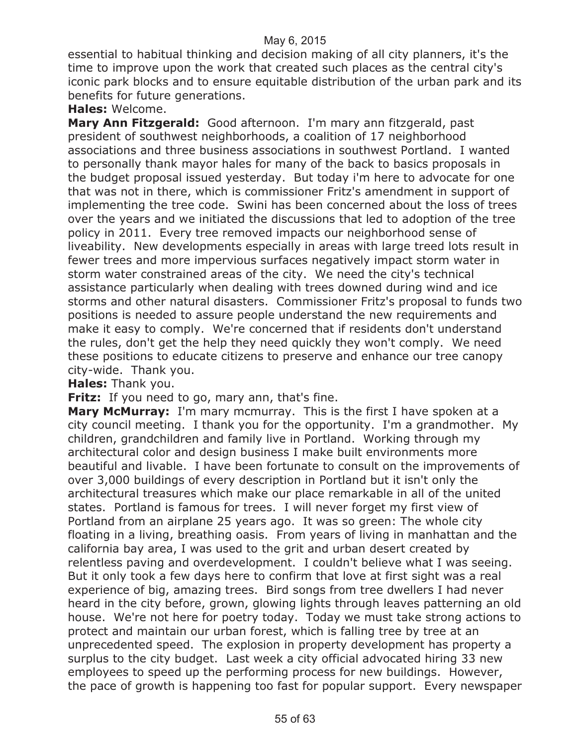essential to habitual thinking and decision making of all city planners, it's the time to improve upon the work that created such places as the central city's iconic park blocks and to ensure equitable distribution of the urban park and its benefits for future generations.

**Hales:** Welcome.

**Mary Ann Fitzgerald:** Good afternoon. I'm mary ann fitzgerald, past president of southwest neighborhoods, a coalition of 17 neighborhood associations and three business associations in southwest Portland. I wanted to personally thank mayor hales for many of the back to basics proposals in the budget proposal issued yesterday. But today i'm here to advocate for one that was not in there, which is commissioner Fritz's amendment in support of implementing the tree code. Swini has been concerned about the loss of trees over the years and we initiated the discussions that led to adoption of the tree policy in 2011. Every tree removed impacts our neighborhood sense of liveability. New developments especially in areas with large treed lots result in fewer trees and more impervious surfaces negatively impact storm water in storm water constrained areas of the city. We need the city's technical assistance particularly when dealing with trees downed during wind and ice storms and other natural disasters. Commissioner Fritz's proposal to funds two positions is needed to assure people understand the new requirements and make it easy to comply. We're concerned that if residents don't understand the rules, don't get the help they need quickly they won't comply. We need these positions to educate citizens to preserve and enhance our tree canopy city-wide. Thank you.

**Hales:** Thank you.

**Fritz:** If you need to go, mary ann, that's fine.

**Mary McMurray:** I'm mary mcmurray. This is the first I have spoken at a city council meeting. I thank you for the opportunity. I'm a grandmother. My children, grandchildren and family live in Portland. Working through my architectural color and design business I make built environments more beautiful and livable. I have been fortunate to consult on the improvements of over 3,000 buildings of every description in Portland but it isn't only the architectural treasures which make our place remarkable in all of the united states. Portland is famous for trees. I will never forget my first view of Portland from an airplane 25 years ago. It was so green: The whole city floating in a living, breathing oasis. From years of living in manhattan and the california bay area, I was used to the grit and urban desert created by relentless paving and overdevelopment. I couldn't believe what I was seeing. But it only took a few days here to confirm that love at first sight was a real experience of big, amazing trees. Bird songs from tree dwellers I had never heard in the city before, grown, glowing lights through leaves patterning an old house. We're not here for poetry today. Today we must take strong actions to protect and maintain our urban forest, which is falling tree by tree at an unprecedented speed. The explosion in property development has property a surplus to the city budget. Last week a city official advocated hiring 33 new employees to speed up the performing process for new buildings. However, the pace of growth is happening too fast for popular support. Every newspaper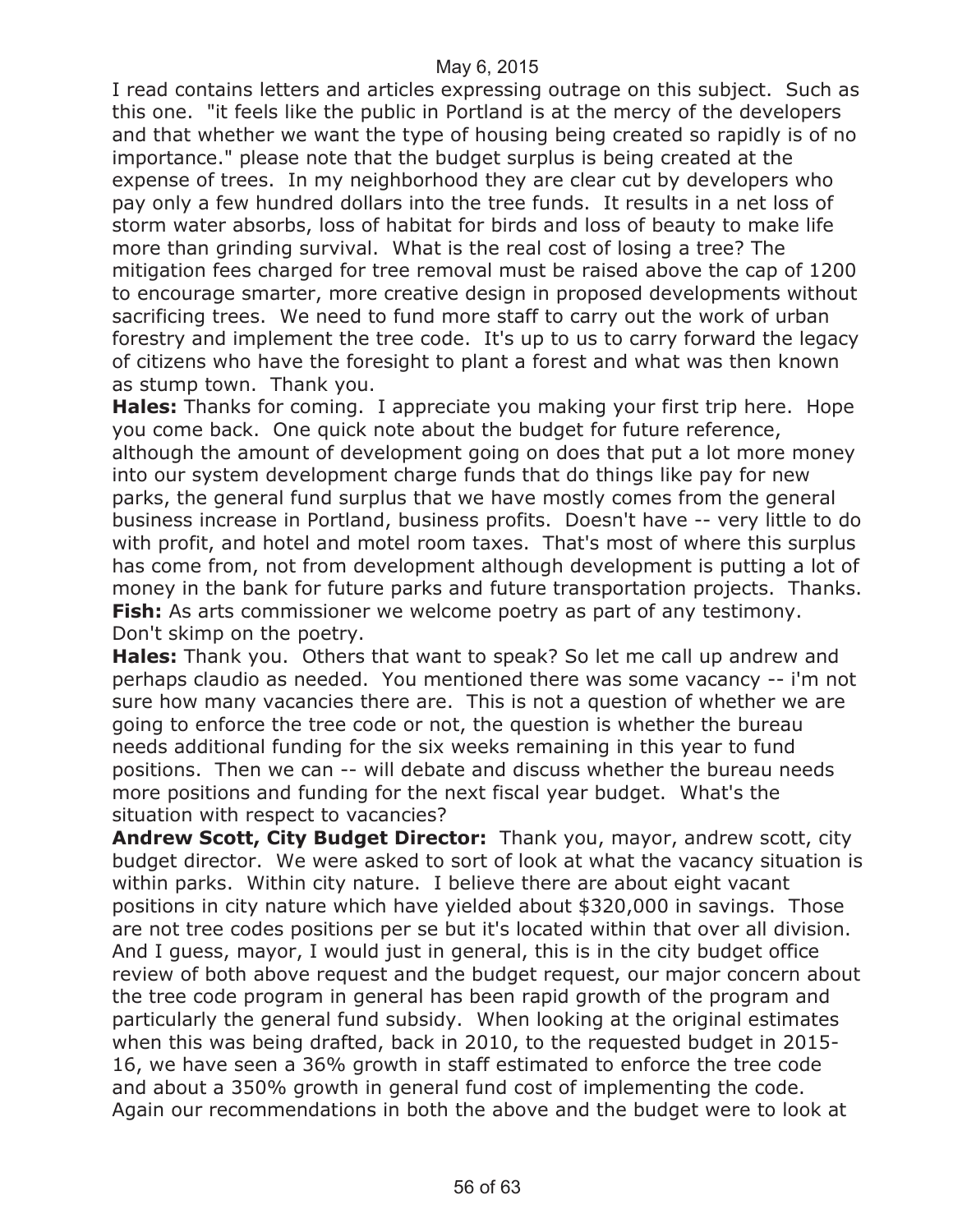I read contains letters and articles expressing outrage on this subject. Such as this one. "it feels like the public in Portland is at the mercy of the developers and that whether we want the type of housing being created so rapidly is of no importance." please note that the budget surplus is being created at the expense of trees. In my neighborhood they are clear cut by developers who pay only a few hundred dollars into the tree funds. It results in a net loss of storm water absorbs, loss of habitat for birds and loss of beauty to make life more than grinding survival. What is the real cost of losing a tree? The mitigation fees charged for tree removal must be raised above the cap of 1200 to encourage smarter, more creative design in proposed developments without sacrificing trees. We need to fund more staff to carry out the work of urban forestry and implement the tree code. It's up to us to carry forward the legacy of citizens who have the foresight to plant a forest and what was then known as stump town. Thank you.

**Hales:** Thanks for coming. I appreciate you making your first trip here. Hope you come back. One quick note about the budget for future reference, although the amount of development going on does that put a lot more money into our system development charge funds that do things like pay for new parks, the general fund surplus that we have mostly comes from the general business increase in Portland, business profits. Doesn't have -- very little to do with profit, and hotel and motel room taxes. That's most of where this surplus has come from, not from development although development is putting a lot of money in the bank for future parks and future transportation projects. Thanks.

**Fish:** As arts commissioner we welcome poetry as part of any testimony. Don't skimp on the poetry.

**Hales:** Thank you. Others that want to speak? So let me call up andrew and perhaps claudio as needed. You mentioned there was some vacancy -- i'm not sure how many vacancies there are. This is not a question of whether we are going to enforce the tree code or not, the question is whether the bureau needs additional funding for the six weeks remaining in this year to fund positions. Then we can -- will debate and discuss whether the bureau needs more positions and funding for the next fiscal year budget. What's the situation with respect to vacancies?

**Andrew Scott, City Budget Director:** Thank you, mayor, andrew scott, city budget director. We were asked to sort of look at what the vacancy situation is within parks. Within city nature. I believe there are about eight vacant positions in city nature which have yielded about $320,000 in savings. Those are not tree codes positions per se but it's located within that over all division. And I guess, mayor, I would just in general, this is in the city budget office review of both above request and the budget request, our major concern about the tree code program in general has been rapid growth of the program and particularly the general fund subsidy. When looking at the original estimates when this was being drafted, back in 2010, to the requested budget in 2015-16, we have seen a 36% growth in staff estimated to enforce the tree code and about a 350% growth in general fund cost of implementing the code. Again our recommendations in both the above and the budget were to look at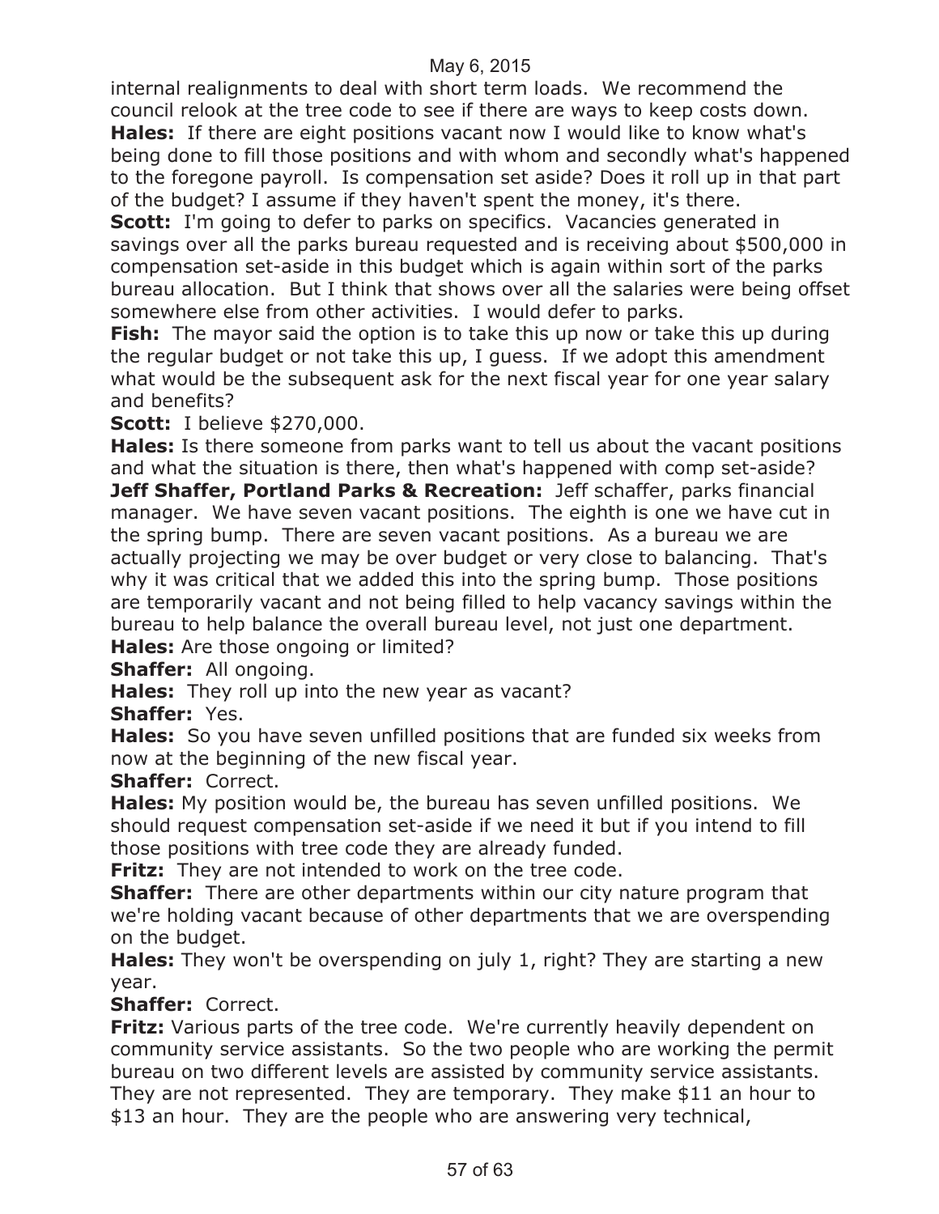internal realignments to deal with short term loads. We recommend the council relook at the tree code to see if there are ways to keep costs down.

**Hales:** If there are eight positions vacant now I would like to know what's being done to fill those positions and with whom and secondly what's happened to the foregone payroll. Is compensation set aside? Does it roll up in that part of the budget? I assume if they haven't spent the money, it's there.

**Scott:** I'm going to defer to parks on specifics. Vacancies generated in savings over all the parks bureau requested and is receiving about $500,000 in compensation set-aside in this budget which is again within sort of the parks bureau allocation. But I think that shows over all the salaries were being offset somewhere else from other activities. I would defer to parks.

**Fish:** The mayor said the option is to take this up now or take this up during the regular budget or not take this up, I guess. If we adopt this amendment what would be the subsequent ask for the next fiscal year for one year salary and benefits?

**Scott:** I believe $270,000.

**Hales:** Is there someone from parks want to tell us about the vacant positions and what the situation is there, then what's happened with comp set-aside?

**Jeff Shaffer, Portland Parks & Recreation:** Jeff schaffer, parks financial manager. We have seven vacant positions. The eighth is one we have cut in the spring bump. There are seven vacant positions. As a bureau we are actually projecting we may be over budget or very close to balancing. That's why it was critical that we added this into the spring bump. Those positions are temporarily vacant and not being filled to help vacancy savings within the bureau to help balance the overall bureau level, not just one department.

**Hales:** Are those ongoing or limited?

**Shaffer:** All ongoing.

**Hales:** They roll up into the new year as vacant?

**Shaffer:** Yes.

**Hales:** So you have seven unfilled positions that are funded six weeks from now at the beginning of the new fiscal year.

**Shaffer:** Correct.

**Hales:** My position would be, the bureau has seven unfilled positions. We should request compensation set-aside if we need it but if you intend to fill those positions with tree code they are already funded.

**Fritz:** They are not intended to work on the tree code.

**Shaffer:** There are other departments within our city nature program that we're holding vacant because of other departments that we are overspending on the budget.

**Hales:** They won't be overspending on july 1, right? They are starting a new year.

**Shaffer:** Correct.

**Fritz:** Various parts of the tree code. We're currently heavily dependent on community service assistants. So the two people who are working the permit bureau on two different levels are assisted by community service assistants. They are not represented. They are temporary. They make $11 an hour to $13 an hour. They are the people who are answering very technical,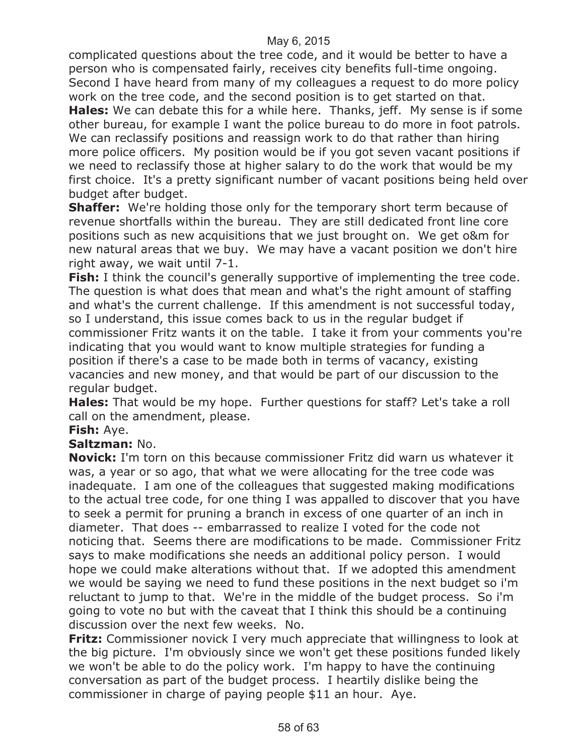complicated questions about the tree code, and it would be better to have a person who is compensated fairly, receives city benefits full-time ongoing. Second I have heard from many of my colleagues a request to do more policy work on the tree code, and the second position is to get started on that.

**Hales:** We can debate this for a while here. Thanks, jeff. My sense is if some other bureau, for example I want the police bureau to do more in foot patrols. We can reclassify positions and reassign work to do that rather than hiring more police officers. My position would be if you got seven vacant positions if we need to reclassify those at higher salary to do the work that would be my first choice. It's a pretty significant number of vacant positions being held over budget after budget.

**Shaffer:** We're holding those only for the temporary short term because of revenue shortfalls within the bureau. They are still dedicated front line core positions such as new acquisitions that we just brought on. We get o&m for new natural areas that we buy. We may have a vacant position we don't hire right away, we wait until 7-1.

**Fish:** I think the council's generally supportive of implementing the tree code. The question is what does that mean and what's the right amount of staffing and what's the current challenge. If this amendment is not successful today, so I understand, this issue comes back to us in the regular budget if commissioner Fritz wants it on the table. I take it from your comments you're indicating that you would want to know multiple strategies for funding a position if there's a case to be made both in terms of vacancy, existing vacancies and new money, and that would be part of our discussion to the regular budget.

**Hales:** That would be my hope. Further questions for staff? Let's take a roll call on the amendment, please.

**Fish:** Aye.

**Saltzman:** No.

**Novick:** I'm torn on this because commissioner Fritz did warn us whatever it was, a year or so ago, that what we were allocating for the tree code was inadequate. I am one of the colleagues that suggested making modifications to the actual tree code, for one thing I was appalled to discover that you have to seek a permit for pruning a branch in excess of one quarter of an inch in diameter. That does -- embarrassed to realize I voted for the code not noticing that. Seems there are modifications to be made. Commissioner Fritz says to make modifications she needs an additional policy person. I would hope we could make alterations without that. If we adopted this amendment we would be saying we need to fund these positions in the next budget so i'm reluctant to jump to that. We're in the middle of the budget process. So i'm going to vote no but with the caveat that I think this should be a continuing discussion over the next few weeks. No.

**Fritz:** Commissioner novick I very much appreciate that willingness to look at the big picture. I'm obviously since we won't get these positions funded likely we won't be able to do the policy work. I'm happy to have the continuing conversation as part of the budget process. I heartily dislike being the commissioner in charge of paying people $11 an hour. Aye.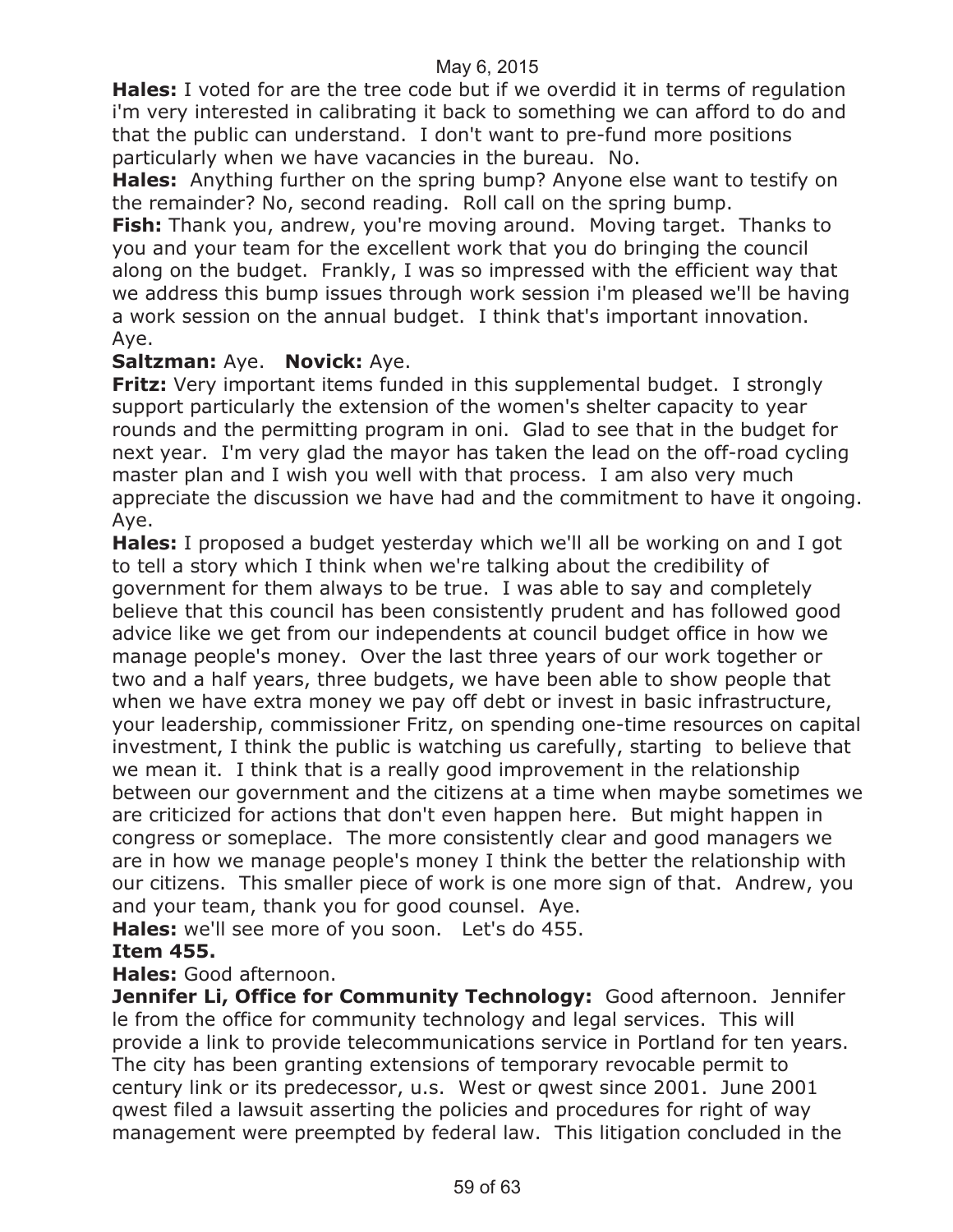**Hales:** I voted for are the tree code but if we overdid it in terms of regulation i'm very interested in calibrating it back to something we can afford to do and that the public can understand. I don't want to pre-fund more positions particularly when we have vacancies in the bureau. No.

**Hales:** Anything further on the spring bump? Anyone else want to testify on the remainder? No, second reading. Roll call on the spring bump.

**Fish:** Thank you, andrew, you're moving around. Moving target. Thanks to you and your team for the excellent work that you do bringing the council along on the budget. Frankly, I was so impressed with the efficient way that we address this bump issues through work session i'm pleased we'll be having a work session on the annual budget. I think that's important innovation. Aye.

**Saltzman:** Aye. **Novick:** Aye.

**Fritz:** Very important items funded in this supplemental budget. I strongly support particularly the extension of the women's shelter capacity to year rounds and the permitting program in oni. Glad to see that in the budget for next year. I'm very glad the mayor has taken the lead on the off-road cycling master plan and I wish you well with that process. I am also very much appreciate the discussion we have had and the commitment to have it ongoing. Aye.

**Hales:** I proposed a budget yesterday which we'll all be working on and I got to tell a story which I think when we're talking about the credibility of government for them always to be true. I was able to say and completely believe that this council has been consistently prudent and has followed good advice like we get from our independents at council budget office in how we manage people's money. Over the last three years of our work together or two and a half years, three budgets, we have been able to show people that when we have extra money we pay off debt or invest in basic infrastructure, your leadership, commissioner Fritz, on spending one-time resources on capital investment, I think the public is watching us carefully, starting to believe that we mean it. I think that is a really good improvement in the relationship between our government and the citizens at a time when maybe sometimes we are criticized for actions that don't even happen here. But might happen in congress or someplace. The more consistently clear and good managers we are in how we manage people's money I think the better the relationship with our citizens. This smaller piece of work is one more sign of that. Andrew, you and your team, thank you for good counsel. Aye.

**Hales:** we'll see more of you soon. Let's do 455.

**Item 455.**

**Hales:** Good afternoon.

**Jennifer Li, Office for Community Technology:** Good afternoon. Jennifer le from the office for community technology and legal services. This will provide a link to provide telecommunications service in Portland for ten years. The city has been granting extensions of temporary revocable permit to century link or its predecessor, u.s. West or qwest since 2001. June 2001 qwest filed a lawsuit asserting the policies and procedures for right of way management were preempted by federal law. This litigation concluded in the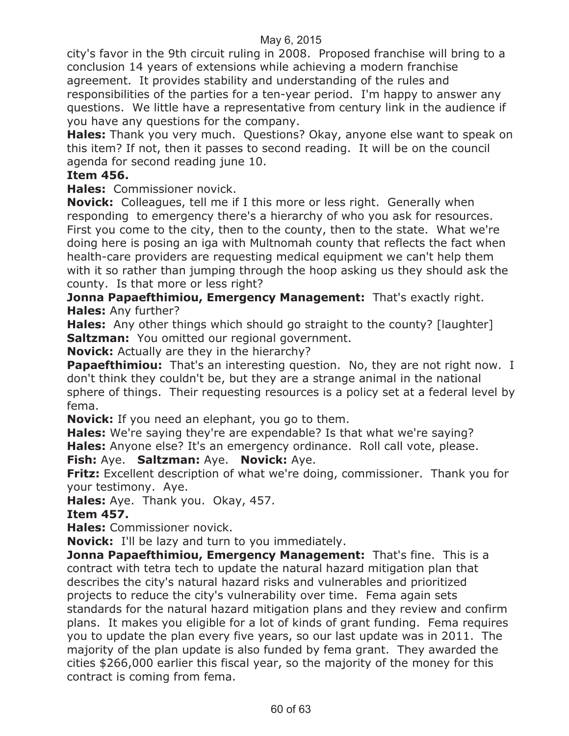city's favor in the 9th circuit ruling in 2008. Proposed franchise will bring to a conclusion 14 years of extensions while achieving a modern franchise agreement. It provides stability and understanding of the rules and responsibilities of the parties for a ten-year period. I'm happy to answer any questions. We little have a representative from century link in the audience if you have any questions for the company.

**Hales:** Thank you very much. Questions? Okay, anyone else want to speak on this item? If not, then it passes to second reading. It will be on the council agenda for second reading june 10.

**Item 456.**

**Hales:** Commissioner novick.

**Novick:** Colleagues, tell me if I this more or less right. Generally when responding to emergency there's a hierarchy of who you ask for resources. First you come to the city, then to the county, then to the state. What we're doing here is posing an iga with Multnomah county that reflects the fact when health-care providers are requesting medical equipment we can't help them with it so rather than jumping through the hoop asking us they should ask the county. Is that more or less right?

**Jonna Papaefthimiou, Emergency Management:** That's exactly right.

**Hales:** Any further?

**Hales:** Any other things which should go straight to the county? [laughter]

**Saltzman:** You omitted our regional government.

**Novick:** Actually are they in the hierarchy?

**Papaefthimiou:** That's an interesting question. No, they are not right now. I don't think they couldn't be, but they are a strange animal in the national sphere of things. Their requesting resources is a policy set at a federal level by fema.

**Novick:** If you need an elephant, you go to them.

**Hales:** We're saying they're are expendable? Is that what we're saying?

**Hales:** Anyone else? It's an emergency ordinance. Roll call vote, please.

**Fish:** Aye. **Saltzman:** Aye. **Novick:** Aye.

**Fritz:** Excellent description of what we're doing, commissioner. Thank you for your testimony. Aye.

**Hales:** Aye. Thank you. Okay, 457.

**Item 457.**

**Hales:** Commissioner novick.

**Novick:** I'll be lazy and turn to you immediately.

**Jonna Papaefthimiou, Emergency Management:** That's fine. This is a contract with tetra tech to update the natural hazard mitigation plan that describes the city's natural hazard risks and vulnerables and prioritized projects to reduce the city's vulnerability over time. Fema again sets standards for the natural hazard mitigation plans and they review and confirm plans. It makes you eligible for a lot of kinds of grant funding. Fema requires you to update the plan every five years, so our last update was in 2011. The majority of the plan update is also funded by fema grant. They awarded the cities $266,000 earlier this fiscal year, so the majority of the money for this contract is coming from fema.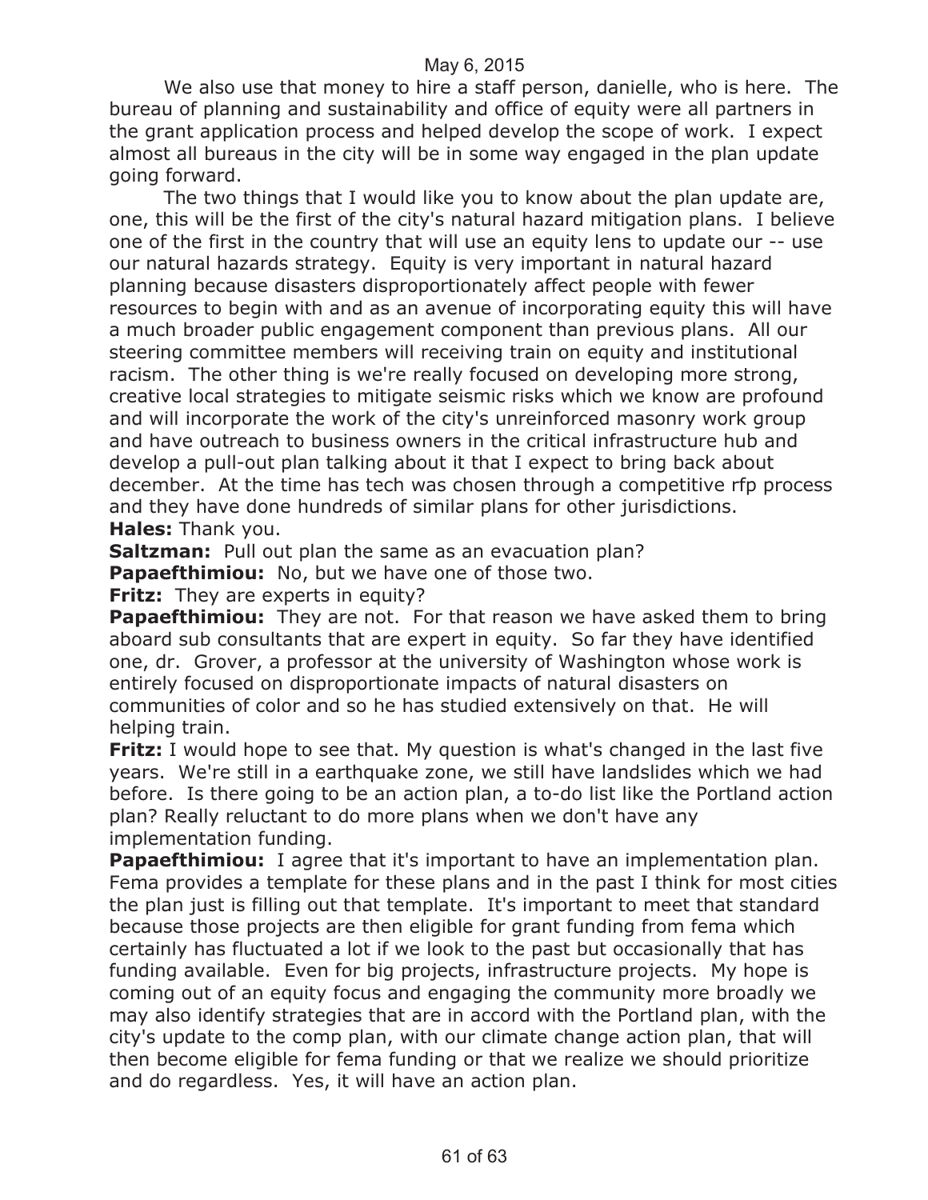We also use that money to hire a staff person, danielle, who is here. The bureau of planning and sustainability and office of equity were all partners in the grant application process and helped develop the scope of work. I expect almost all bureaus in the city will be in some way engaged in the plan update going forward.

The two things that I would like you to know about the plan update are, one, this will be the first of the city's natural hazard mitigation plans. I believe one of the first in the country that will use an equity lens to update our -- use our natural hazards strategy. Equity is very important in natural hazard planning because disasters disproportionately affect people with fewer resources to begin with and as an avenue of incorporating equity this will have a much broader public engagement component than previous plans. All our steering committee members will receiving train on equity and institutional racism. The other thing is we're really focused on developing more strong, creative local strategies to mitigate seismic risks which we know are profound and will incorporate the work of the city's unreinforced masonry work group and have outreach to business owners in the critical infrastructure hub and develop a pull-out plan talking about it that I expect to bring back about december. At the time has tech was chosen through a competitive rfp process and they have done hundreds of similar plans for other jurisdictions.

**Hales:** Thank you.

**Saltzman:** Pull out plan the same as an evacuation plan?

**Papaefthimiou:** No, but we have one of those two.

**Fritz:** They are experts in equity?

**Papaefthimiou:** They are not. For that reason we have asked them to bring aboard sub consultants that are expert in equity. So far they have identified one, dr. Grover, a professor at the university of Washington whose work is entirely focused on disproportionate impacts of natural disasters on communities of color and so he has studied extensively on that. He will helping train.

**Fritz:** I would hope to see that. My question is what's changed in the last five years. We're still in a earthquake zone, we still have landslides which we had before. Is there going to be an action plan, a to-do list like the Portland action plan? Really reluctant to do more plans when we don't have any implementation funding.

**Papaefthimiou:** I agree that it's important to have an implementation plan. Fema provides a template for these plans and in the past I think for most cities the plan just is filling out that template. It's important to meet that standard because those projects are then eligible for grant funding from fema which certainly has fluctuated a lot if we look to the past but occasionally that has funding available. Even for big projects, infrastructure projects. My hope is coming out of an equity focus and engaging the community more broadly we may also identify strategies that are in accord with the Portland plan, with the city's update to the comp plan, with our climate change action plan, that will then become eligible for fema funding or that we realize we should prioritize and do regardless. Yes, it will have an action plan.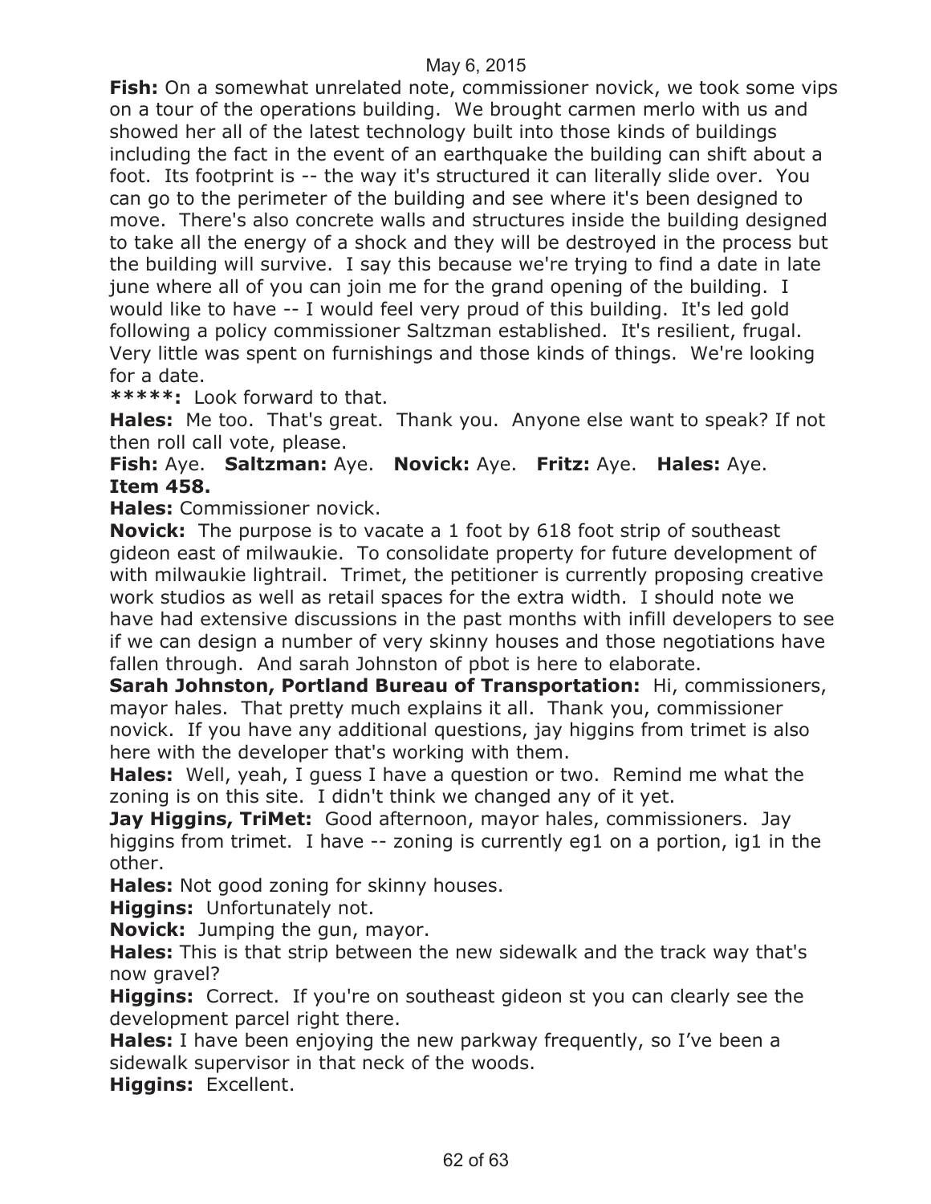**Fish:** On a somewhat unrelated note, commissioner novick, we took some vips on a tour of the operations building. We brought carmen merlo with us and showed her all of the latest technology built into those kinds of buildings including the fact in the event of an earthquake the building can shift about a foot. Its footprint is -- the way it's structured it can literally slide over. You can go to the perimeter of the building and see where it's been designed to move. There's also concrete walls and structures inside the building designed to take all the energy of a shock and they will be destroyed in the process but the building will survive. I say this because we're trying to find a date in late june where all of you can join me for the grand opening of the building. I would like to have -- I would feel very proud of this building. It's led gold following a policy commissioner Saltzman established. It's resilient, frugal. Very little was spent on furnishings and those kinds of things. We're looking for a date.

*****: Look forward to that.

**Hales:** Me too. That's great. Thank you. Anyone else want to speak? If not then roll call vote, please.

**Fish:** Aye. **Saltzman:** Aye. **Novick:** Aye. **Fritz:** Aye. **Hales:** Aye.

**Item 458.**

**Hales:** Commissioner novick.

**Novick:** The purpose is to vacate a 1 foot by 618 foot strip of southeast gideon east of milwaukie. To consolidate property for future development of with milwaukie lightrail. Trimet, the petitioner is currently proposing creative work studios as well as retail spaces for the extra width. I should note we have had extensive discussions in the past months with infill developers to see if we can design a number of very skinny houses and those negotiations have fallen through. And sarah Johnston of pbot is here to elaborate.

**Sarah Johnston, Portland Bureau of Transportation:** Hi, commissioners, mayor hales. That pretty much explains it all. Thank you, commissioner novick. If you have any additional questions, jay higgins from trimet is also here with the developer that's working with them.

**Hales:** Well, yeah, I guess I have a question or two. Remind me what the zoning is on this site. I didn't think we changed any of it yet.

**Jay Higgins, TriMet:** Good afternoon, mayor hales, commissioners. Jay higgins from trimet. I have -- zoning is currently eg1 on a portion, ig1 in the other.

**Hales:** Not good zoning for skinny houses.

**Higgins:** Unfortunately not.

**Novick:** Jumping the gun, mayor.

**Hales:** This is that strip between the new sidewalk and the track way that's now gravel?

**Higgins:** Correct. If you're on southeast gideon st you can clearly see the development parcel right there.

**Hales:** I have been enjoying the new parkway frequently, so I've been a sidewalk supervisor in that neck of the woods.

**Higgins:** Excellent.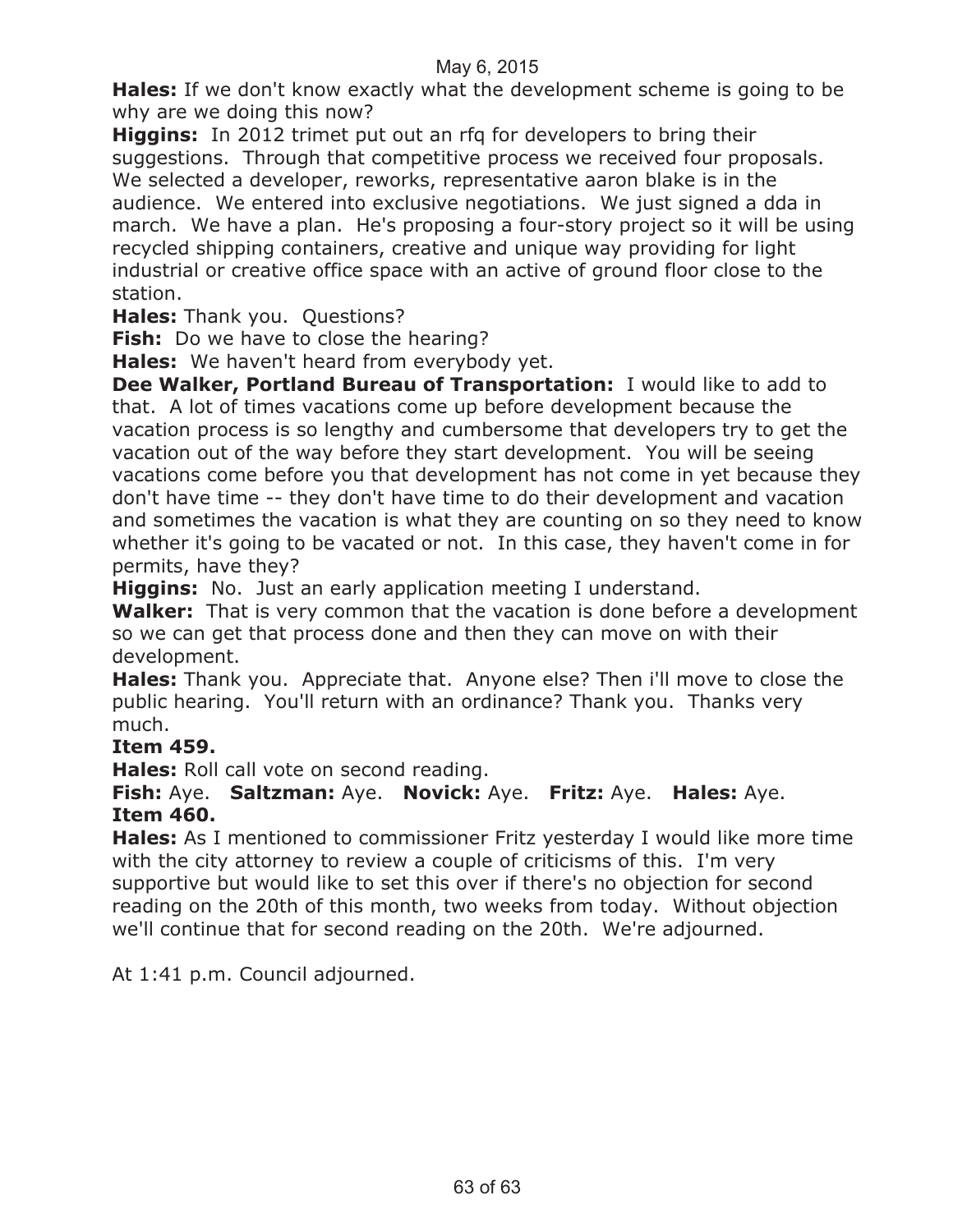**Hales:** If we don't know exactly what the development scheme is going to be why are we doing this now?

**Higgins:** In 2012 trimet put out an rfq for developers to bring their suggestions. Through that competitive process we received four proposals. We selected a developer, reworks, representative aaron blake is in the audience. We entered into exclusive negotiations. We just signed a dda in march. We have a plan. He's proposing a four-story project so it will be using recycled shipping containers, creative and unique way providing for light industrial or creative office space with an active of ground floor close to the station.

**Hales:** Thank you. Questions?

**Fish:** Do we have to close the hearing?

**Hales:** We haven't heard from everybody yet.

**Dee Walker, Portland Bureau of Transportation:** I would like to add to that. A lot of times vacations come up before development because the vacation process is so lengthy and cumbersome that developers try to get the vacation out of the way before they start development. You will be seeing vacations come before you that development has not come in yet because they don't have time -- they don't have time to do their development and vacation and sometimes the vacation is what they are counting on so they need to know whether it's going to be vacated or not. In this case, they haven't come in for permits, have they?

**Higgins:** No. Just an early application meeting I understand.

**Walker:** That is very common that the vacation is done before a development so we can get that process done and then they can move on with their development.

**Hales:** Thank you. Appreciate that. Anyone else? Then i'll move to close the public hearing. You'll return with an ordinance? Thank you. Thanks very much.

**Item 459.**

**Hales:** Roll call vote on second reading.

**Fish:** Aye. **Saltzman:** Aye. **Novick:** Aye. **Fritz:** Aye. **Hales:** Aye.

**Item 460.**

**Hales:** As I mentioned to commissioner Fritz yesterday I would like more time with the city attorney to review a couple of criticisms of this. I'm very supportive but would like to set this over if there's no objection for second reading on the 20th of this month, two weeks from today. Without objection we'll continue that for second reading on the 20th. We're adjourned.

At 1:41 p.m. Council adjourned.